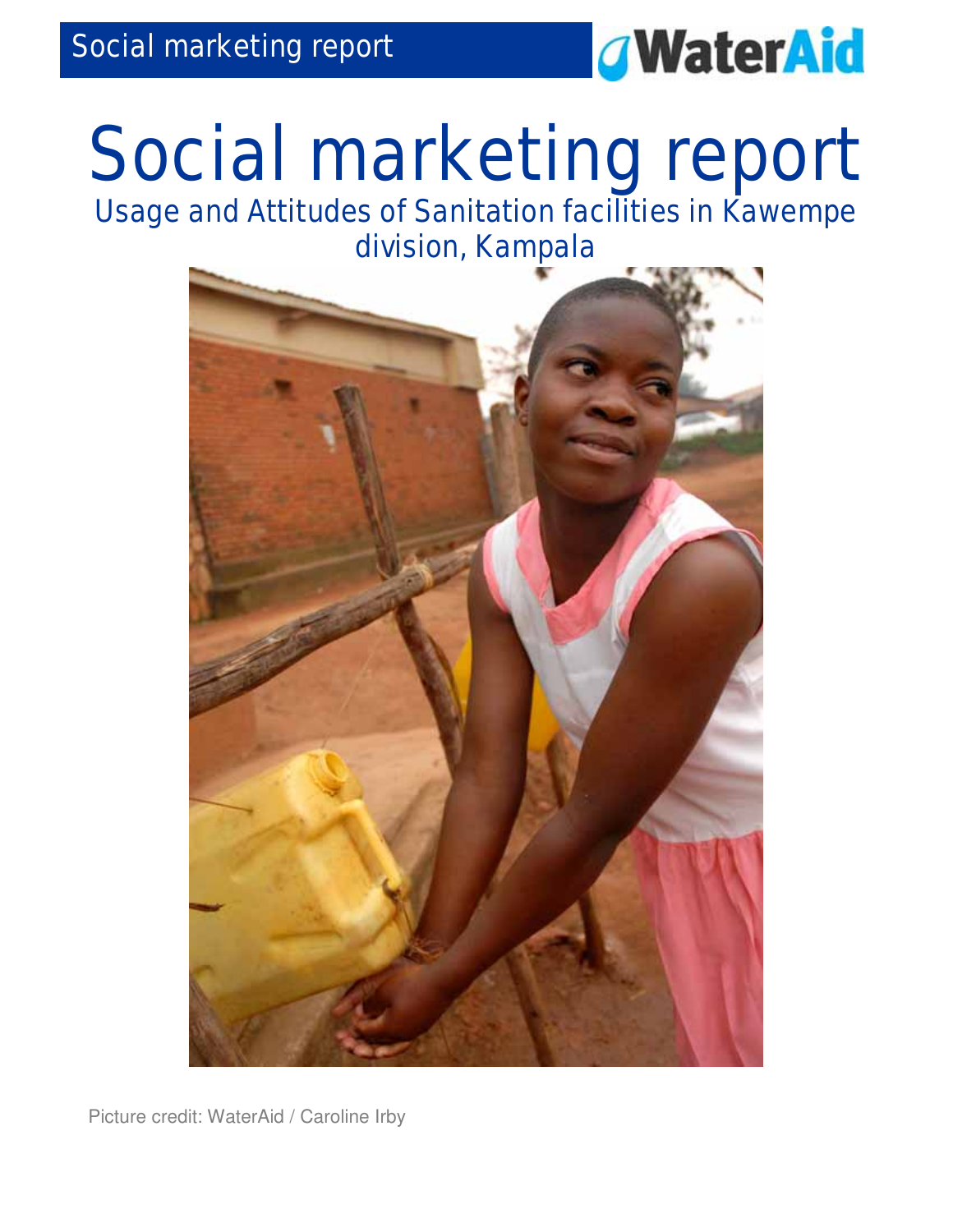# Social marketing report

## Usage and Attitudes of Sanitation facilities in Kawempe division, Kampala

Picture credit: WaterAid / Caroline Irby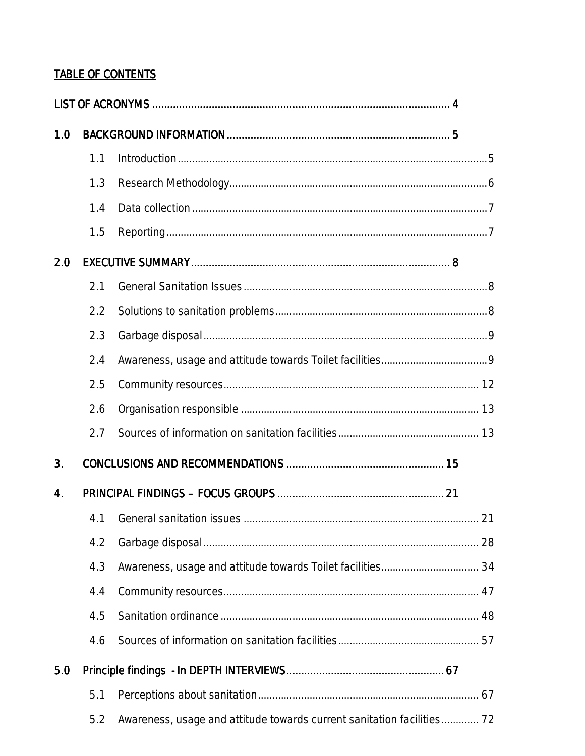## TABLE OF CONTENTS

LIST OF ACRONYMS ........................................................................................................ 4

1.0 BACKGROUND INFORMATION ........................................................................... 5

- 1.1 Introduction ........................................................................................................... 5
- 1.3 Research Methodology ......................................................................................... 6
- 1.4 Data collection ...................................................................................................... 7
- 1.5 Reporting .............................................................................................................. 7

2.0 EXECUTIVE SUMMARY ........................................................................................ 8

- 2.1 General Sanitation Issues ..................................................................................... 8
- 2.2 Solutions to sanitation problems .......................................................................... 8
- 2.3 Garbage disposal .................................................................................................. 9
- 2.4 Awareness, usage and attitude towards Toilet facilities ..................................... 9
- 2.5 Community resources ......................................................................................... 12
- 2.6 Organisation responsible .................................................................................... 13
- 2.7 Sources of information on sanitation facilities ................................................. 13

3. CONCLUSIONS AND RECOMMENDATIONS ....................................................... 15

4. PRINCIPAL FINDINGS – FOCUS GROUPS ............................................................ 21

- 4.1 General sanitation issues .................................................................................... 21
- 4.2 Garbage disposal ................................................................................................. 28
- 4.3 Awareness, usage and attitude towards Toilet facilities ................................... 34
- 4.4 Community resources ......................................................................................... 47
- 4.5 Sanitation ordinance ........................................................................................... 48
- 4.6 Sources of information on sanitation facilities ................................................. 57

5.0 Principle findings - In DEPTH INTERVIEWS ......................................................... 67

- 5.1 Perceptions about sanitation .............................................................................. 67
- 5.2 Awareness, usage and attitude towards current sanitation facilities ............... 72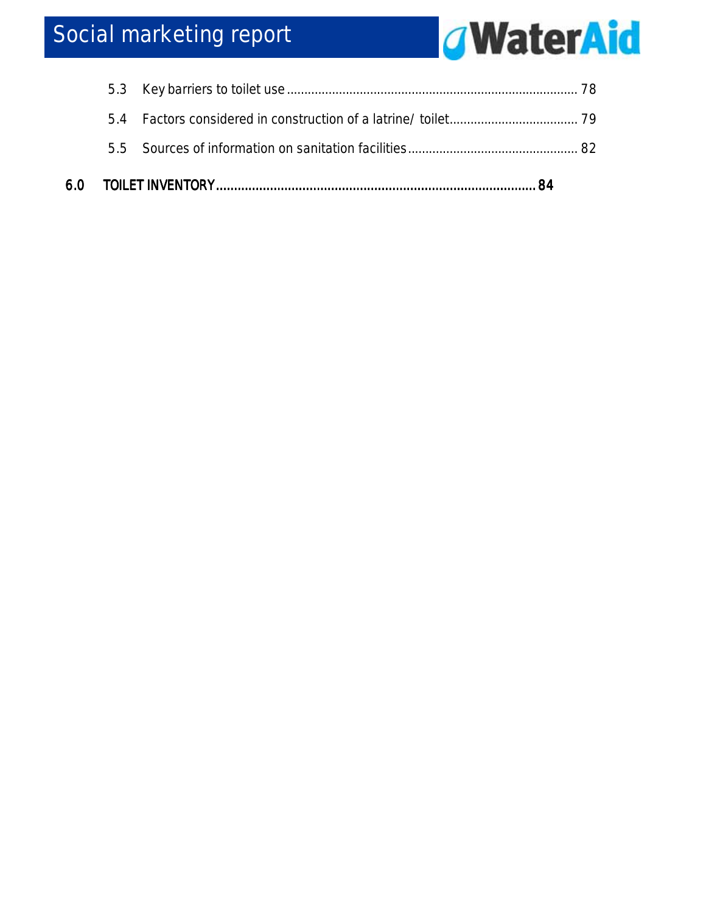5.3 Key barriers to toilet use ........................................................................................ 78

5.4 Factors considered in construction of a latrine/ toilet.................................... 79

5.5 Sources of information on sanitation facilities................................................ 82

**6.0 TOILET INVENTORY........................................................................................ 84**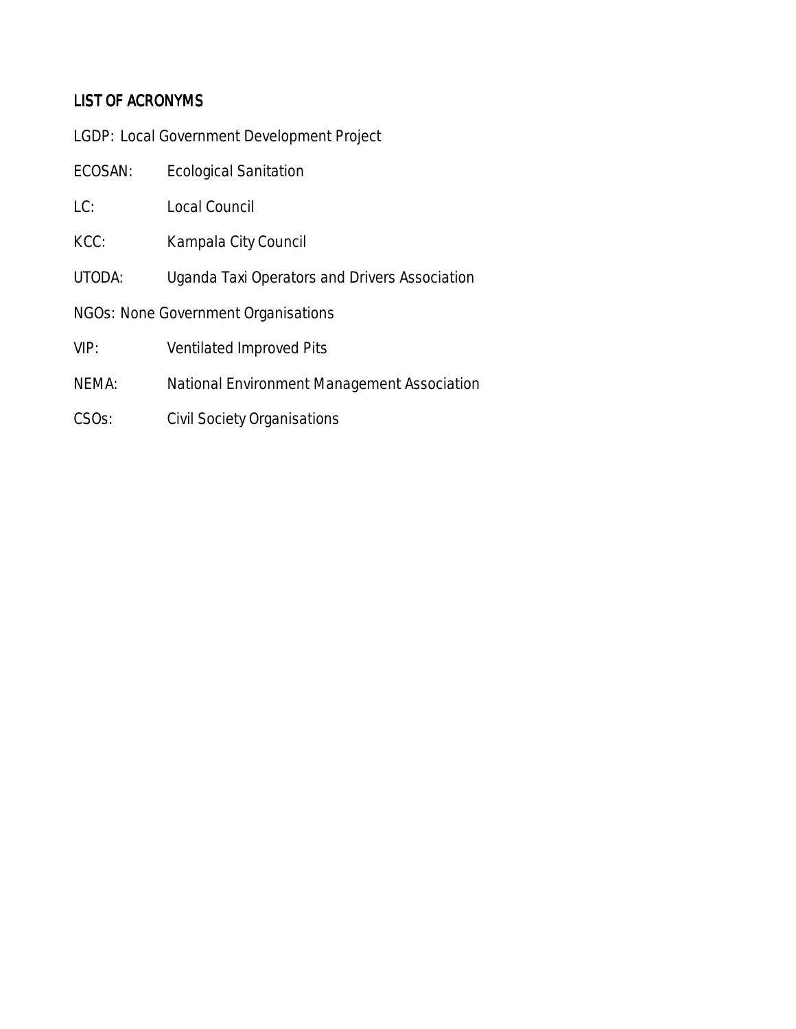## LIST OF ACRONYMS

LGDP: Local Government Development Project

ECOSAN: Ecological Sanitation

LC: Local Council

KCC: Kampala City Council

UTODA: Uganda Taxi Operators and Drivers Association

NGOs: None Government Organisations

VIP: Ventilated Improved Pits

NEMA: National Environment Management Association

CSOs: Civil Society Organisations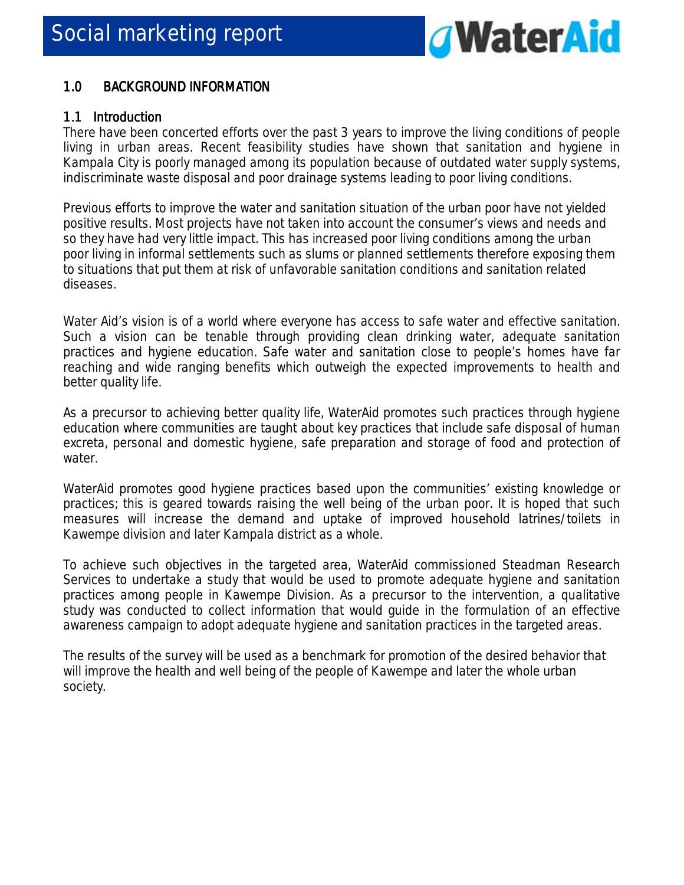## 1.0 BACKGROUND INFORMATION

### 1.1 Introduction

There have been concerted efforts over the past 3 years to improve the living conditions of people living in urban areas. Recent feasibility studies have shown that sanitation and hygiene in Kampala City is poorly managed among its population because of outdated water supply systems, indiscriminate waste disposal and poor drainage systems leading to poor living conditions.

Previous efforts to improve the water and sanitation situation of the urban poor have not yielded positive results. Most projects have not taken into account the consumer's views and needs and so they have had very little impact. This has increased poor living conditions among the urban poor living in informal settlements such as slums or planned settlements therefore exposing them to situations that put them at risk of unfavorable sanitation conditions and sanitation related diseases.

Water Aid's vision is of a world where everyone has access to safe water and effective sanitation. Such a vision can be tenable through providing clean drinking water, adequate sanitation practices and hygiene education. Safe water and sanitation close to people's homes have far reaching and wide ranging benefits which outweigh the expected improvements to health and better quality life.

As a precursor to achieving better quality life, WaterAid promotes such practices through hygiene education where communities are taught about key practices that include safe disposal of human excreta, personal and domestic hygiene, safe preparation and storage of food and protection of water.

WaterAid promotes good hygiene practices based upon the communities' existing knowledge or practices; this is geared towards raising the well being of the urban poor. It is hoped that such measures will increase the demand and uptake of improved household latrines/toilets in Kawempe division and later Kampala district as a whole.

To achieve such objectives in the targeted area, WaterAid commissioned Steadman Research Services to undertake a study that would be used to promote adequate hygiene and sanitation practices among people in Kawempe Division. As a precursor to the intervention, a qualitative study was conducted to collect information that would guide in the formulation of an effective awareness campaign to adopt adequate hygiene and sanitation practices in the targeted areas.

The results of the survey will be used as a benchmark for promotion of the desired behavior that will improve the health and well being of the people of Kawempe and later the whole urban society.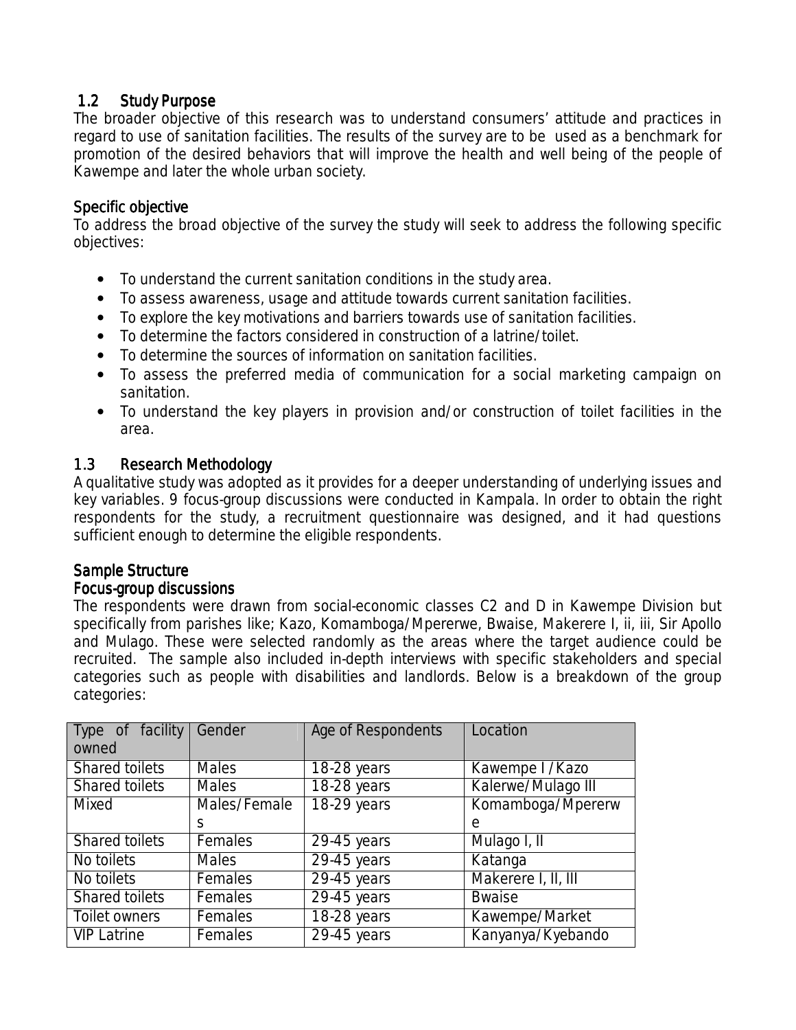## 1.2 Study Purpose

The broader objective of this research was to understand consumers' attitude and practices in regard to use of sanitation facilities. The results of the survey are to be used as a benchmark for promotion of the desired behaviors that will improve the health and well being of the people of Kawempe and later the whole urban society.

### Specific objective

To address the broad objective of the survey the study will seek to address the following specific objectives:

- To understand the current sanitation conditions in the study area.
- To assess awareness, usage and attitude towards current sanitation facilities.
- To explore the key motivations and barriers towards use of sanitation facilities.
- To determine the factors considered in construction of a latrine/toilet.
- To determine the sources of information on sanitation facilities.
- To assess the preferred media of communication for a social marketing campaign on sanitation.
- To understand the key players in provision and/or construction of toilet facilities in the area.

## 1.3 Research Methodology

A qualitative study was adopted as it provides for a deeper understanding of underlying issues and key variables. 9 focus-group discussions were conducted in Kampala. In order to obtain the right respondents for the study, a recruitment questionnaire was designed, and it had questions sufficient enough to determine the eligible respondents.

### Sample Structure

### Focus-group discussions

The respondents were drawn from social-economic classes C2 and D in Kawempe Division but specifically from parishes like; Kazo, Komamboga/Mpererwe, Bwaise, Makerere I, ii, iii, Sir Apollo and Mulago. These were selected randomly as the areas where the target audience could be recruited. The sample also included in-depth interviews with specific stakeholders and special categories such as people with disabilities and landlords. Below is a breakdown of the group categories:

| Type of facility owned | Gender | Age of Respondents | Location |
|---|---|---|---|
| Shared toilets | Males | 18-28 years | Kawempe I /Kazo |
| Shared toilets | Males | 18-28 years | Kalerwe/Mulago III |
| Mixed | Males/Females | 18-29 years | Komamboga/Mpererwe |
| Shared toilets | Females | 29-45 years | Mulago I, II |
| No toilets | Males | 29-45 years | Katanga |
| No toilets | Females | 29-45 years | Makerere I, II, III |
| Shared toilets | Females | 29-45 years | Bwaise |
| Toilet owners | Females | 18-28 years | Kawempe/Market |
| VIP Latrine | Females | 29-45 years | Kanyanya/Kyebando |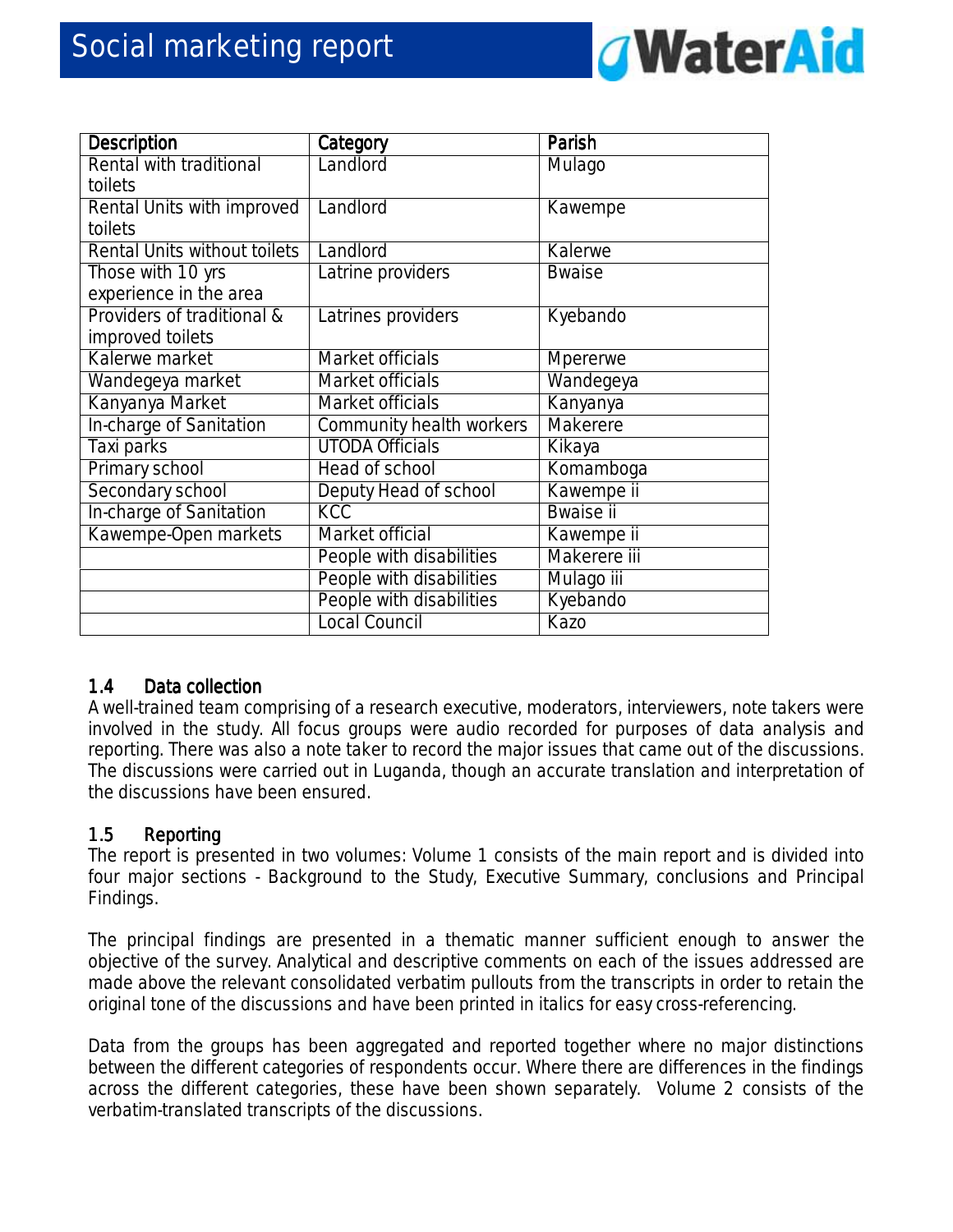| Description | Category | Parish |
|---|---|---|
| Rental with traditional toilets | Landlord | Mulago |
| Rental Units with improved toilets | Landlord | Kawempe |
| Rental Units without toilets | Landlord | Kalerwe |
| Those with 10 yrs experience in the area | Latrine providers | Bwaise |
| Providers of traditional & improved toilets | Latrines providers | Kyebando |
| Kalerwe market | Market officials | Mpererwe |
| Wandegeya market | Market officials | Wandegeya |
| Kanyanya Market | Market officials | Kanyanya |
| In-charge of Sanitation | Community health workers | Makerere |
| Taxi parks | UTODA Officials | Kikaya |
| Primary school | Head of school | Komamboga |
| Secondary school | Deputy Head of school | Kawempe ii |
| In-charge of Sanitation | KCC | Bwaise ii |
| Kawempe-Open markets | Market official | Kawempe ii |
| | People with disabilities | Makerere iii |
| | People with disabilities | Mulago iii |
| | People with disabilities | Kyebando |
| | Local Council | Kazo |

### 1.4 Data collection

A well-trained team comprising of a research executive, moderators, interviewers, note takers were involved in the study. All focus groups were audio recorded for purposes of data analysis and reporting. There was also a note taker to record the major issues that came out of the discussions. The discussions were carried out in Luganda, though an accurate translation and interpretation of the discussions have been ensured.

### 1.5 Reporting

The report is presented in two volumes: Volume 1 consists of the main report and is divided into four major sections - Background to the Study, Executive Summary, conclusions and Principal Findings.

The principal findings are presented in a thematic manner sufficient enough to answer the objective of the survey. Analytical and descriptive comments on each of the issues addressed are made above the relevant consolidated verbatim pullouts from the transcripts in order to retain the original tone of the discussions and have been printed in italics for easy cross-referencing.

Data from the groups has been aggregated and reported together where no major distinctions between the different categories of respondents occur. Where there are differences in the findings across the different categories, these have been shown separately. Volume 2 consists of the verbatim-translated transcripts of the discussions.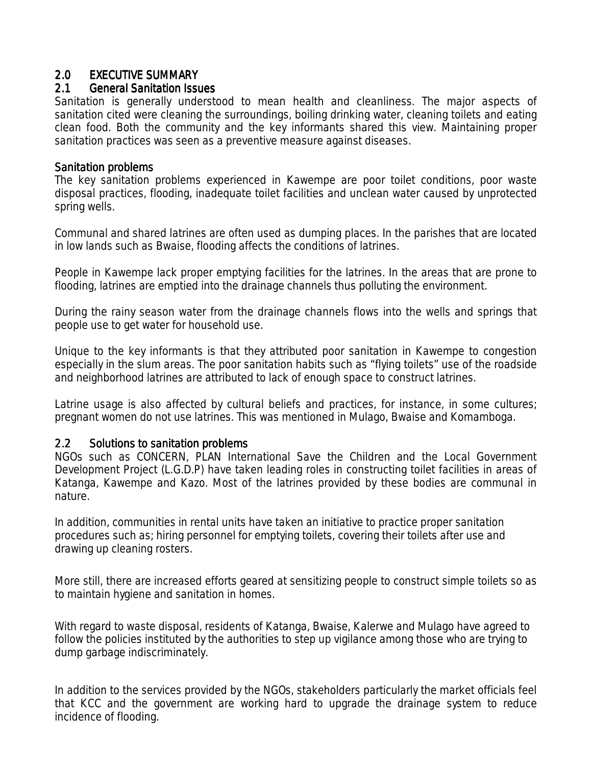## 2.0 EXECUTIVE SUMMARY

### 2.1 General Sanitation Issues

Sanitation is generally understood to mean health and cleanliness. The major aspects of sanitation cited were cleaning the surroundings, boiling drinking water, cleaning toilets and eating clean food. Both the community and the key informants shared this view. Maintaining proper sanitation practices was seen as a preventive measure against diseases.

#### Sanitation problems

The key sanitation problems experienced in Kawempe are poor toilet conditions, poor waste disposal practices, flooding, inadequate toilet facilities and unclean water caused by unprotected spring wells.

Communal and shared latrines are often used as dumping places. In the parishes that are located in low lands such as Bwaise, flooding affects the conditions of latrines.

People in Kawempe lack proper emptying facilities for the latrines. In the areas that are prone to flooding, latrines are emptied into the drainage channels thus polluting the environment.

During the rainy season water from the drainage channels flows into the wells and springs that people use to get water for household use.

Unique to the key informants is that they attributed poor sanitation in Kawempe to congestion especially in the slum areas. The poor sanitation habits such as "flying toilets" use of the roadside and neighborhood latrines are attributed to lack of enough space to construct latrines.

Latrine usage is also affected by cultural beliefs and practices, for instance, in some cultures; pregnant women do not use latrines. This was mentioned in Mulago, Bwaise and Komamboga.

### 2.2 Solutions to sanitation problems

NGOs such as CONCERN, PLAN International Save the Children and the Local Government Development Project (L.G.D.P) have taken leading roles in constructing toilet facilities in areas of Katanga, Kawempe and Kazo. Most of the latrines provided by these bodies are communal in nature.

In addition, communities in rental units have taken an initiative to practice proper sanitation procedures such as; hiring personnel for emptying toilets, covering their toilets after use and drawing up cleaning rosters.

More still, there are increased efforts geared at sensitizing people to construct simple toilets so as to maintain hygiene and sanitation in homes.

With regard to waste disposal, residents of Katanga, Bwaise, Kalerwe and Mulago have agreed to follow the policies instituted by the authorities to step up vigilance among those who are trying to dump garbage indiscriminately.

In addition to the services provided by the NGOs, stakeholders particularly the market officials feel that KCC and the government are working hard to upgrade the drainage system to reduce incidence of flooding.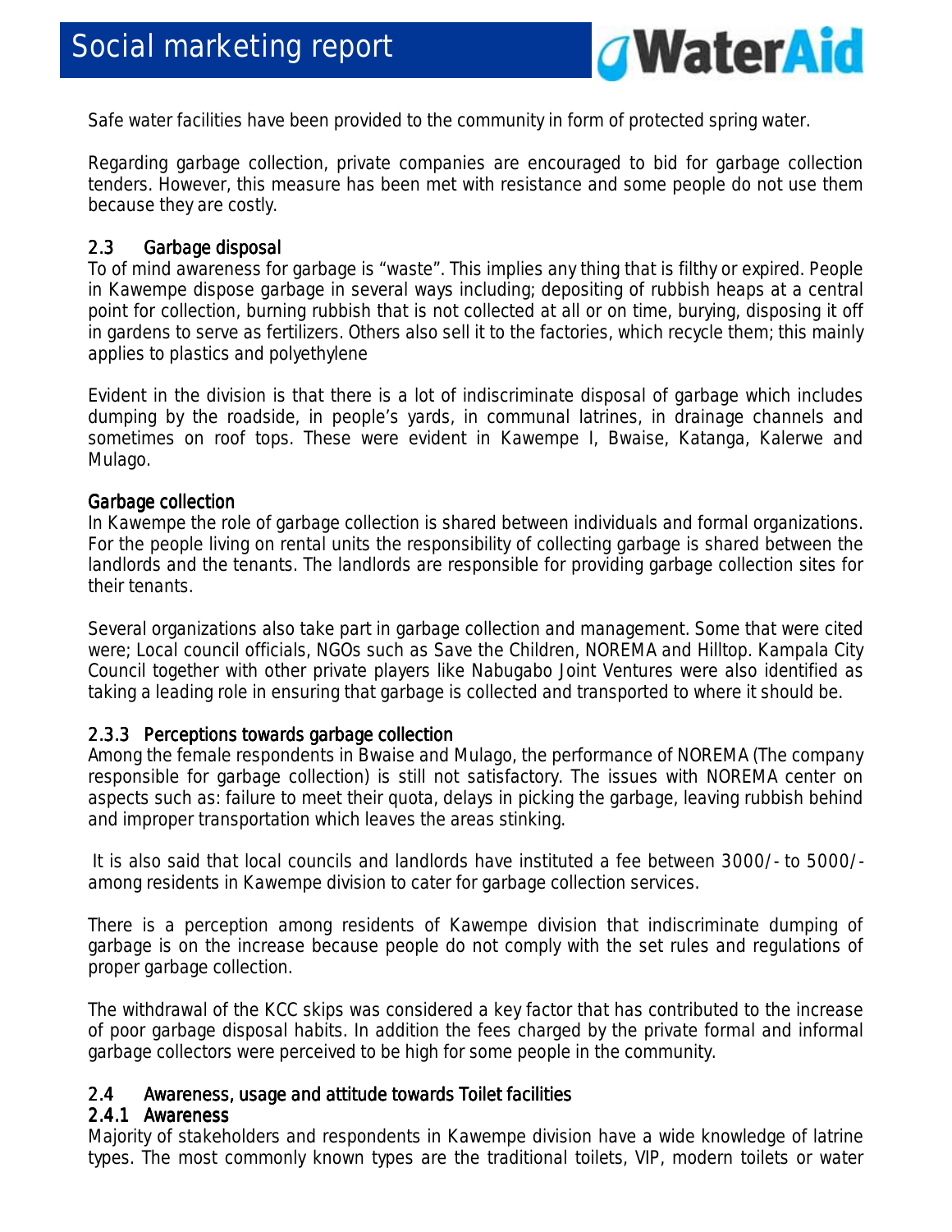Safe water facilities have been provided to the community in form of protected spring water.

Regarding garbage collection, private companies are encouraged to bid for garbage collection tenders. However, this measure has been met with resistance and some people do not use them because they are costly.

## 2.3 Garbage disposal

To of mind awareness for garbage is "waste". This implies any thing that is filthy or expired. People in Kawempe dispose garbage in several ways including; depositing of rubbish heaps at a central point for collection, burning rubbish that is not collected at all or on time, burying, disposing it off in gardens to serve as fertilizers. Others also sell it to the factories, which recycle them; this mainly applies to plastics and polyethylene

Evident in the division is that there is a lot of indiscriminate disposal of garbage which includes dumping by the roadside, in people's yards, in communal latrines, in drainage channels and sometimes on roof tops. These were evident in Kawempe I, Bwaise, Katanga, Kalerwe and Mulago.

### Garbage collection

In Kawempe the role of garbage collection is shared between individuals and formal organizations. For the people living on rental units the responsibility of collecting garbage is shared between the landlords and the tenants. The landlords are responsible for providing garbage collection sites for their tenants.

Several organizations also take part in garbage collection and management. Some that were cited were; Local council officials, NGOs such as Save the Children, NOREMA and Hilltop. Kampala City Council together with other private players like Nabugabo Joint Ventures were also identified as taking a leading role in ensuring that garbage is collected and transported to where it should be.

### 2.3.3 Perceptions towards garbage collection

Among the female respondents in Bwaise and Mulago, the performance of NOREMA (The company responsible for garbage collection) is still not satisfactory. The issues with NOREMA center on aspects such as: failure to meet their quota, delays in picking the garbage, leaving rubbish behind and improper transportation which leaves the areas stinking.

It is also said that local councils and landlords have instituted a fee between 3000/- to 5000/- among residents in Kawempe division to cater for garbage collection services.

There is a perception among residents of Kawempe division that indiscriminate dumping of garbage is on the increase because people do not comply with the set rules and regulations of proper garbage collection.

The withdrawal of the KCC skips was considered a key factor that has contributed to the increase of poor garbage disposal habits. In addition the fees charged by the private formal and informal garbage collectors were perceived to be high for some people in the community.

## 2.4 Awareness, usage and attitude towards Toilet facilities

### 2.4.1 Awareness

Majority of stakeholders and respondents in Kawempe division have a wide knowledge of latrine types. The most commonly known types are the traditional toilets, VIP, modern toilets or water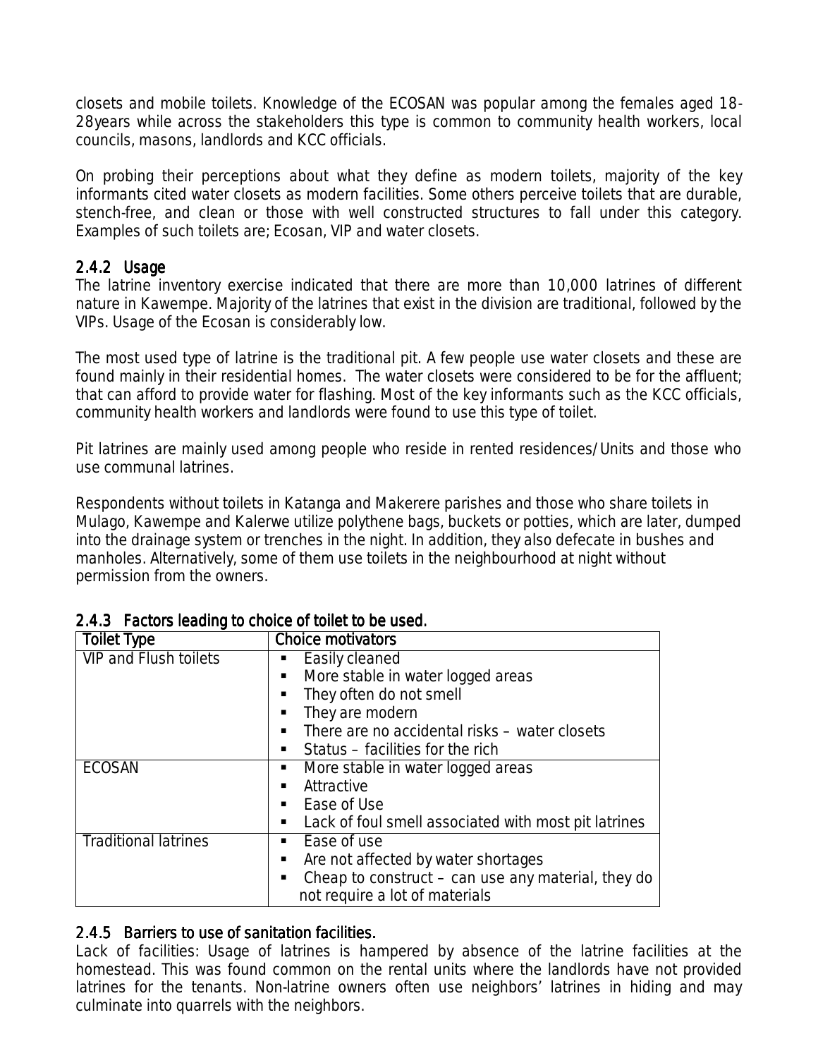closets and mobile toilets. Knowledge of the ECOSAN was popular among the females aged 18-28years while across the stakeholders this type is common to community health workers, local councils, masons, landlords and KCC officials.

On probing their perceptions about what they define as modern toilets, majority of the key informants cited water closets as modern facilities. Some others perceive toilets that are durable, stench-free, and clean or those with well constructed structures to fall under this category. Examples of such toilets are; Ecosan, VIP and water closets.

### 2.4.2 Usage

The latrine inventory exercise indicated that there are more than 10,000 latrines of different nature in Kawempe. Majority of the latrines that exist in the division are traditional, followed by the VIPs. Usage of the Ecosan is considerably low.

The most used type of latrine is the traditional pit. A few people use water closets and these are found mainly in their residential homes. The water closets were considered to be for the affluent; that can afford to provide water for flashing. Most of the key informants such as the KCC officials, community health workers and landlords were found to use this type of toilet.

Pit latrines are mainly used among people who reside in rented residences/Units and those who use communal latrines.

Respondents without toilets in Katanga and Makerere parishes and those who share toilets in Mulago, Kawempe and Kalerwe utilize polythene bags, buckets or potties, which are later, dumped into the drainage system or trenches in the night. In addition, they also defecate in bushes and manholes. Alternatively, some of them use toilets in the neighbourhood at night without permission from the owners.

### 2.4.3 Factors leading to choice of toilet to be used.

| Toilet Type | Choice motivators |
|---|---|
| VIP and Flush toilets | ▪ Easily cleaned<br>▪ More stable in water logged areas<br>▪ They often do not smell<br>▪ They are modern<br>▪ There are no accidental risks – water closets<br>▪ Status – facilities for the rich |
| ECOSAN | ▪ More stable in water logged areas<br>▪ Attractive<br>▪ Ease of Use<br>▪ Lack of foul smell associated with most pit latrines |
| Traditional latrines | ▪ Ease of use<br>▪ Are not affected by water shortages<br>▪ Cheap to construct – can use any material, they do not require a lot of materials |

### 2.4.5 Barriers to use of sanitation facilities.

Lack of facilities: Usage of latrines is hampered by absence of the latrine facilities at the homestead. This was found common on the rental units where the landlords have not provided latrines for the tenants. Non-latrine owners often use neighbors' latrines in hiding and may culminate into quarrels with the neighbors.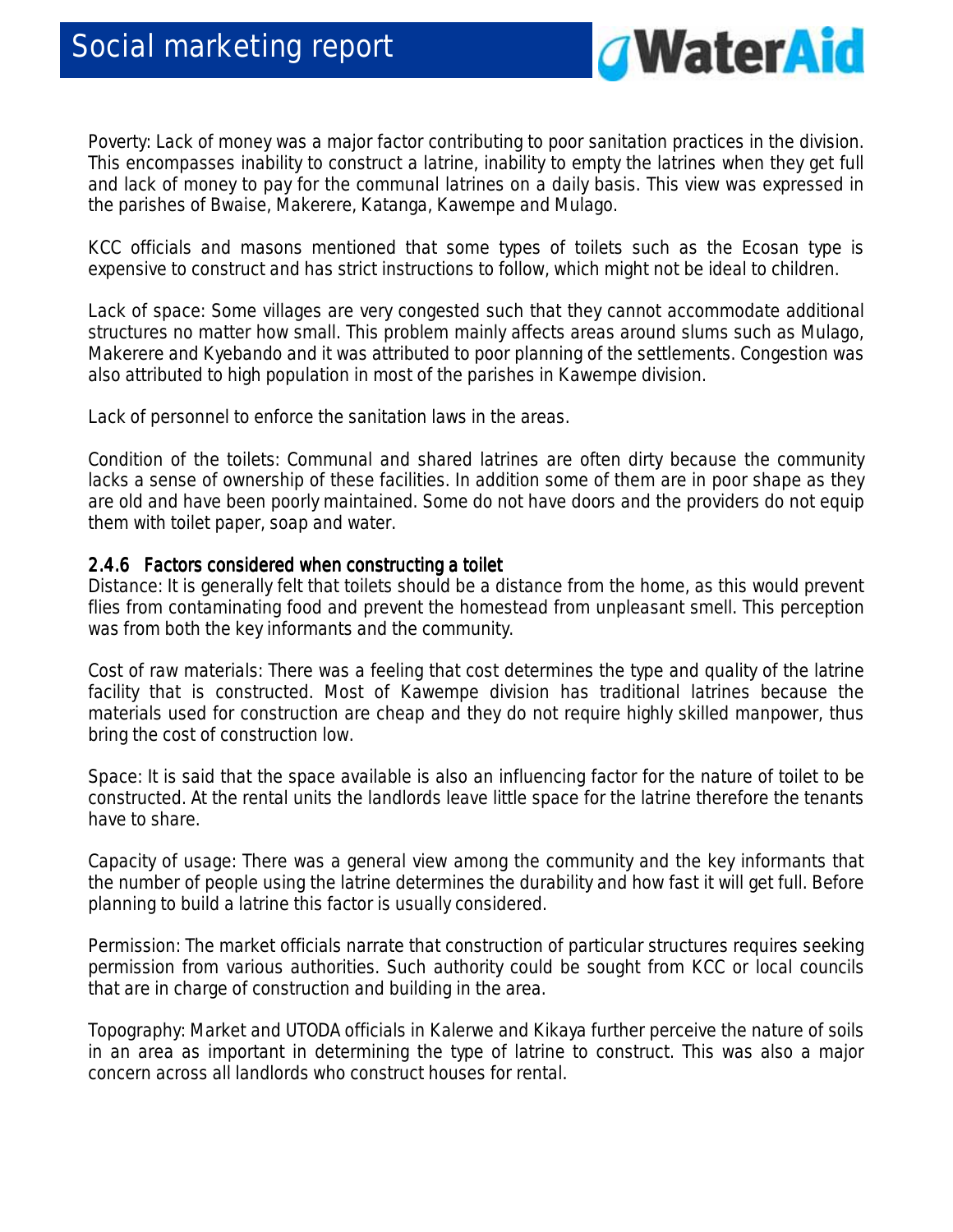Poverty: Lack of money was a major factor contributing to poor sanitation practices in the division. This encompasses inability to construct a latrine, inability to empty the latrines when they get full and lack of money to pay for the communal latrines on a daily basis. This view was expressed in the parishes of Bwaise, Makerere, Katanga, Kawempe and Mulago.

KCC officials and masons mentioned that some types of toilets such as the Ecosan type is expensive to construct and has strict instructions to follow, which might not be ideal to children.

Lack of space: Some villages are very congested such that they cannot accommodate additional structures no matter how small. This problem mainly affects areas around slums such as Mulago, Makerere and Kyebando and it was attributed to poor planning of the settlements. Congestion was also attributed to high population in most of the parishes in Kawempe division.

Lack of personnel to enforce the sanitation laws in the areas.

Condition of the toilets: Communal and shared latrines are often dirty because the community lacks a sense of ownership of these facilities. In addition some of them are in poor shape as they are old and have been poorly maintained. Some do not have doors and the providers do not equip them with toilet paper, soap and water.

### 2.4.6 Factors considered when constructing a toilet

Distance: It is generally felt that toilets should be a distance from the home, as this would prevent flies from contaminating food and prevent the homestead from unpleasant smell. This perception was from both the key informants and the community.

Cost of raw materials: There was a feeling that cost determines the type and quality of the latrine facility that is constructed. Most of Kawempe division has traditional latrines because the materials used for construction are cheap and they do not require highly skilled manpower, thus bring the cost of construction low.

Space: It is said that the space available is also an influencing factor for the nature of toilet to be constructed. At the rental units the landlords leave little space for the latrine therefore the tenants have to share.

Capacity of usage: There was a general view among the community and the key informants that the number of people using the latrine determines the durability and how fast it will get full. Before planning to build a latrine this factor is usually considered.

Permission: The market officials narrate that construction of particular structures requires seeking permission from various authorities. Such authority could be sought from KCC or local councils that are in charge of construction and building in the area.

Topography: Market and UTODA officials in Kalerwe and Kikaya further perceive the nature of soils in an area as important in determining the type of latrine to construct. This was also a major concern across all landlords who construct houses for rental.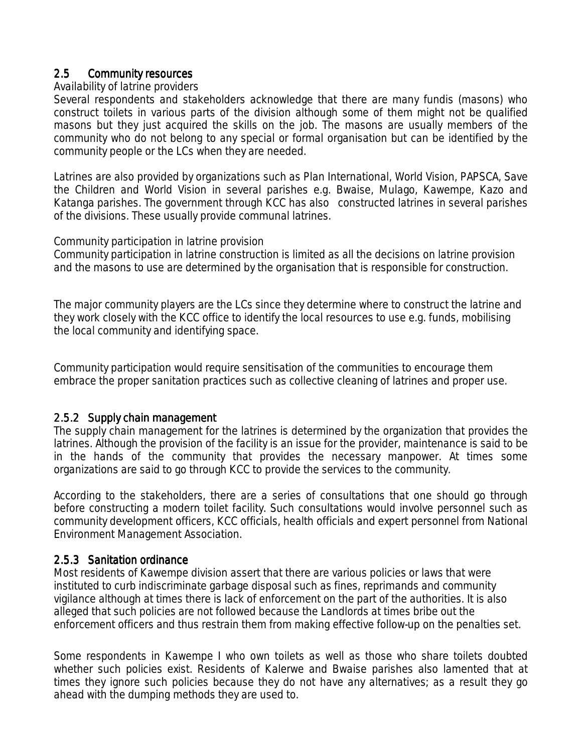## 2.5 Community resources

Availability of latrine providers

Several respondents and stakeholders acknowledge that there are many fundis (masons) who construct toilets in various parts of the division although some of them might not be qualified masons but they just acquired the skills on the job. The masons are usually members of the community who do not belong to any special or formal organisation but can be identified by the community people or the LCs when they are needed.

Latrines are also provided by organizations such as Plan International, World Vision, PAPSCA, Save the Children and World Vision in several parishes e.g. Bwaise, Mulago, Kawempe, Kazo and Katanga parishes. The government through KCC has also constructed latrines in several parishes of the divisions. These usually provide communal latrines.

Community participation in latrine provision

Community participation in latrine construction is limited as all the decisions on latrine provision and the masons to use are determined by the organisation that is responsible for construction.

The major community players are the LCs since they determine where to construct the latrine and they work closely with the KCC office to identify the local resources to use e.g. funds, mobilising the local community and identifying space.

Community participation would require sensitisation of the communities to encourage them embrace the proper sanitation practices such as collective cleaning of latrines and proper use.

### 2.5.2 Supply chain management

The supply chain management for the latrines is determined by the organization that provides the latrines. Although the provision of the facility is an issue for the provider, maintenance is said to be in the hands of the community that provides the necessary manpower. At times some organizations are said to go through KCC to provide the services to the community.

According to the stakeholders, there are a series of consultations that one should go through before constructing a modern toilet facility. Such consultations would involve personnel such as community development officers, KCC officials, health officials and expert personnel from National Environment Management Association.

### 2.5.3 Sanitation ordinance

Most residents of Kawempe division assert that there are various policies or laws that were instituted to curb indiscriminate garbage disposal such as fines, reprimands and community vigilance although at times there is lack of enforcement on the part of the authorities. It is also alleged that such policies are not followed because the Landlords at times bribe out the enforcement officers and thus restrain them from making effective follow-up on the penalties set.

Some respondents in Kawempe I who own toilets as well as those who share toilets doubted whether such policies exist. Residents of Kalerwe and Bwaise parishes also lamented that at times they ignore such policies because they do not have any alternatives; as a result they go ahead with the dumping methods they are used to.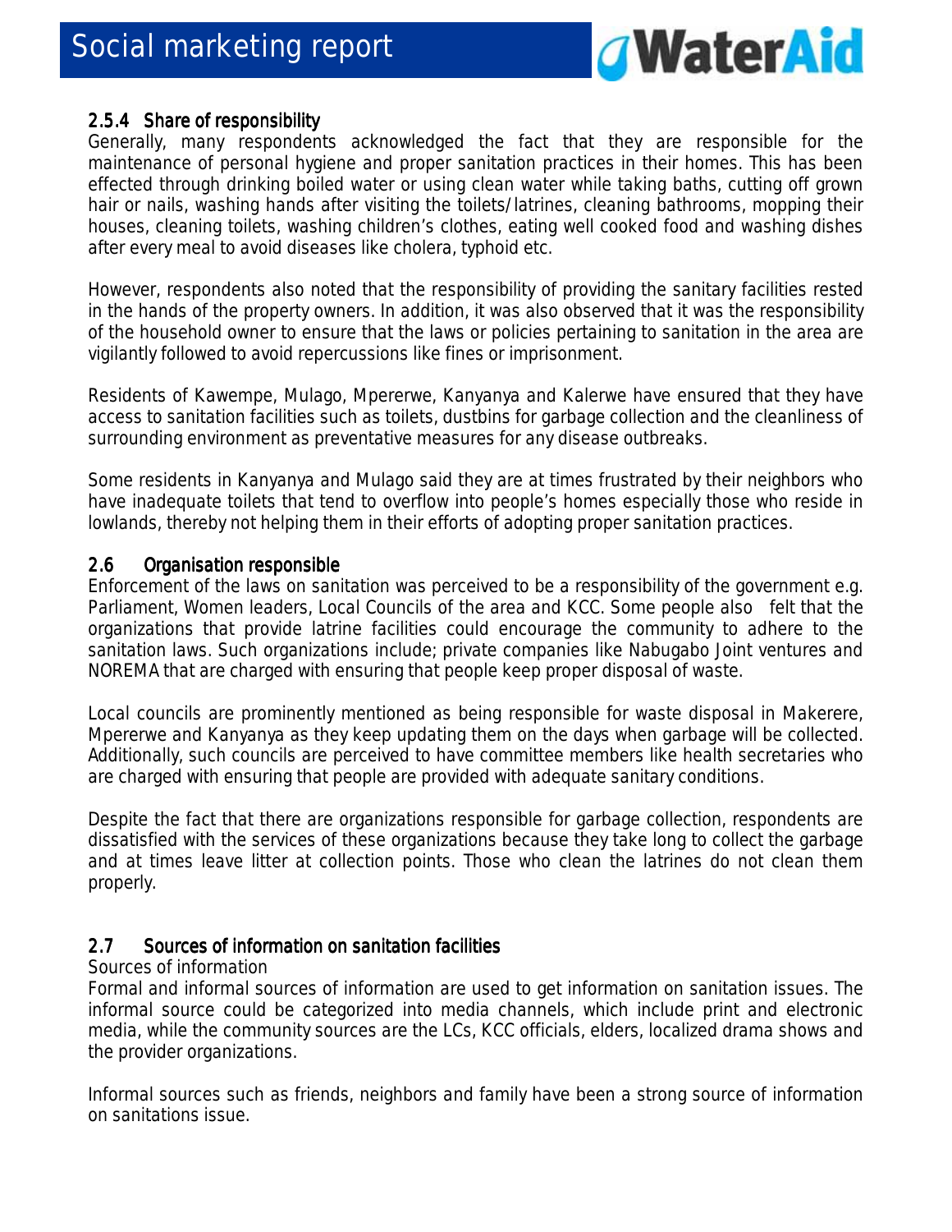### 2.5.4 Share of responsibility

Generally, many respondents acknowledged the fact that they are responsible for the maintenance of personal hygiene and proper sanitation practices in their homes. This has been effected through drinking boiled water or using clean water while taking baths, cutting off grown hair or nails, washing hands after visiting the toilets/latrines, cleaning bathrooms, mopping their houses, cleaning toilets, washing children's clothes, eating well cooked food and washing dishes after every meal to avoid diseases like cholera, typhoid etc.

However, respondents also noted that the responsibility of providing the sanitary facilities rested in the hands of the property owners. In addition, it was also observed that it was the responsibility of the household owner to ensure that the laws or policies pertaining to sanitation in the area are vigilantly followed to avoid repercussions like fines or imprisonment.

Residents of Kawempe, Mulago, Mpererwe, Kanyanya and Kalerwe have ensured that they have access to sanitation facilities such as toilets, dustbins for garbage collection and the cleanliness of surrounding environment as preventative measures for any disease outbreaks.

Some residents in Kanyanya and Mulago said they are at times frustrated by their neighbors who have inadequate toilets that tend to overflow into people's homes especially those who reside in lowlands, thereby not helping them in their efforts of adopting proper sanitation practices.

## 2.6 Organisation responsible

Enforcement of the laws on sanitation was perceived to be a responsibility of the government e.g. Parliament, Women leaders, Local Councils of the area and KCC. Some people also felt that the organizations that provide latrine facilities could encourage the community to adhere to the sanitation laws. Such organizations include; private companies like Nabugabo Joint ventures and NOREMA that are charged with ensuring that people keep proper disposal of waste.

Local councils are prominently mentioned as being responsible for waste disposal in Makerere, Mpererwe and Kanyanya as they keep updating them on the days when garbage will be collected. Additionally, such councils are perceived to have committee members like health secretaries who are charged with ensuring that people are provided with adequate sanitary conditions.

Despite the fact that there are organizations responsible for garbage collection, respondents are dissatisfied with the services of these organizations because they take long to collect the garbage and at times leave litter at collection points. Those who clean the latrines do not clean them properly.

## 2.7 Sources of information on sanitation facilities

Sources of information

Formal and informal sources of information are used to get information on sanitation issues. The informal source could be categorized into media channels, which include print and electronic media, while the community sources are the LCs, KCC officials, elders, localized drama shows and the provider organizations.

Informal sources such as friends, neighbors and family have been a strong source of information on sanitations issue.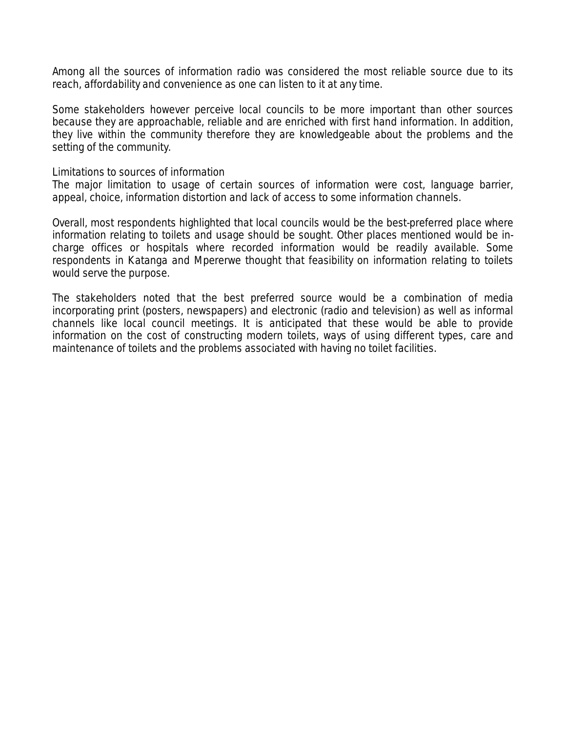Among all the sources of information radio was considered the most reliable source due to its reach, affordability and convenience as one can listen to it at any time.

Some stakeholders however perceive local councils to be more important than other sources because they are approachable, reliable and are enriched with first hand information. In addition, they live within the community therefore they are knowledgeable about the problems and the setting of the community.

Limitations to sources of information

The major limitation to usage of certain sources of information were cost, language barrier, appeal, choice, information distortion and lack of access to some information channels.

Overall, most respondents highlighted that local councils would be the best-preferred place where information relating to toilets and usage should be sought. Other places mentioned would be in-charge offices or hospitals where recorded information would be readily available. Some respondents in Katanga and Mpererwe thought that feasibility on information relating to toilets would serve the purpose.

The stakeholders noted that the best preferred source would be a combination of media incorporating print (posters, newspapers) and electronic (radio and television) as well as informal channels like local council meetings. It is anticipated that these would be able to provide information on the cost of constructing modern toilets, ways of using different types, care and maintenance of toilets and the problems associated with having no toilet facilities.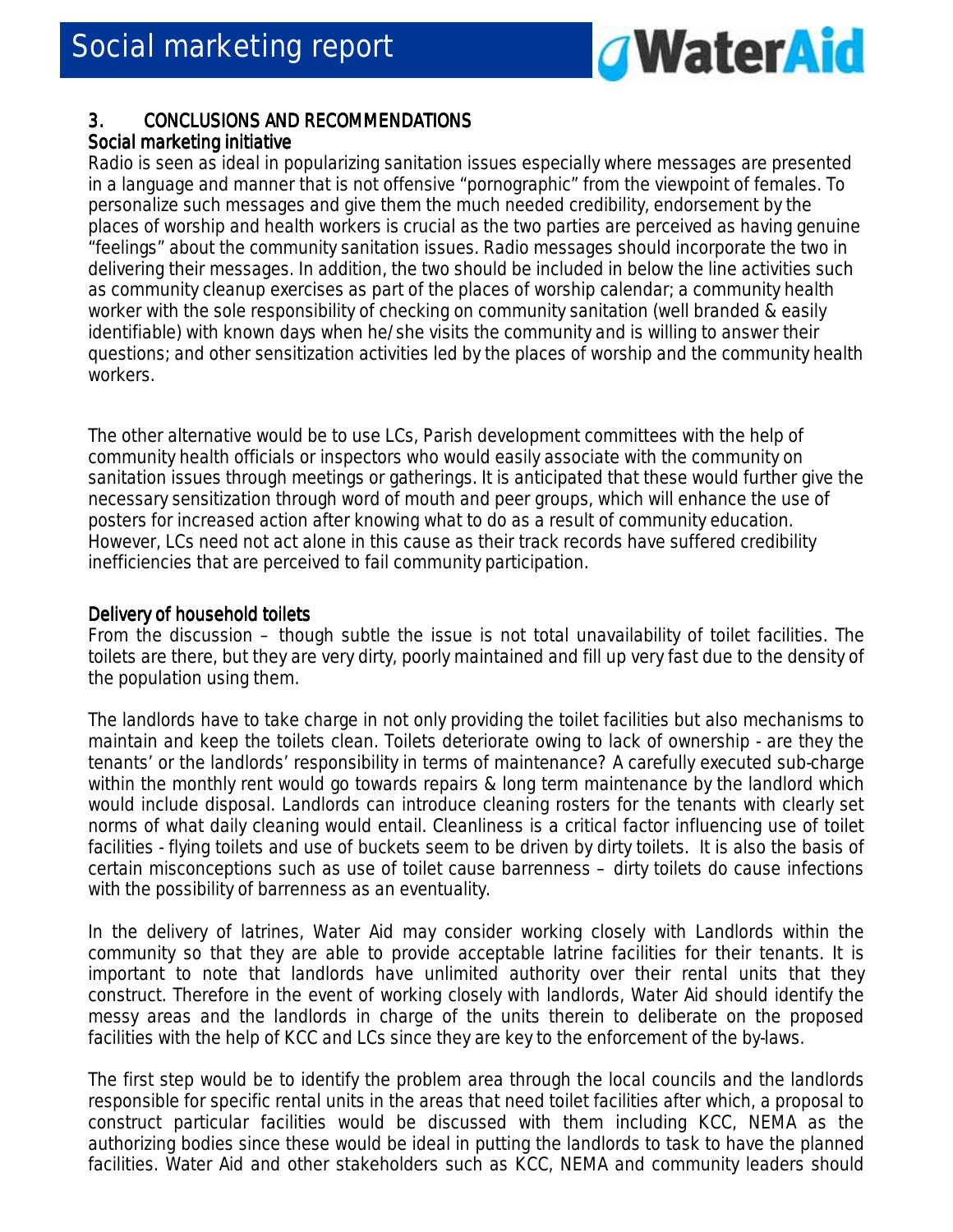## 3. CONCLUSIONS AND RECOMMENDATIONS

### Social marketing initiative

Radio is seen as ideal in popularizing sanitation issues especially where messages are presented in a language and manner that is not offensive "pornographic" from the viewpoint of females. To personalize such messages and give them the much needed credibility, endorsement by the places of worship and health workers is crucial as the two parties are perceived as having genuine "feelings" about the community sanitation issues. Radio messages should incorporate the two in delivering their messages. In addition, the two should be included in below the line activities such as community cleanup exercises as part of the places of worship calendar; a community health worker with the sole responsibility of checking on community sanitation (well branded & easily identifiable) with known days when he/she visits the community and is willing to answer their questions; and other sensitization activities led by the places of worship and the community health workers.

The other alternative would be to use LCs, Parish development committees with the help of community health officials or inspectors who would easily associate with the community on sanitation issues through meetings or gatherings. It is anticipated that these would further give the necessary sensitization through word of mouth and peer groups, which will enhance the use of posters for increased action after knowing what to do as a result of community education. However, LCs need not act alone in this cause as their track records have suffered credibility inefficiencies that are perceived to fail community participation.

### Delivery of household toilets

From the discussion – though subtle the issue is not total unavailability of toilet facilities. The toilets are there, but they are very dirty, poorly maintained and fill up very fast due to the density of the population using them.

The landlords have to take charge in not only providing the toilet facilities but also mechanisms to maintain and keep the toilets clean. Toilets deteriorate owing to lack of ownership - are they the tenants' or the landlords' responsibility in terms of maintenance? A carefully executed sub-charge within the monthly rent would go towards repairs & long term maintenance by the landlord which would include disposal. Landlords can introduce cleaning rosters for the tenants with clearly set norms of what daily cleaning would entail. Cleanliness is a critical factor influencing use of toilet facilities - flying toilets and use of buckets seem to be driven by dirty toilets. It is also the basis of certain misconceptions such as use of toilet cause barrenness – dirty toilets do cause infections with the possibility of barrenness as an eventuality.

In the delivery of latrines, Water Aid may consider working closely with Landlords within the community so that they are able to provide acceptable latrine facilities for their tenants. It is important to note that landlords have unlimited authority over their rental units that they construct. Therefore in the event of working closely with landlords, Water Aid should identify the messy areas and the landlords in charge of the units therein to deliberate on the proposed facilities with the help of KCC and LCs since they are key to the enforcement of the by-laws.

The first step would be to identify the problem area through the local councils and the landlords responsible for specific rental units in the areas that need toilet facilities after which, a proposal to construct particular facilities would be discussed with them including KCC, NEMA as the authorizing bodies since these would be ideal in putting the landlords to task to have the planned facilities. Water Aid and other stakeholders such as KCC, NEMA and community leaders should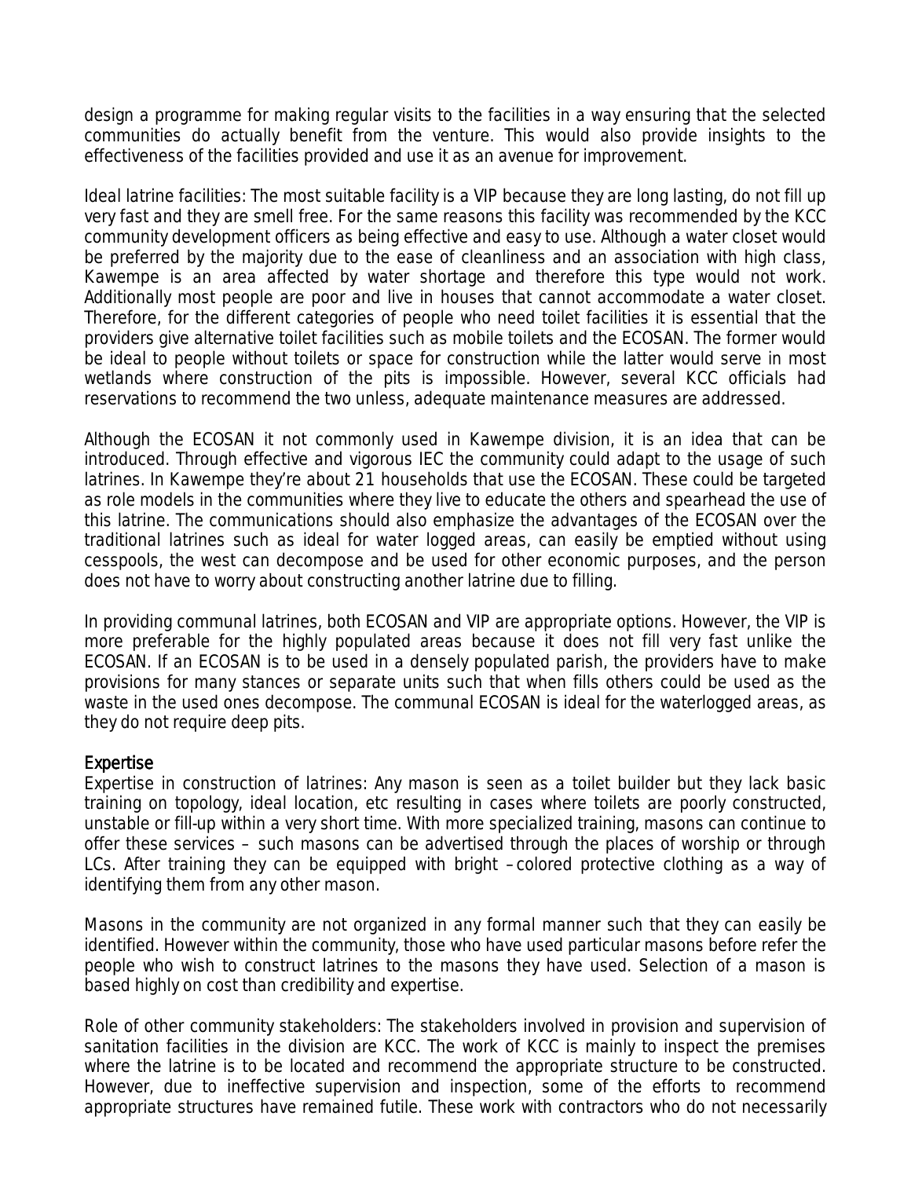design a programme for making regular visits to the facilities in a way ensuring that the selected communities do actually benefit from the venture. This would also provide insights to the effectiveness of the facilities provided and use it as an avenue for improvement.

Ideal latrine facilities: The most suitable facility is a VIP because they are long lasting, do not fill up very fast and they are smell free. For the same reasons this facility was recommended by the KCC community development officers as being effective and easy to use. Although a water closet would be preferred by the majority due to the ease of cleanliness and an association with high class, Kawempe is an area affected by water shortage and therefore this type would not work. Additionally most people are poor and live in houses that cannot accommodate a water closet. Therefore, for the different categories of people who need toilet facilities it is essential that the providers give alternative toilet facilities such as mobile toilets and the ECOSAN. The former would be ideal to people without toilets or space for construction while the latter would serve in most wetlands where construction of the pits is impossible. However, several KCC officials had reservations to recommend the two unless, adequate maintenance measures are addressed.

Although the ECOSAN it not commonly used in Kawempe division, it is an idea that can be introduced. Through effective and vigorous IEC the community could adapt to the usage of such latrines. In Kawempe they're about 21 households that use the ECOSAN. These could be targeted as role models in the communities where they live to educate the others and spearhead the use of this latrine. The communications should also emphasize the advantages of the ECOSAN over the traditional latrines such as ideal for water logged areas, can easily be emptied without using cesspools, the west can decompose and be used for other economic purposes, and the person does not have to worry about constructing another latrine due to filling.

In providing communal latrines, both ECOSAN and VIP are appropriate options. However, the VIP is more preferable for the highly populated areas because it does not fill very fast unlike the ECOSAN. If an ECOSAN is to be used in a densely populated parish, the providers have to make provisions for many stances or separate units such that when fills others could be used as the waste in the used ones decompose. The communal ECOSAN is ideal for the waterlogged areas, as they do not require deep pits.

## Expertise

Expertise in construction of latrines: Any mason is seen as a toilet builder but they lack basic training on topology, ideal location, etc resulting in cases where toilets are poorly constructed, unstable or fill-up within a very short time. With more specialized training, masons can continue to offer these services – such masons can be advertised through the places of worship or through LCs. After training they can be equipped with bright –colored protective clothing as a way of identifying them from any other mason.

Masons in the community are not organized in any formal manner such that they can easily be identified. However within the community, those who have used particular masons before refer the people who wish to construct latrines to the masons they have used. Selection of a mason is based highly on cost than credibility and expertise.

Role of other community stakeholders: The stakeholders involved in provision and supervision of sanitation facilities in the division are KCC. The work of KCC is mainly to inspect the premises where the latrine is to be located and recommend the appropriate structure to be constructed. However, due to ineffective supervision and inspection, some of the efforts to recommend appropriate structures have remained futile. These work with contractors who do not necessarily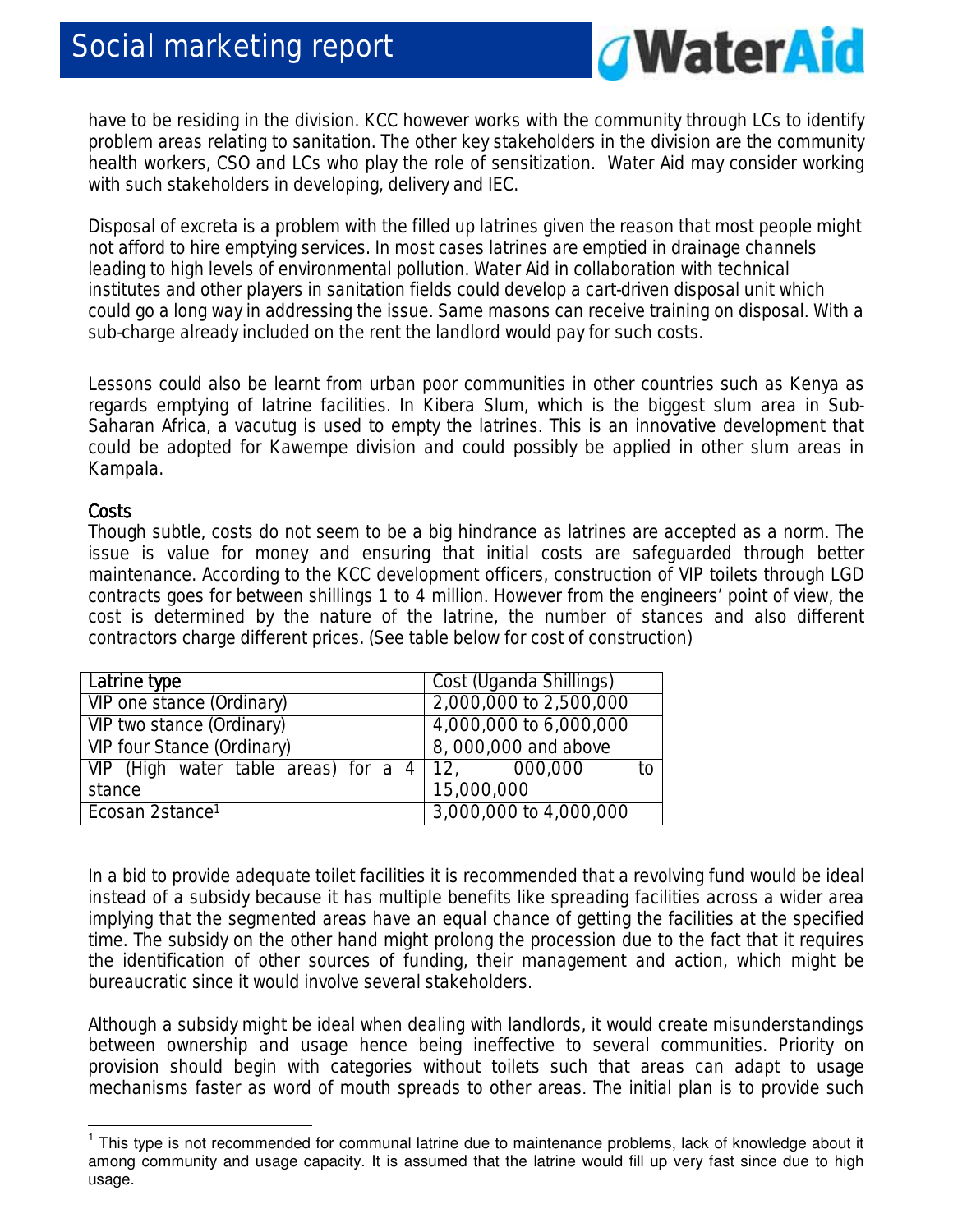have to be residing in the division. KCC however works with the community through LCs to identify problem areas relating to sanitation. The other key stakeholders in the division are the community health workers, CSO and LCs who play the role of sensitization. Water Aid may consider working with such stakeholders in developing, delivery and IEC.

Disposal of excreta is a problem with the filled up latrines given the reason that most people might not afford to hire emptying services. In most cases latrines are emptied in drainage channels leading to high levels of environmental pollution. Water Aid in collaboration with technical institutes and other players in sanitation fields could develop a cart-driven disposal unit which could go a long way in addressing the issue. Same masons can receive training on disposal. With a sub-charge already included on the rent the landlord would pay for such costs.

Lessons could also be learnt from urban poor communities in other countries such as Kenya as regards emptying of latrine facilities. In Kibera Slum, which is the biggest slum area in Sub-Saharan Africa, a vacutug is used to empty the latrines. This is an innovative development that could be adopted for Kawempe division and could possibly be applied in other slum areas in Kampala.

### Costs

Though subtle, costs do not seem to be a big hindrance as latrines are accepted as a norm. The issue is value for money and ensuring that initial costs are safeguarded through better maintenance. According to the KCC development officers, construction of VIP toilets through LGD contracts goes for between shillings 1 to 4 million. However from the engineers' point of view, the cost is determined by the nature of the latrine, the number of stances and also different contractors charge different prices. (See table below for cost of construction)

| Latrine type | Cost (Uganda Shillings) |
|---|---|
| VIP one stance (Ordinary) | 2,000,000 to 2,500,000 |
| VIP two stance (Ordinary) | 4,000,000 to 6,000,000 |
| VIP four Stance (Ordinary) | 8, 000,000 and above |
| VIP (High water table areas) for a 4 stance | 12, 000,000 to 15,000,000 |
| Ecosan 2stance[1] | 3,000,000 to 4,000,000 |

In a bid to provide adequate toilet facilities it is recommended that a revolving fund would be ideal instead of a subsidy because it has multiple benefits like spreading facilities across a wider area implying that the segmented areas have an equal chance of getting the facilities at the specified time. The subsidy on the other hand might prolong the procession due to the fact that it requires the identification of other sources of funding, their management and action, which might be bureaucratic since it would involve several stakeholders.

Although a subsidy might be ideal when dealing with landlords, it would create misunderstandings between ownership and usage hence being ineffective to several communities. Priority on provision should begin with categories without toilets such that areas can adapt to usage mechanisms faster as word of mouth spreads to other areas. The initial plan is to provide such

[1] This type is not recommended for communal latrine due to maintenance problems, lack of knowledge about it among community and usage capacity. It is assumed that the latrine would fill up very fast since due to high usage.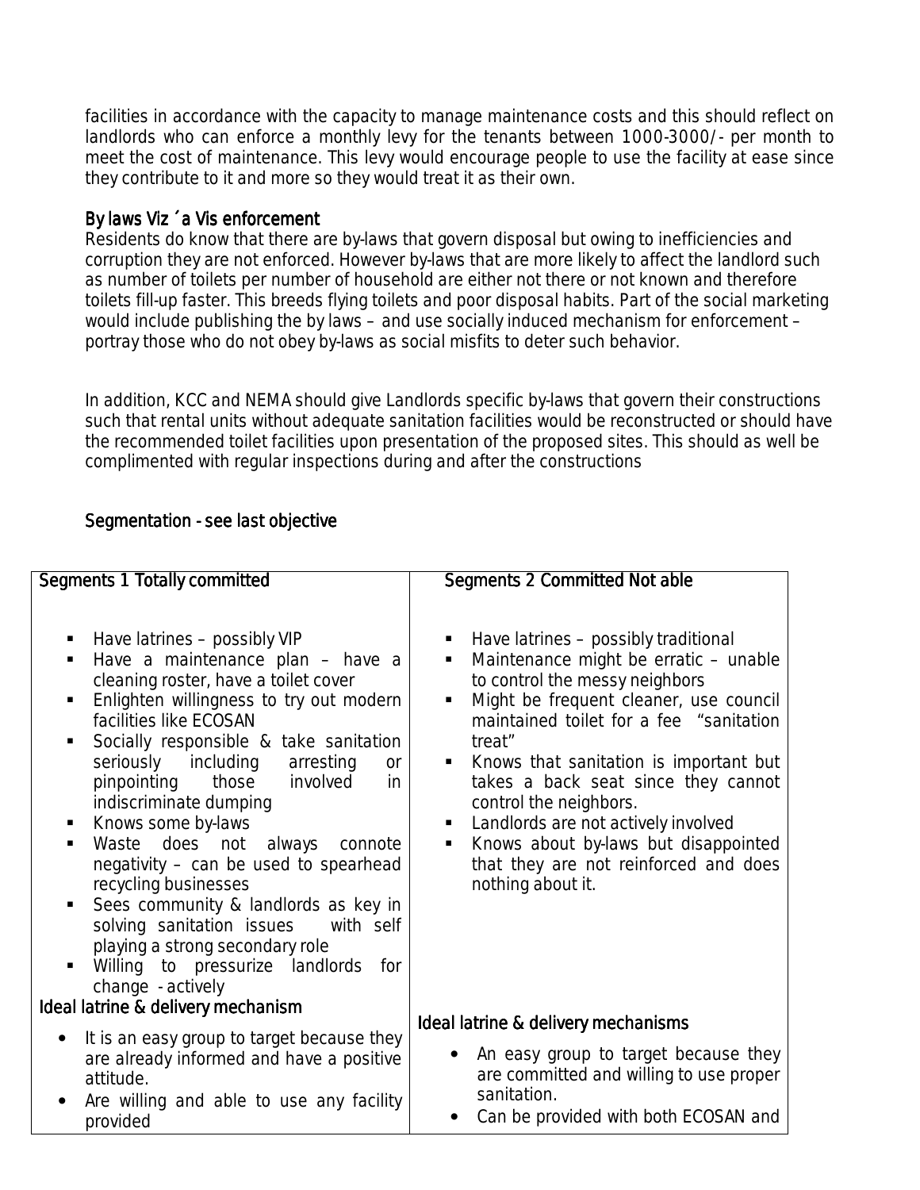facilities in accordance with the capacity to manage maintenance costs and this should reflect on landlords who can enforce a monthly levy for the tenants between 1000-3000/- per month to meet the cost of maintenance. This levy would encourage people to use the facility at ease since they contribute to it and more so they would treat it as their own.

### By laws Viz ´a Vis enforcement

Residents do know that there are by-laws that govern disposal but owing to inefficiencies and corruption they are not enforced. However by-laws that are more likely to affect the landlord such as number of toilets per number of household are either not there or not known and therefore toilets fill-up faster. This breeds flying toilets and poor disposal habits. Part of the social marketing would include publishing the by laws – and use socially induced mechanism for enforcement – portray those who do not obey by-laws as social misfits to deter such behavior.

In addition, KCC and NEMA should give Landlords specific by-laws that govern their constructions such that rental units without adequate sanitation facilities would be reconstructed or should have the recommended toilet facilities upon presentation of the proposed sites. This should as well be complimented with regular inspections during and after the constructions

### Segmentation - see last objective

| Segments 1 Totally committed | Segments 2 Committed Not able |
|---|---|
| ▪ Have latrines – possibly VIP<br>▪ Have a maintenance plan – have a cleaning roster, have a toilet cover<br>▪ Enlighten willingness to try out modern facilities like ECOSAN<br>▪ Socially responsible & take sanitation seriously including arresting or pinpointing those involved in indiscriminate dumping<br>▪ Knows some by-laws<br>▪ Waste does not always connote negativity – can be used to spearhead recycling businesses<br>▪ Sees community & landlords as key in solving sanitation issues with self playing a strong secondary role<br>▪ Willing to pressurize landlords for change - actively | ▪ Have latrines – possibly traditional<br>▪ Maintenance might be erratic – unable to control the messy neighbors<br>▪ Might be frequent cleaner, use council maintained toilet for a fee "sanitation treat"<br>▪ Knows that sanitation is important but takes a back seat since they cannot control the neighbors.<br>▪ Landlords are not actively involved<br>▪ Knows about by-laws but disappointed that they are not reinforced and does nothing about it. |
| **Ideal latrine & delivery mechanism**<br>• It is an easy group to target because they are already informed and have a positive attitude.<br>• Are willing and able to use any facility provided | **Ideal latrine & delivery mechanisms**<br>• An easy group to target because they are committed and willing to use proper sanitation.<br>• Can be provided with both ECOSAN and |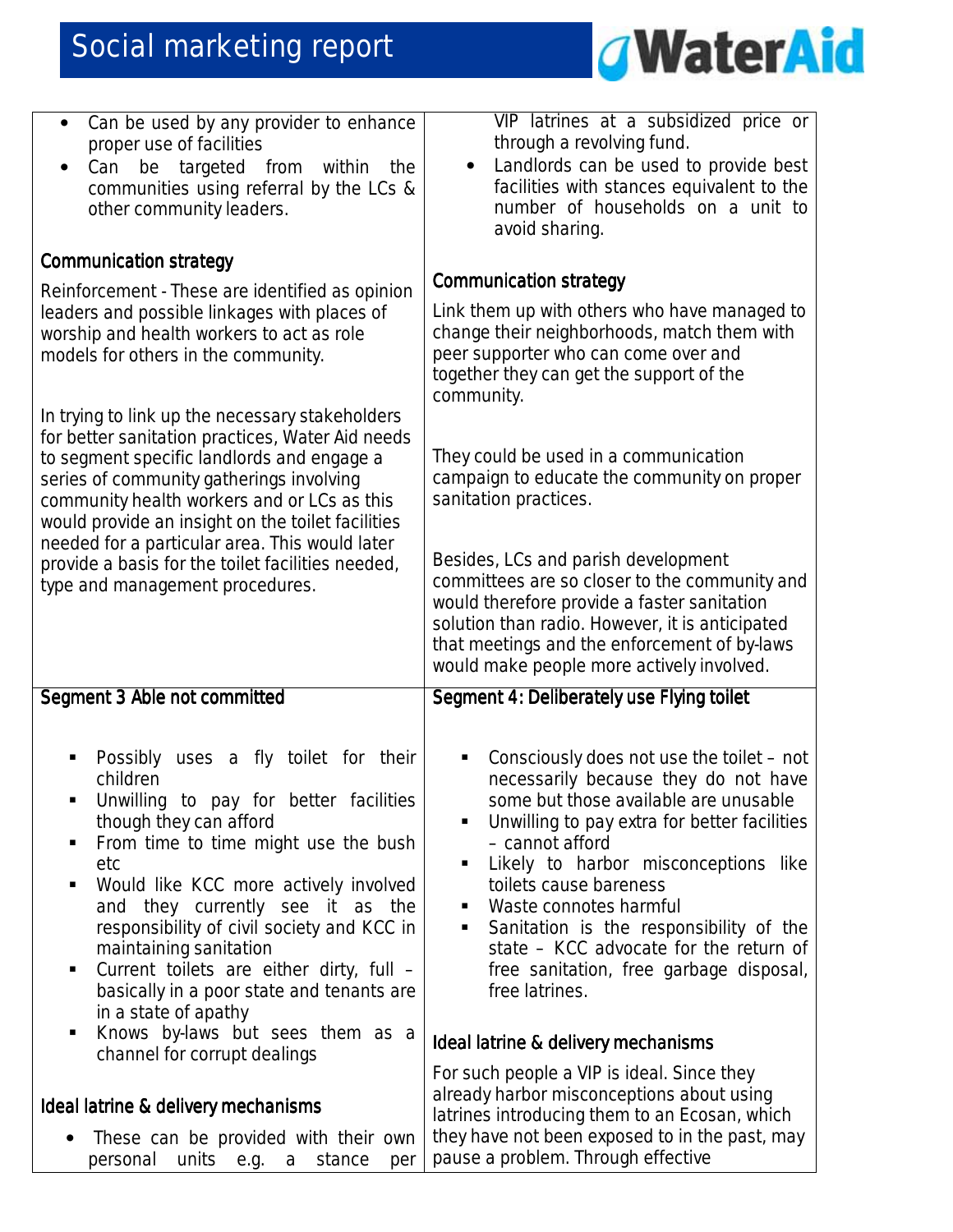| | |
|---|---|
| • Can be used by any provider to enhance proper use of facilities<br>• Can be targeted from within the communities using referral by the LCs & other community leaders.<br><br>**Communication strategy**<br><br>Reinforcement - These are identified as opinion leaders and possible linkages with places of worship and health workers to act as role models for others in the community.<br><br>In trying to link up the necessary stakeholders for better sanitation practices, Water Aid needs to segment specific landlords and engage a series of community gatherings involving community health workers and or LCs as this would provide an insight on the toilet facilities needed for a particular area. This would later provide a basis for the toilet facilities needed, type and management procedures. | VIP latrines at a subsidized price or through a revolving fund.<br>• Landlords can be used to provide best facilities with stances equivalent to the number of households on a unit to avoid sharing.<br><br>**Communication strategy**<br><br>Link them up with others who have managed to change their neighborhoods, match them with peer supporter who can come over and together they can get the support of the community.<br><br>They could be used in a communication campaign to educate the community on proper sanitation practices.<br><br>Besides, LCs and parish development committees are so closer to the community and would therefore provide a faster sanitation solution than radio. However, it is anticipated that meetings and the enforcement of by-laws would make people more actively involved. |
| **Segment 3 Able not committed**<br><br>▪ Possibly uses a fly toilet for their children<br>▪ Unwilling to pay for better facilities though they can afford<br>▪ From time to time might use the bush etc<br>▪ Would like KCC more actively involved and they currently see it as the responsibility of civil society and KCC in maintaining sanitation<br>▪ Current toilets are either dirty, full – basically in a poor state and tenants are in a state of apathy<br>▪ Knows by-laws but sees them as a channel for corrupt dealings<br><br>**Ideal latrine & delivery mechanisms**<br><br>• These can be provided with their own personal units e.g. a stance per | **Segment 4: Deliberately use Flying toilet**<br><br>▪ Consciously does not use the toilet – not necessarily because they do not have some but those available are unusable<br>▪ Unwilling to pay extra for better facilities – cannot afford<br>▪ Likely to harbor misconceptions like toilets cause bareness<br>▪ Waste connotes harmful<br>▪ Sanitation is the responsibility of the state – KCC advocate for the return of free sanitation, free garbage disposal, free latrines.<br><br>**Ideal latrine & delivery mechanisms**<br><br>For such people a VIP is ideal. Since they already harbor misconceptions about using latrines introducing them to an Ecosan, which they have not been exposed to in the past, may pause a problem. Through effective |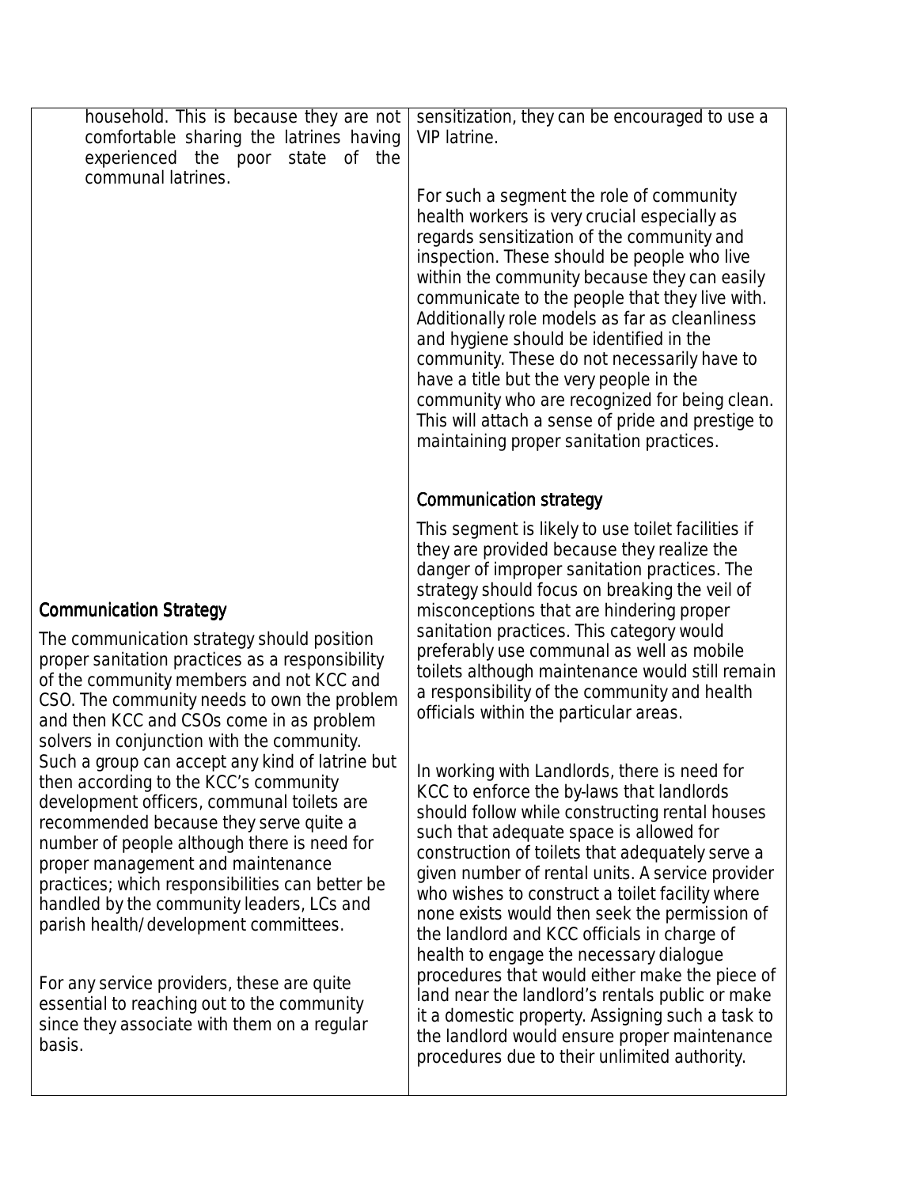| | |
|---|---|
| household. This is because they are not comfortable sharing the latrines having experienced the poor state of the communal latrines.<br><br>**Communication Strategy**<br><br>The communication strategy should position proper sanitation practices as a responsibility of the community members and not KCC and CSO. The community needs to own the problem and then KCC and CSOs come in as problem solvers in conjunction with the community. Such a group can accept any kind of latrine but then according to the KCC's community development officers, communal toilets are recommended because they serve quite a number of people although there is need for proper management and maintenance practices; which responsibilities can better be handled by the community leaders, LCs and parish health/development committees.<br><br>For any service providers, these are quite essential to reaching out to the community since they associate with them on a regular basis. | sensitization, they can be encouraged to use a VIP latrine.<br><br>For such a segment the role of community health workers is very crucial especially as regards sensitization of the community and inspection. These should be people who live within the community because they can easily communicate to the people that they live with. Additionally role models as far as cleanliness and hygiene should be identified in the community. These do not necessarily have to have a title but the very people in the community who are recognized for being clean. This will attach a sense of pride and prestige to maintaining proper sanitation practices.<br><br>**Communication strategy**<br><br>This segment is likely to use toilet facilities if they are provided because they realize the danger of improper sanitation practices. The strategy should focus on breaking the veil of misconceptions that are hindering proper sanitation practices. This category would preferably use communal as well as mobile toilets although maintenance would still remain a responsibility of the community and health officials within the particular areas.<br><br>In working with Landlords, there is need for KCC to enforce the by-laws that landlords should follow while constructing rental houses such that adequate space is allowed for construction of toilets that adequately serve a given number of rental units. A service provider who wishes to construct a toilet facility where none exists would then seek the permission of the landlord and KCC officials in charge of health to engage the necessary dialogue procedures that would either make the piece of land near the landlord's rentals public or make it a domestic property. Assigning such a task to the landlord would ensure proper maintenance procedures due to their unlimited authority. |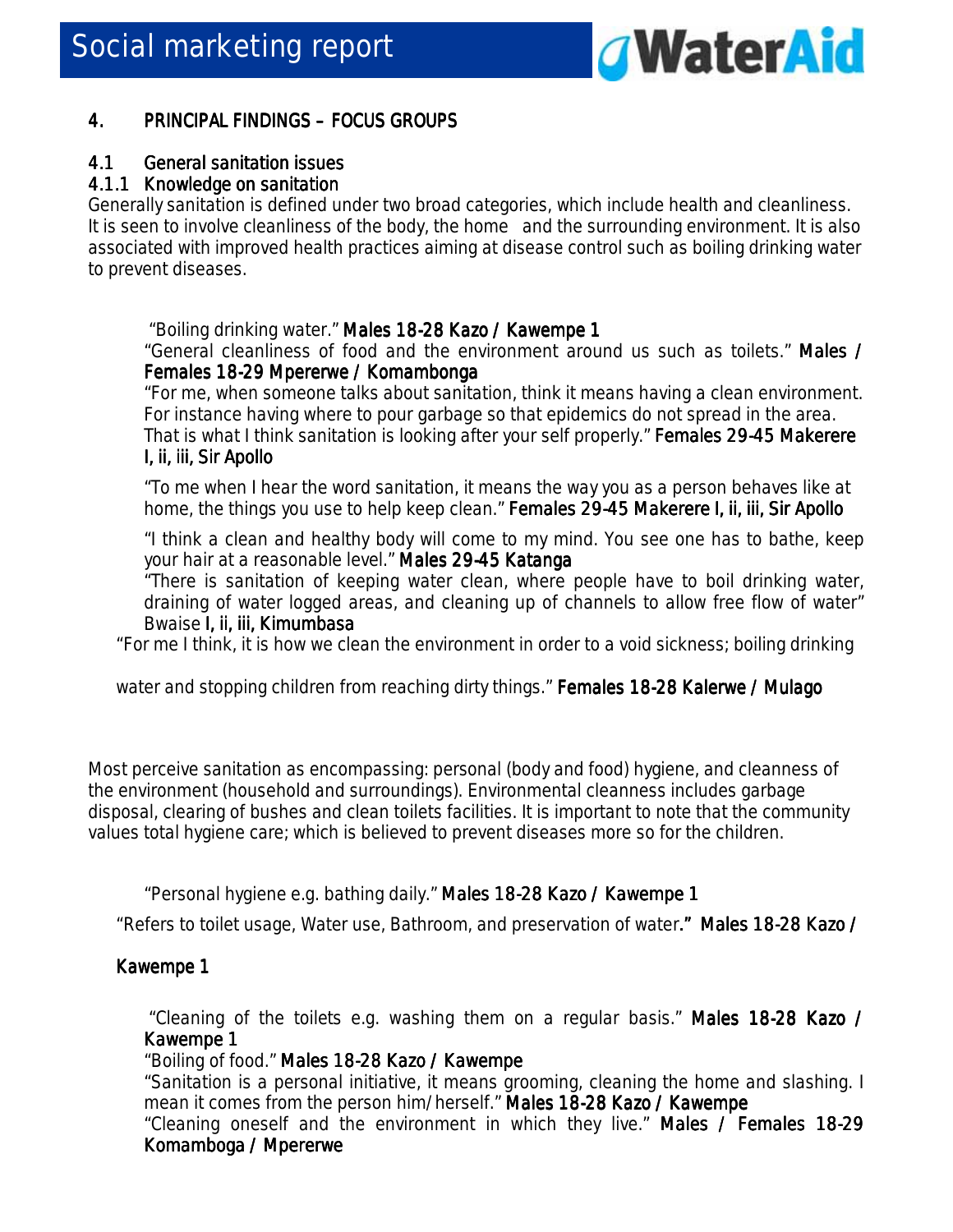## 4. PRINCIPAL FINDINGS – FOCUS GROUPS

### 4.1 General sanitation issues

#### 4.1.1 Knowledge on sanitation

Generally sanitation is defined under two broad categories, which include health and cleanliness. It is seen to involve cleanliness of the body, the home and the surrounding environment. It is also associated with improved health practices aiming at disease control such as boiling drinking water to prevent diseases.

> "Boiling drinking water." **Males 18-28 Kazo / Kawempe 1**
>
> "General cleanliness of food and the environment around us such as toilets." **Males / Females 18-29 Mpererwe / Komambonga**
>
> "For me, when someone talks about sanitation, think it means having a clean environment. For instance having where to pour garbage so that epidemics do not spread in the area. That is what I think sanitation is looking after your self properly." **Females 29-45 Makerere I, ii, iii, Sir Apollo**
>
> "To me when I hear the word sanitation, it means the way you as a person behaves like at home, the things you use to help keep clean." **Females 29-45 Makerere I, ii, iii, Sir Apollo**
>
> "I think a clean and healthy body will come to my mind. You see one has to bathe, keep your hair at a reasonable level." **Males 29-45 Katanga**
>
> "There is sanitation of keeping water clean, where people have to boil drinking water, draining of water logged areas, and cleaning up of channels to allow free flow of water" Bwaise **I, ii, iii, Kimumbasa**
>
> "For me I think, it is how we clean the environment in order to a void sickness; boiling drinking water and stopping children from reaching dirty things." **Females 18-28 Kalerwe / Mulago**

Most perceive sanitation as encompassing: personal (body and food) hygiene, and cleanness of the environment (household and surroundings). Environmental cleanness includes garbage disposal, clearing of bushes and clean toilets facilities. It is important to note that the community values total hygiene care; which is believed to prevent diseases more so for the children.

> "Personal hygiene e.g. bathing daily." **Males 18-28 Kazo / Kawempe 1**
>
> "Refers to toilet usage, Water use, Bathroom, and preservation of water**."** **Males 18-28 Kazo / Kawempe 1**
>
> "Cleaning of the toilets e.g. washing them on a regular basis." **Males 18-28 Kazo / Kawempe 1**
>
> "Boiling of food." **Males 18-28 Kazo / Kawempe**
>
> "Sanitation is a personal initiative, it means grooming, cleaning the home and slashing. I mean it comes from the person him/herself." **Males 18-28 Kazo / Kawempe**
>
> "Cleaning oneself and the environment in which they live." **Males / Females 18-29 Komamboga / Mpererwe**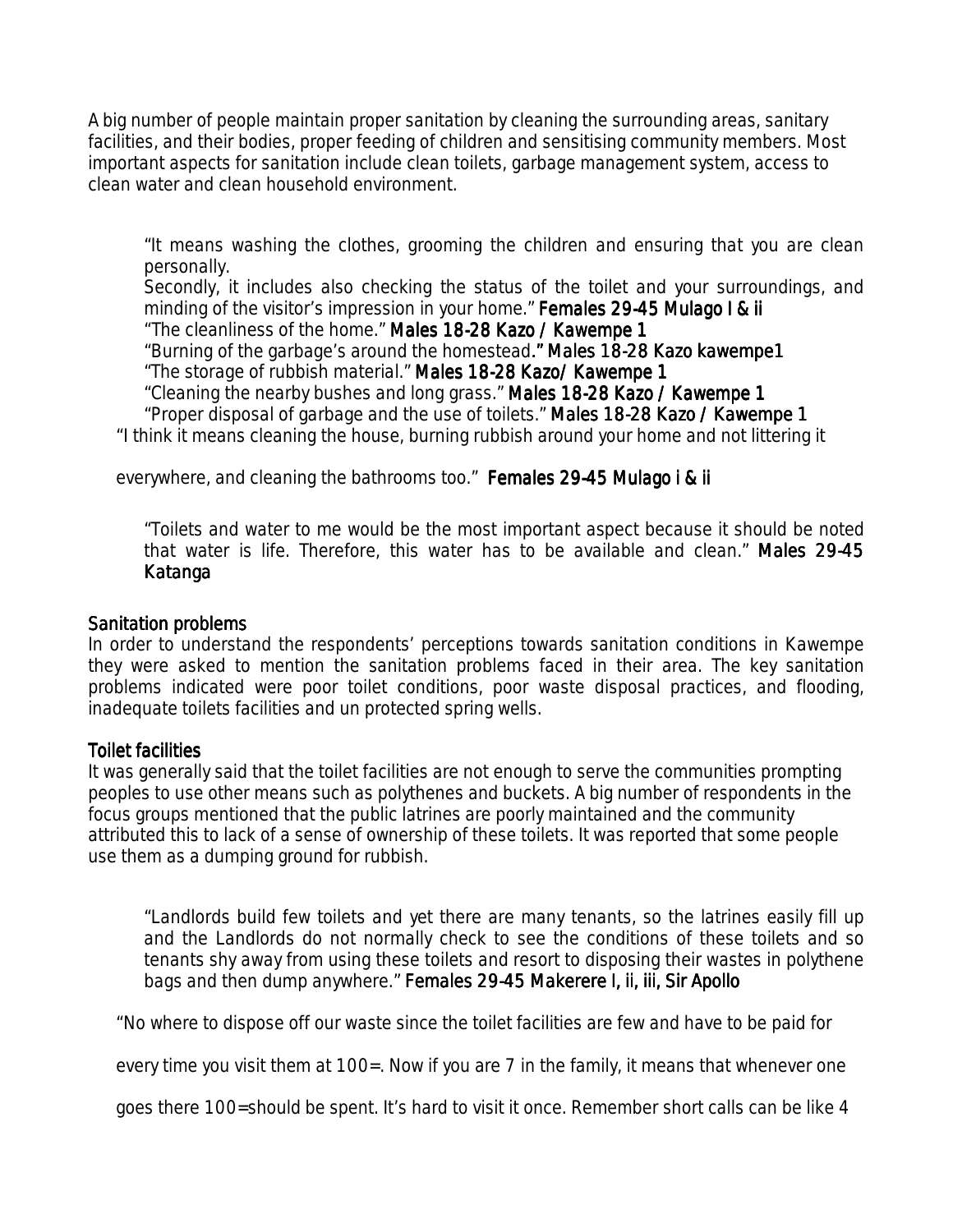A big number of people maintain proper sanitation by cleaning the surrounding areas, sanitary facilities, and their bodies, proper feeding of children and sensitising community members. Most important aspects for sanitation include clean toilets, garbage management system, access to clean water and clean household environment.

> "It means washing the clothes, grooming the children and ensuring that you are clean personally.
> Secondly, it includes also checking the status of the toilet and your surroundings, and minding of the visitor's impression in your home." **Females 29-45 Mulago I & ii**
> "The cleanliness of the home." **Males 18-28 Kazo / Kawempe 1**
> "Burning of the garbage's around the homestead." **Males 18-28 Kazo kawempe1**
> "The storage of rubbish material." **Males 18-28 Kazo/ Kawempe 1**
> "Cleaning the nearby bushes and long grass." **Males 18-28 Kazo / Kawempe 1**
> "Proper disposal of garbage and the use of toilets." **Males 18-28 Kazo / Kawempe 1**

"I think it means cleaning the house, burning rubbish around your home and not littering it everywhere, and cleaning the bathrooms too." **Females 29-45 Mulago i & ii**

> "Toilets and water to me would be the most important aspect because it should be noted that water is life. Therefore, this water has to be available and clean." **Males 29-45 Katanga**

### Sanitation problems

In order to understand the respondents' perceptions towards sanitation conditions in Kawempe they were asked to mention the sanitation problems faced in their area. The key sanitation problems indicated were poor toilet conditions, poor waste disposal practices, and flooding, inadequate toilets facilities and un protected spring wells.

### Toilet facilities

It was generally said that the toilet facilities are not enough to serve the communities prompting peoples to use other means such as polythenes and buckets. A big number of respondents in the focus groups mentioned that the public latrines are poorly maintained and the community attributed this to lack of a sense of ownership of these toilets. It was reported that some people use them as a dumping ground for rubbish.

> "Landlords build few toilets and yet there are many tenants, so the latrines easily fill up and the Landlords do not normally check to see the conditions of these toilets and so tenants shy away from using these toilets and resort to disposing their wastes in polythene bags and then dump anywhere." **Females 29-45 Makerere I, ii, iii, Sir Apollo**

"No where to dispose off our waste since the toilet facilities are few and have to be paid for every time you visit them at 100=. Now if you are 7 in the family, it means that whenever one goes there 100=should be spent. It's hard to visit it once. Remember short calls can be like 4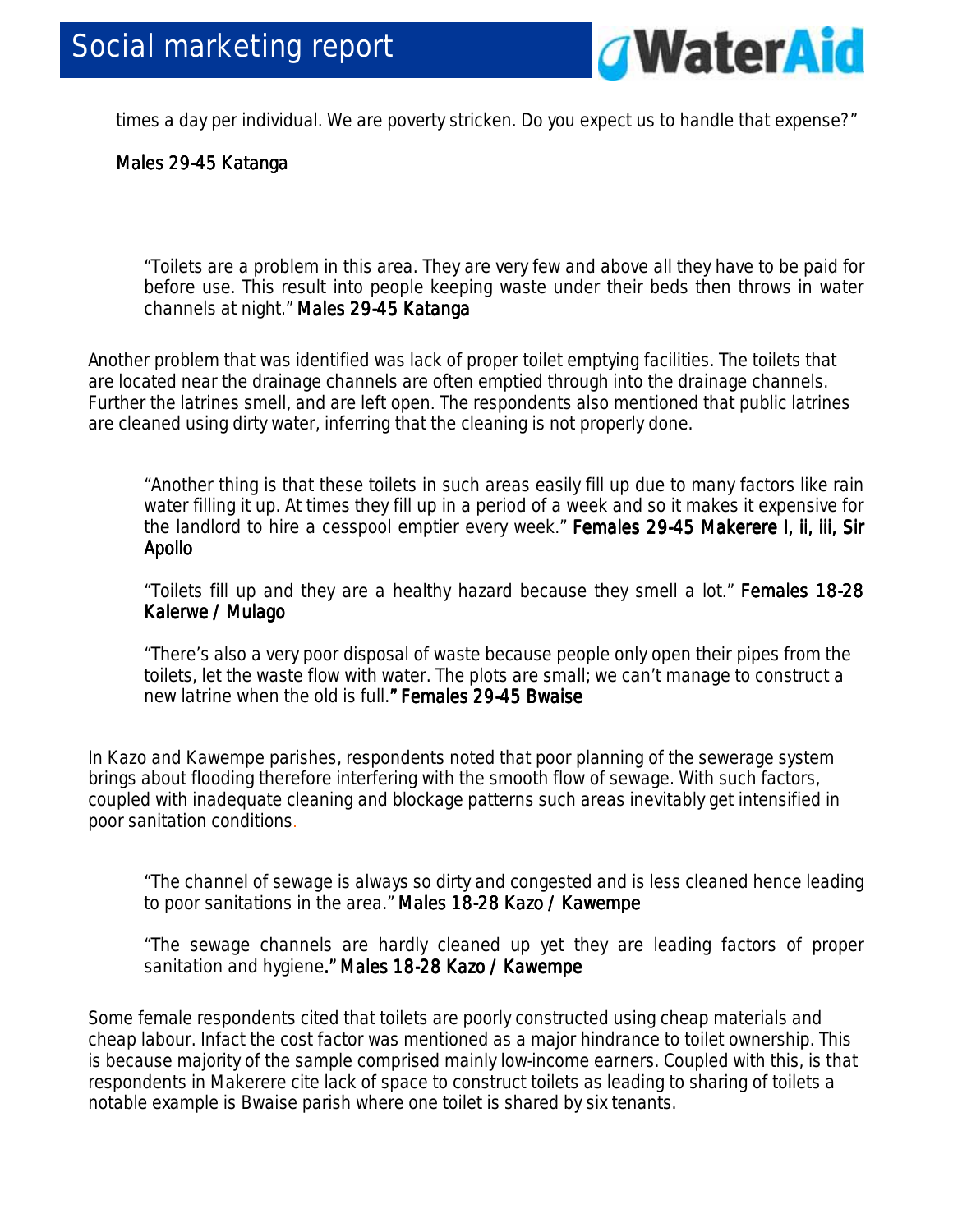times a day per individual. We are poverty stricken. Do you expect us to handle that expense?"

**Males 29-45 Katanga**

> "Toilets are a problem in this area. They are very few and above all they have to be paid for before use. This result into people keeping waste under their beds then throws in water channels at night." **Males 29-45 Katanga**

Another problem that was identified was lack of proper toilet emptying facilities. The toilets that are located near the drainage channels are often emptied through into the drainage channels. Further the latrines smell, and are left open. The respondents also mentioned that public latrines are cleaned using dirty water, inferring that the cleaning is not properly done.

> "Another thing is that these toilets in such areas easily fill up due to many factors like rain water filling it up. At times they fill up in a period of a week and so it makes it expensive for the landlord to hire a cesspool emptier every week." **Females 29-45 Makerere I, ii, iii, Sir Apollo**

> "Toilets fill up and they are a healthy hazard because they smell a lot." **Females 18-28 Kalerwe / Mulago**

> "There's also a very poor disposal of waste because people only open their pipes from the toilets, let the waste flow with water. The plots are small; we can't manage to construct a new latrine when the old is full." **Females 29-45 Bwaise**

In Kazo and Kawempe parishes, respondents noted that poor planning of the sewerage system brings about flooding therefore interfering with the smooth flow of sewage. With such factors, coupled with inadequate cleaning and blockage patterns such areas inevitably get intensified in poor sanitation conditions.

> "The channel of sewage is always so dirty and congested and is less cleaned hence leading to poor sanitations in the area." **Males 18-28 Kazo / Kawempe**

> "The sewage channels are hardly cleaned up yet they are leading factors of proper sanitation and hygiene." **Males 18-28 Kazo / Kawempe**

Some female respondents cited that toilets are poorly constructed using cheap materials and cheap labour. Infact the cost factor was mentioned as a major hindrance to toilet ownership. This is because majority of the sample comprised mainly low-income earners. Coupled with this, is that respondents in Makerere cite lack of space to construct toilets as leading to sharing of toilets a notable example is Bwaise parish where one toilet is shared by six tenants.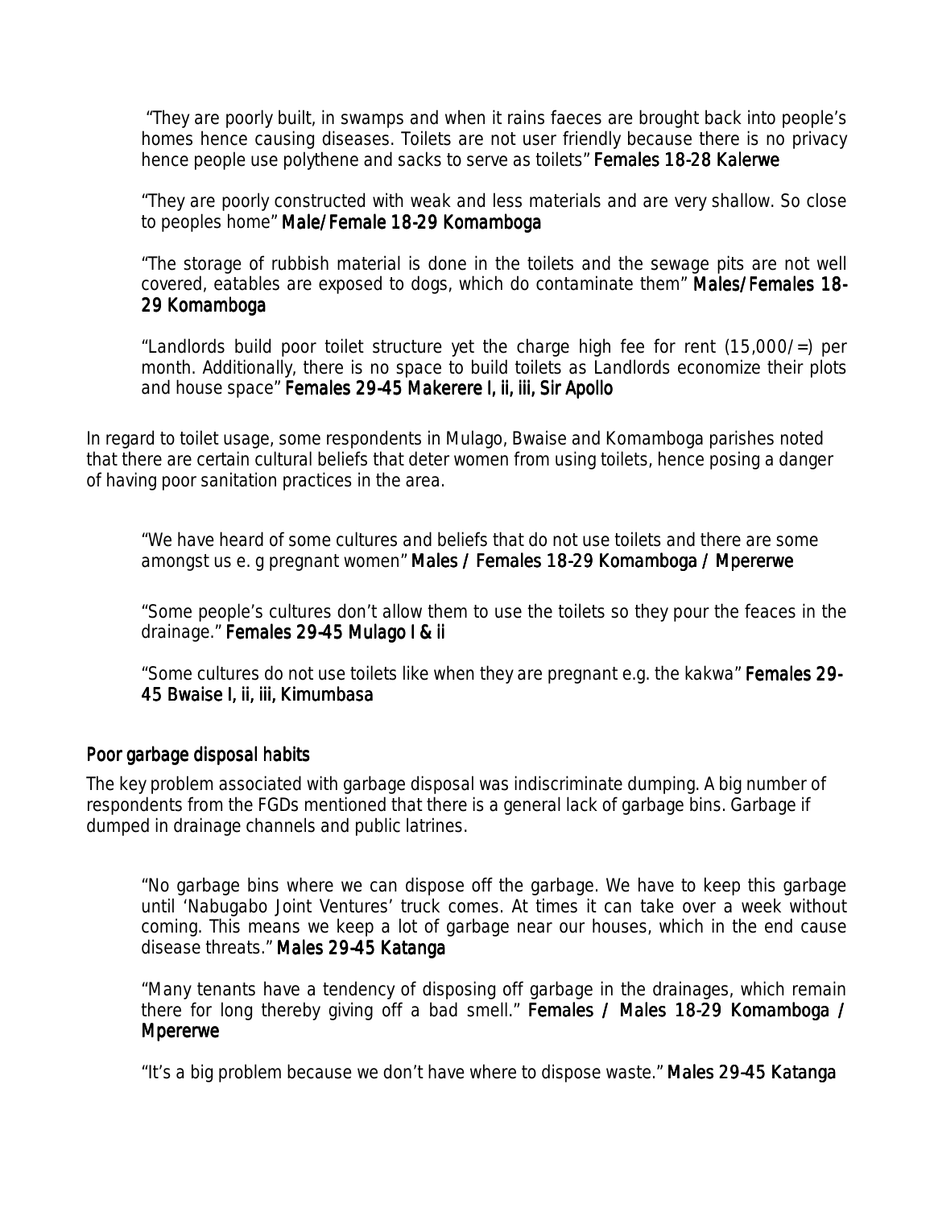> "They are poorly built, in swamps and when it rains faeces are brought back into people's homes hence causing diseases. Toilets are not user friendly because there is no privacy hence people use polythene and sacks to serve as toilets" **Females 18-28 Kalerwe**

> "They are poorly constructed with weak and less materials and are very shallow. So close to peoples home" **Male/Female 18-29 Komamboga**

> "The storage of rubbish material is done in the toilets and the sewage pits are not well covered, eatables are exposed to dogs, which do contaminate them" **Males/Females 18-29 Komamboga**

> "Landlords build poor toilet structure yet the charge high fee for rent (15,000/=) per month. Additionally, there is no space to build toilets as Landlords economize their plots and house space" **Females 29-45 Makerere I, ii, iii, Sir Apollo**

In regard to toilet usage, some respondents in Mulago, Bwaise and Komamboga parishes noted that there are certain cultural beliefs that deter women from using toilets, hence posing a danger of having poor sanitation practices in the area.

> "We have heard of some cultures and beliefs that do not use toilets and there are some amongst us e. g pregnant women" **Males / Females 18-29 Komamboga / Mpererwe**

> "Some people's cultures don't allow them to use the toilets so they pour the feaces in the drainage." **Females 29-45 Mulago I & ii**

> "Some cultures do not use toilets like when they are pregnant e.g. the kakwa" **Females 29-45 Bwaise I, ii, iii, Kimumbasa**

### Poor garbage disposal habits

The key problem associated with garbage disposal was indiscriminate dumping. A big number of respondents from the FGDs mentioned that there is a general lack of garbage bins. Garbage if dumped in drainage channels and public latrines.

> "No garbage bins where we can dispose off the garbage. We have to keep this garbage until 'Nabugabo Joint Ventures' truck comes. At times it can take over a week without coming. This means we keep a lot of garbage near our houses, which in the end cause disease threats." **Males 29-45 Katanga**

> "Many tenants have a tendency of disposing off garbage in the drainages, which remain there for long thereby giving off a bad smell." **Females / Males 18-29 Komamboga / Mpererwe**

> "It's a big problem because we don't have where to dispose waste." **Males 29-45 Katanga**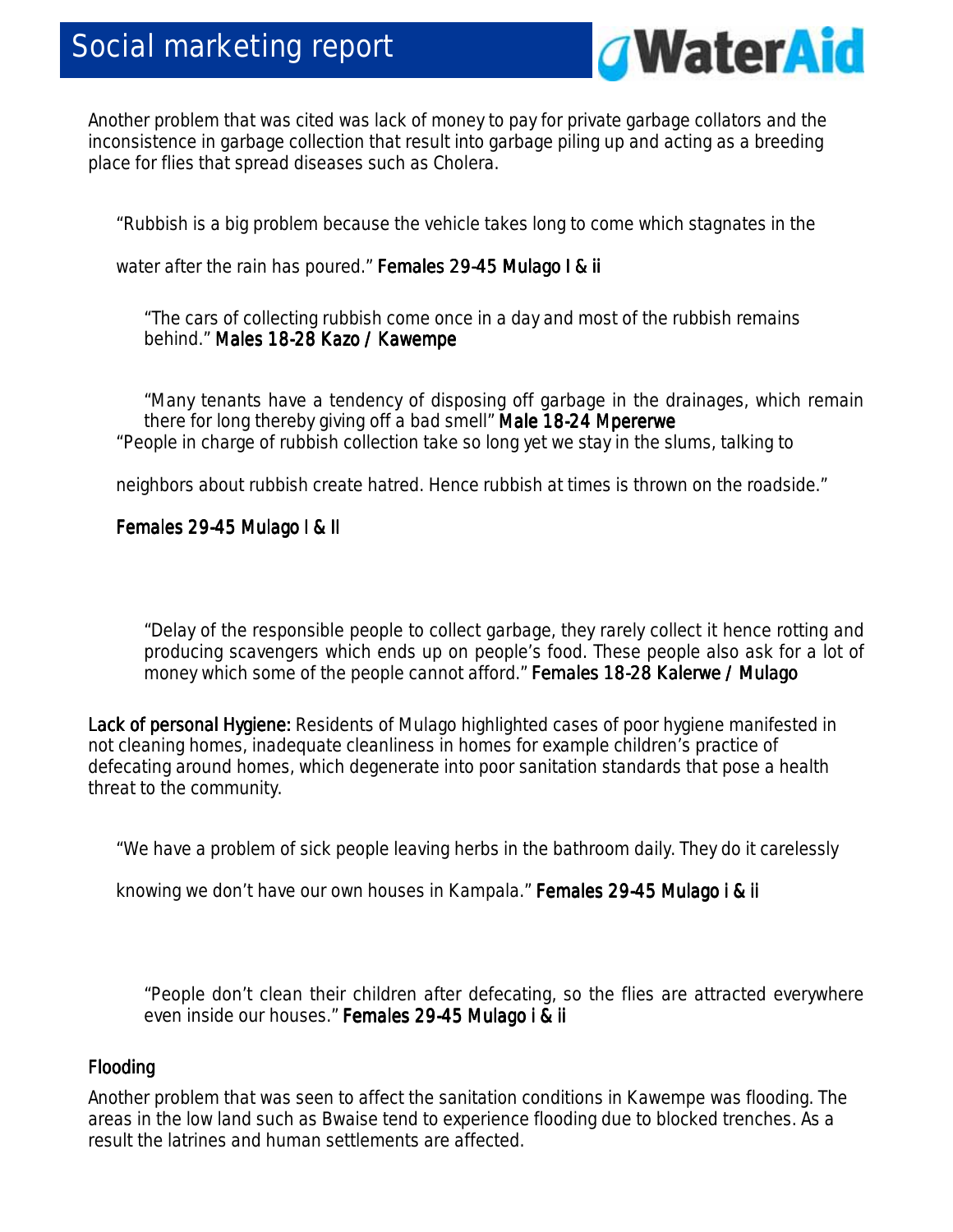Another problem that was cited was lack of money to pay for private garbage collators and the inconsistence in garbage collection that result into garbage piling up and acting as a breeding place for flies that spread diseases such as Cholera.

> "Rubbish is a big problem because the vehicle takes long to come which stagnates in the water after the rain has poured." Females 29-45 Mulago I & ii

> "The cars of collecting rubbish come once in a day and most of the rubbish remains behind." Males 18-28 Kazo / Kawempe

> "Many tenants have a tendency of disposing off garbage in the drainages, which remain there for long thereby giving off a bad smell" Male 18-24 Mpererwe

> "People in charge of rubbish collection take so long yet we stay in the slums, talking to neighbors about rubbish create hatred. Hence rubbish at times is thrown on the roadside."
>
> Females 29-45 Mulago I & II

> "Delay of the responsible people to collect garbage, they rarely collect it hence rotting and producing scavengers which ends up on people's food. These people also ask for a lot of money which some of the people cannot afford." Females 18-28 Kalerwe / Mulago

Lack of personal Hygiene: Residents of Mulago highlighted cases of poor hygiene manifested in not cleaning homes, inadequate cleanliness in homes for example children's practice of defecating around homes, which degenerate into poor sanitation standards that pose a health threat to the community.

> "We have a problem of sick people leaving herbs in the bathroom daily. They do it carelessly knowing we don't have our own houses in Kampala." Females 29-45 Mulago i & ii

> "People don't clean their children after defecating, so the flies are attracted everywhere even inside our houses." Females 29-45 Mulago i & ii

### Flooding

Another problem that was seen to affect the sanitation conditions in Kawempe was flooding. The areas in the low land such as Bwaise tend to experience flooding due to blocked trenches. As a result the latrines and human settlements are affected.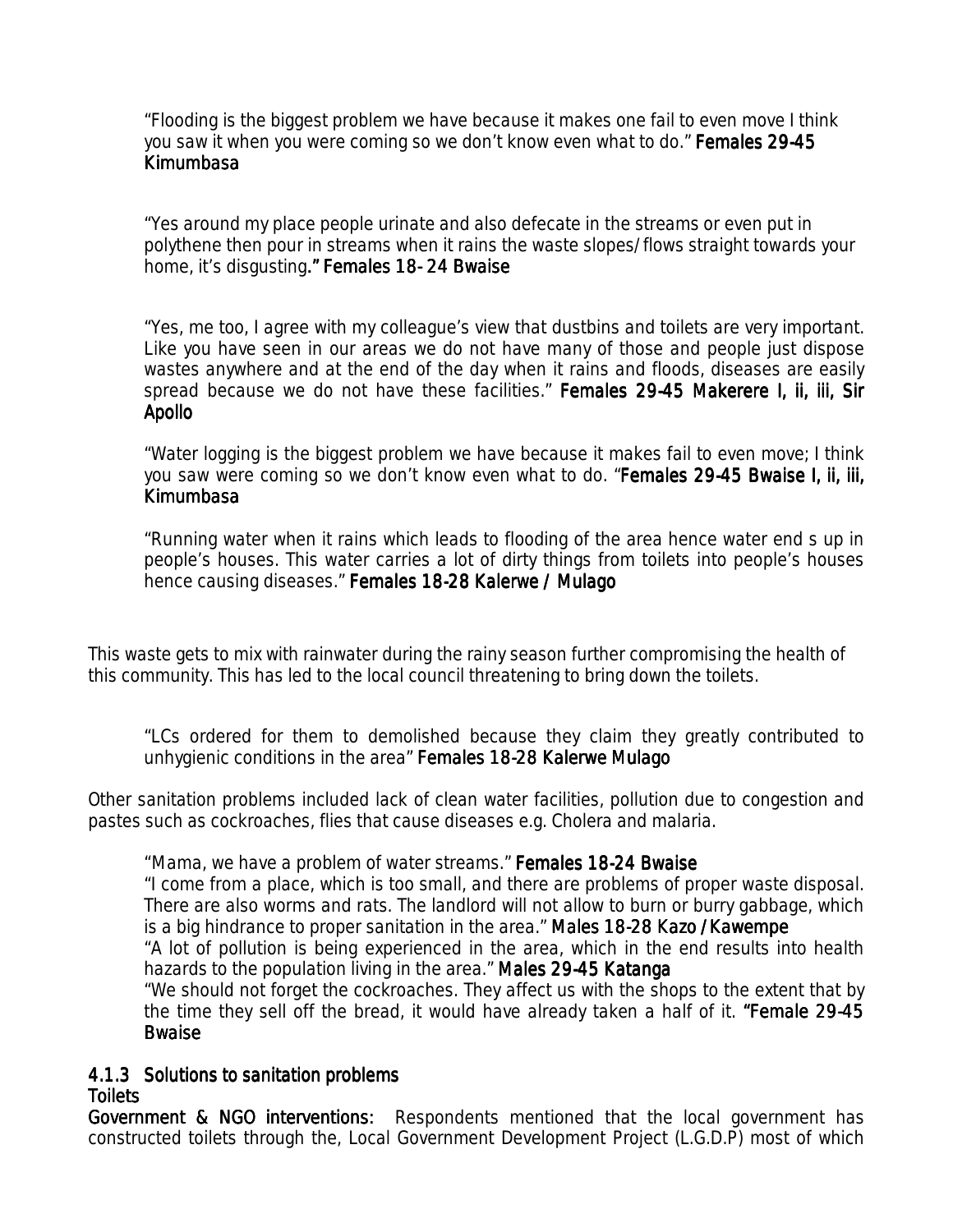> "Flooding is the biggest problem we have because it makes one fail to even move I think you saw it when you were coming so we don't know even what to do." **Females 29-45 Kimumbasa**

> "Yes around my place people urinate and also defecate in the streams or even put in polythene then pour in streams when it rains the waste slopes/flows straight towards your home, it's disgusting." **Females 18- 24 Bwaise**

> "Yes, me too, I agree with my colleague's view that dustbins and toilets are very important. Like you have seen in our areas we do not have many of those and people just dispose wastes anywhere and at the end of the day when it rains and floods, diseases are easily spread because we do not have these facilities." **Females 29-45 Makerere I, ii, iii, Sir Apollo**

> "Water logging is the biggest problem we have because it makes fail to even move; I think you saw were coming so we don't know even what to do. "**Females 29-45 Bwaise I, ii, iii, Kimumbasa**

> "Running water when it rains which leads to flooding of the area hence water end s up in people's houses. This water carries a lot of dirty things from toilets into people's houses hence causing diseases." **Females 18-28 Kalerwe / Mulago**

This waste gets to mix with rainwater during the rainy season further compromising the health of this community. This has led to the local council threatening to bring down the toilets.

> "LCs ordered for them to demolished because they claim they greatly contributed to unhygienic conditions in the area" **Females 18-28 Kalerwe Mulago**

Other sanitation problems included lack of clean water facilities, pollution due to congestion and pastes such as cockroaches, flies that cause diseases e.g. Cholera and malaria.

> "Mama, we have a problem of water streams." **Females 18-24 Bwaise**
>
> "I come from a place, which is too small, and there are problems of proper waste disposal. There are also worms and rats. The landlord will not allow to burn or burry gabbage, which is a big hindrance to proper sanitation in the area." **Males 18-28 Kazo /Kawempe**
>
> "A lot of pollution is being experienced in the area, which in the end results into health hazards to the population living in the area." **Males 29-45 Katanga**
>
> "We should not forget the cockroaches. They affect us with the shops to the extent that by the time they sell off the bread, it would have already taken a half of it. **"Female 29-45 Bwaise**

### 4.1.3 Solutions to sanitation problems

**Toilets**

**Government & NGO interventions:** Respondents mentioned that the local government has constructed toilets through the, Local Government Development Project (L.G.D.P) most of which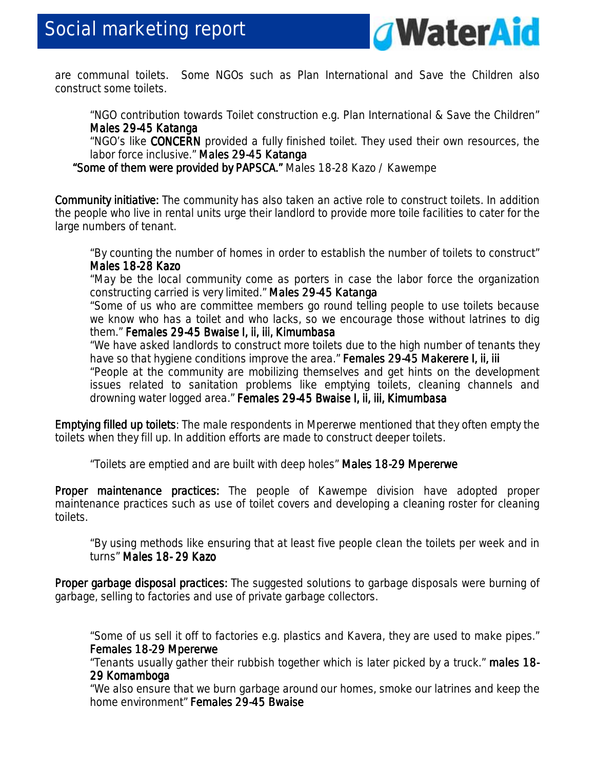are communal toilets. Some NGOs such as Plan International and Save the Children also construct some toilets.

> "NGO contribution towards Toilet construction e.g. Plan International & Save the Children" **Males 29-45 Katanga**
>
> "NGO's like **CONCERN** provided a fully finished toilet. They used their own resources, the labor force inclusive." **Males 29-45 Katanga**
>
> **"Some of them were provided by PAPSCA."** Males 18-28 Kazo / Kawempe

**Community initiative:** The community has also taken an active role to construct toilets. In addition the people who live in rental units urge their landlord to provide more toile facilities to cater for the large numbers of tenant.

> "By counting the number of homes in order to establish the number of toilets to construct" **Males 18-28 Kazo**
>
> "May be the local community come as porters in case the labor force the organization constructing carried is very limited." **Males 29-45 Katanga**
>
> "Some of us who are committee members go round telling people to use toilets because we know who has a toilet and who lacks, so we encourage those without latrines to dig them." **Females 29-45 Bwaise I, ii, iii, Kimumbasa**
>
> "We have asked landlords to construct more toilets due to the high number of tenants they have so that hygiene conditions improve the area." **Females 29-45 Makerere I, ii, iii**
>
> "People at the community are mobilizing themselves and get hints on the development issues related to sanitation problems like emptying toilets, cleaning channels and drowning water logged area." **Females 29-45 Bwaise I, ii, iii, Kimumbasa**

**Emptying filled up toilets**: The male respondents in Mpererwe mentioned that they often empty the toilets when they fill up. In addition efforts are made to construct deeper toilets.

> "Toilets are emptied and are built with deep holes" **Males 18-29 Mpererwe**

**Proper maintenance practices:** The people of Kawempe division have adopted proper maintenance practices such as use of toilet covers and developing a cleaning roster for cleaning toilets.

> "By using methods like ensuring that at least five people clean the toilets per week and in turns" **Males 18- 29 Kazo**

**Proper garbage disposal practices:** The suggested solutions to garbage disposals were burning of garbage, selling to factories and use of private garbage collectors.

> "Some of us sell it off to factories e.g. plastics and Kavera, they are used to make pipes." **Females 18-29 Mpererwe**
>
> "Tenants usually gather their rubbish together which is later picked by a truck." **males 18-29 Komamboga**
>
> "We also ensure that we burn garbage around our homes, smoke our latrines and keep the home environment" **Females 29-45 Bwaise**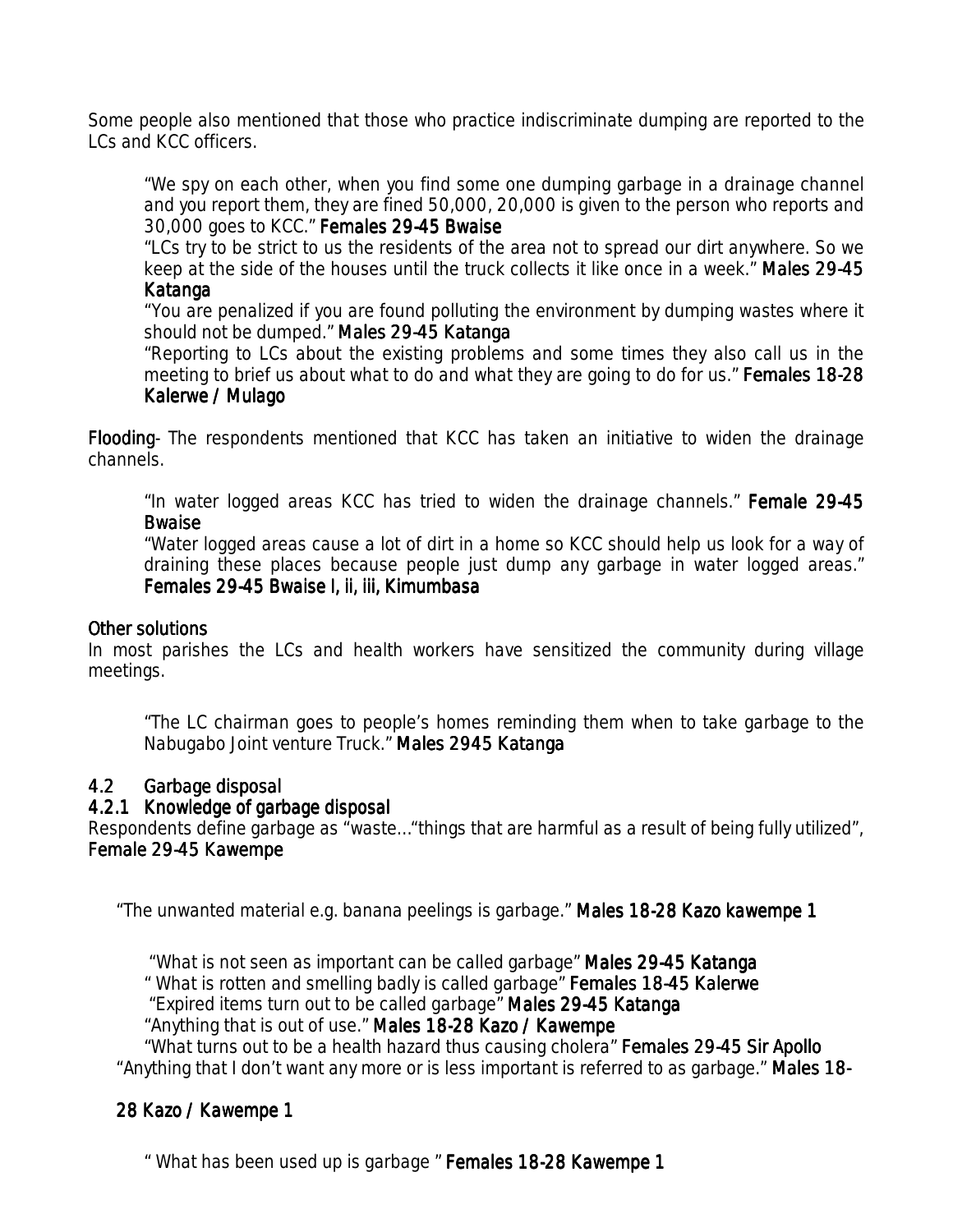Some people also mentioned that those who practice indiscriminate dumping are reported to the LCs and KCC officers.

> *"We spy on each other, when you find some one dumping garbage in a drainage channel and you report them, they are fined 50,000, 20,000 is given to the person who reports and 30,000 goes to KCC."* **Females 29-45 Bwaise**
>
> *"LCs try to be strict to us the residents of the area not to spread our dirt anywhere. So we keep at the side of the houses until the truck collects it like once in a week."* **Males 29-45 Katanga**
>
> *"You are penalized if you are found polluting the environment by dumping wastes where it should not be dumped."* **Males 29-45 Katanga**
>
> *"Reporting to LCs about the existing problems and some times they also call us in the meeting to brief us about what to do and what they are going to do for us."* **Females 18-28 Kalerwe / Mulago**

**Flooding**- The respondents mentioned that KCC has taken an initiative to widen the drainage channels.

> *"In water logged areas KCC has tried to widen the drainage channels."* **Female 29-45 Bwaise**
>
> *"Water logged areas cause a lot of dirt in a home so KCC should help us look for a way of draining these places because people just dump any garbage in water logged areas."* **Females 29-45 Bwaise I, ii, iii, Kimumbasa**

**Other solutions**

In most parishes the LCs and health workers have sensitized the community during village meetings.

> *"The LC chairman goes to people's homes reminding them when to take garbage to the Nabugabo Joint venture Truck."* **Males 2945 Katanga**

## 4.2 Garbage disposal

### 4.2.1 Knowledge of garbage disposal

Respondents define garbage as *"waste…"things that are harmful as a result of being fully utilized"*, **Female 29-45 Kawempe**

> *"The unwanted material e.g. banana peelings is garbage."* **Males 18-28 Kazo kawempe 1**
>
> *"What is not seen as important can be called garbage"* **Males 29-45 Katanga**
>
> *" What is rotten and smelling badly is called garbage"* **Females 18-45 Kalerwe**
>
> *"Expired items turn out to be called garbage"* **Males 29-45 Katanga**
>
> *"Anything that is out of use."* **Males 18-28 Kazo / Kawempe**
>
> *"What turns out to be a health hazard thus causing cholera"* **Females 29-45 Sir Apollo**
>
> *"Anything that I don't want any more or is less important is referred to as garbage."* **Males 18-28 Kazo / Kawempe 1**
>
> *" What has been used up is garbage "* **Females 18-28 Kawempe 1**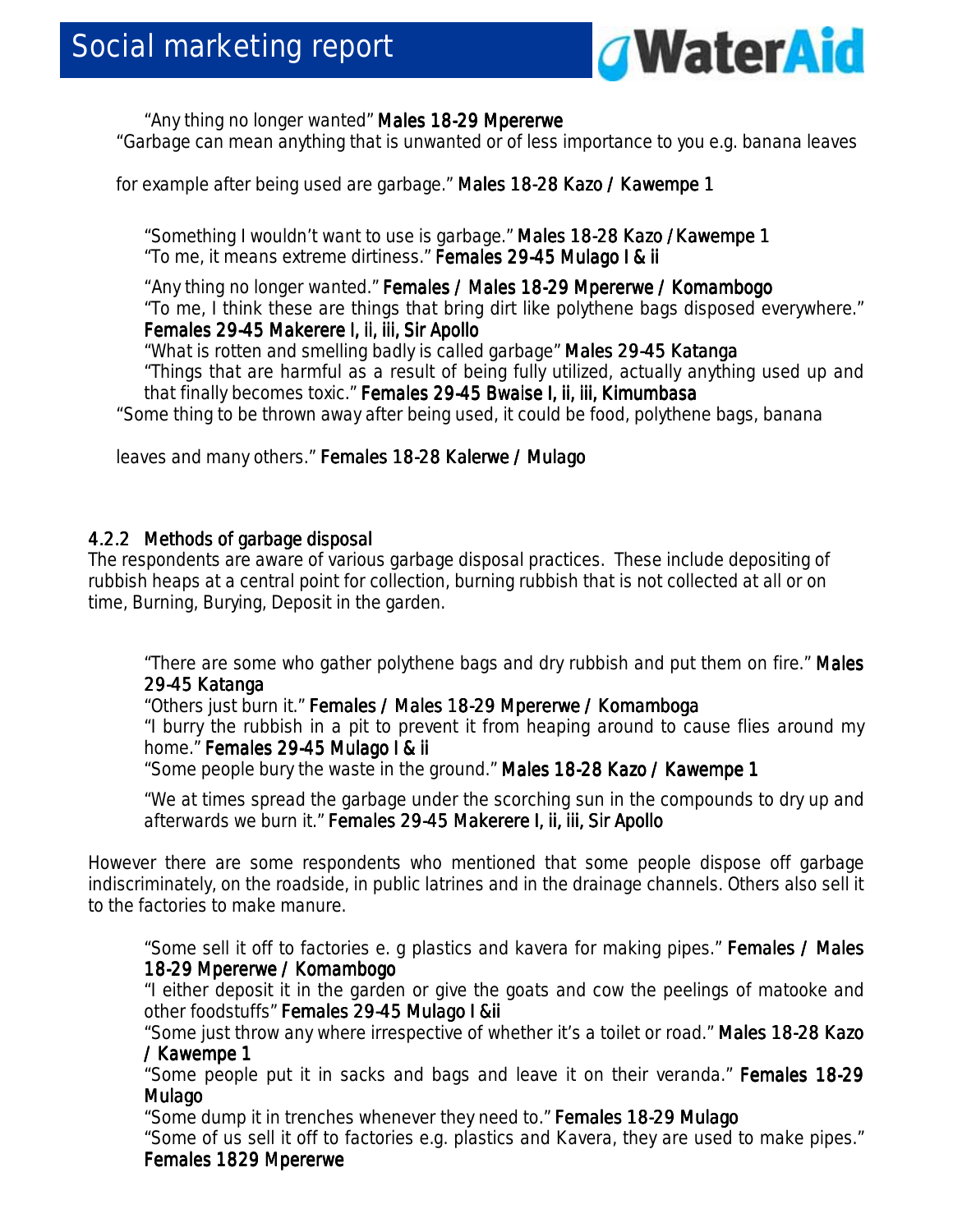"Any thing no longer wanted" **Males 18-29 Mpererwe**

"Garbage can mean anything that is unwanted or of less importance to you e.g. banana leaves for example after being used are garbage." **Males 18-28 Kazo / Kawempe 1**

"Something I wouldn't want to use is garbage." **Males 18-28 Kazo / Kawempe 1**

"To me, it means extreme dirtiness." **Females 29-45 Mulago I & ii**

"Any thing no longer wanted." **Females / Males 18-29 Mpererwe / Komambogo**

"To me, I think these are things that bring dirt like polythene bags disposed everywhere." **Females 29-45 Makerere I, ii, iii, Sir Apollo**

"What is rotten and smelling badly is called garbage" **Males 29-45 Katanga**

"Things that are harmful as a result of being fully utilized, actually anything used up and that finally becomes toxic." **Females 29-45 Bwalse I, ii, iii, Kimumbasa**

"Some thing to be thrown away after being used, it could be food, polythene bags, banana leaves and many others." **Females 18-28 Kalerwe / Mulago**

### 4.2.2 Methods of garbage disposal

The respondents are aware of various garbage disposal practices. These include depositing of rubbish heaps at a central point for collection, burning rubbish that is not collected at all or on time, Burning, Burying, Deposit in the garden.

"There are some who gather polythene bags and dry rubbish and put them on fire." **Males 29-45 Katanga**

"Others just burn it." **Females / Males 18-29 Mpererwe / Komamboga**

"I burry the rubbish in a pit to prevent it from heaping around to cause flies around my home." **Females 29-45 Mulago I & ii**

"Some people bury the waste in the ground." **Males 18-28 Kazo / Kawempe 1**

"We at times spread the garbage under the scorching sun in the compounds to dry up and afterwards we burn it." **Females 29-45 Makerere I, ii, iii, Sir Apollo**

However there are some respondents who mentioned that some people dispose off garbage indiscriminately, on the roadside, in public latrines and in the drainage channels. Others also sell it to the factories to make manure.

"Some sell it off to factories e. g plastics and kavera for making pipes." **Females / Males 18-29 Mpererwe / Komambogo**

"I either deposit it in the garden or give the goats and cow the peelings of matooke and other foodstuffs" **Females 29-45 Mulago I &ii**

"Some just throw any where irrespective of whether it's a toilet or road." **Males 18-28 Kazo / Kawempe 1**

"Some people put it in sacks and bags and leave it on their veranda." **Females 18-29 Mulago**

"Some dump it in trenches whenever they need to." **Females 18-29 Mulago**

"Some of us sell it off to factories e.g. plastics and Kavera, they are used to make pipes." **Females 1829 Mpererwe**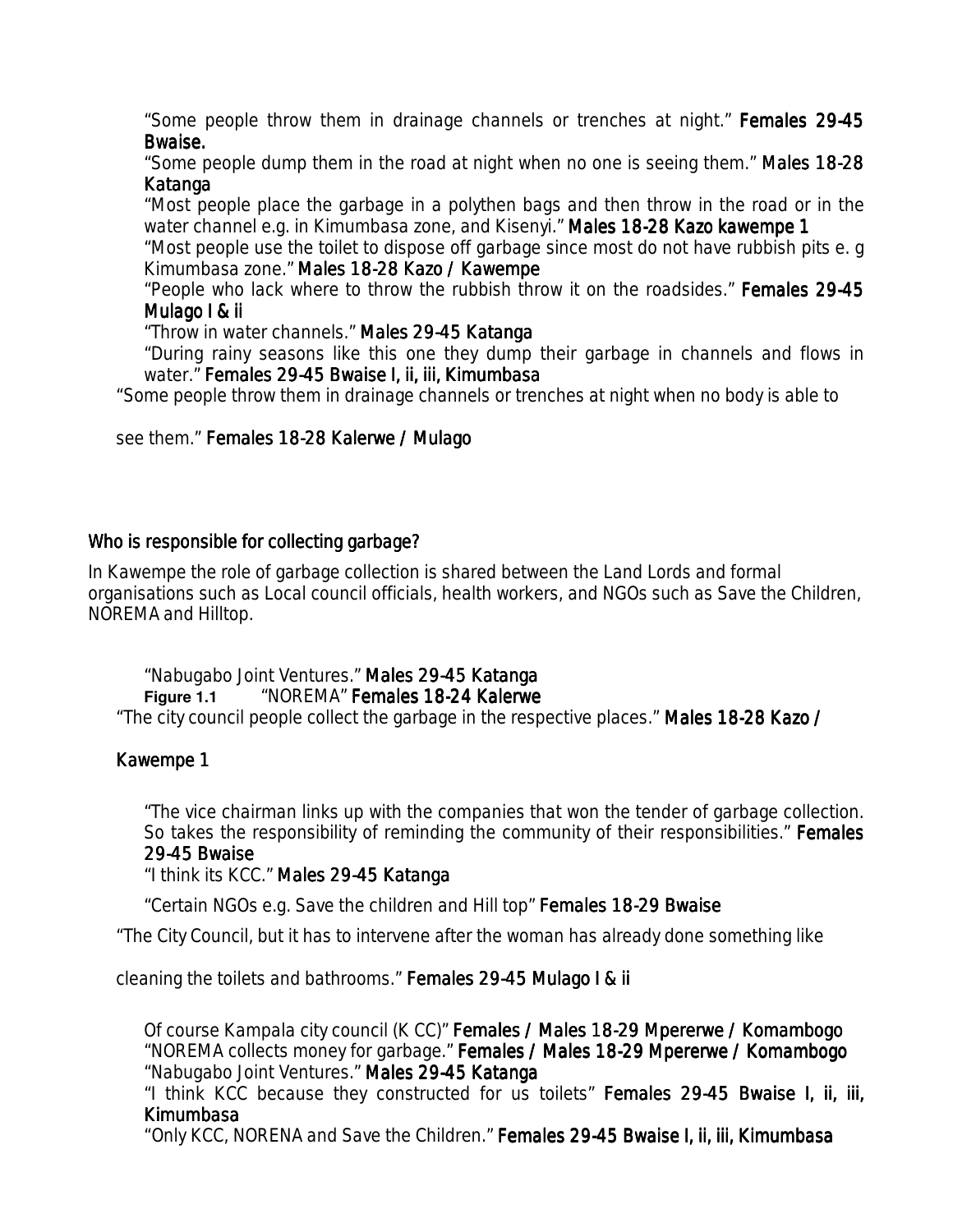"Some people throw them in drainage channels or trenches at night." **Females 29-45 Bwaise.**

"Some people dump them in the road at night when no one is seeing them." **Males 18-28 Katanga**

"Most people place the garbage in a polythen bags and then throw in the road or in the water channel e.g. in Kimumbasa zone, and Kisenyi." **Males 18-28 Kazo kawempe 1**

"Most people use the toilet to dispose off garbage since most do not have rubbish pits e. g Kimumbasa zone." **Males 18-28 Kazo / Kawempe**

"People who lack where to throw the rubbish throw it on the roadsides." **Females 29-45 Mulago I & ii**

"Throw in water channels." **Males 29-45 Katanga**

"During rainy seasons like this one they dump their garbage in channels and flows in water." **Females 29-45 Bwaise I, ii, iii, Kimumbasa**

"Some people throw them in drainage channels or trenches at night when no body is able to see them." **Females 18-28 Kalerwe / Mulago**

## Who is responsible for collecting garbage?

In Kawempe the role of garbage collection is shared between the Land Lords and formal organisations such as Local council officials, health workers, and NGOs such as Save the Children, NOREMA and Hilltop.

"Nabugabo Joint Ventures." **Males 29-45 Katanga**

**Figure 1.1** "NOREMA" **Females 18-24 Kalerwe**

"The city council people collect the garbage in the respective places." **Males 18-28 Kazo / Kawempe 1**

"The vice chairman links up with the companies that won the tender of garbage collection. So takes the responsibility of reminding the community of their responsibilities." **Females 29-45 Bwaise**

"I think its KCC." **Males 29-45 Katanga**

"Certain NGOs e.g. Save the children and Hill top" **Females 18-29 Bwaise**

"The City Council, but it has to intervene after the woman has already done something like cleaning the toilets and bathrooms." **Females 29-45 Mulago I & ii**

Of course Kampala city council (K CC)" **Females / Males 18-29 Mpererwe / Komambogo**

"NOREMA collects money for garbage." **Females / Males 18-29 Mpererwe / Komambogo**

"Nabugabo Joint Ventures." **Males 29-45 Katanga**

"I think KCC because they constructed for us toilets" **Females 29-45 Bwaise I, ii, iii, Kimumbasa**

"Only KCC, NORENA and Save the Children." **Females 29-45 Bwaise I, ii, iii, Kimumbasa**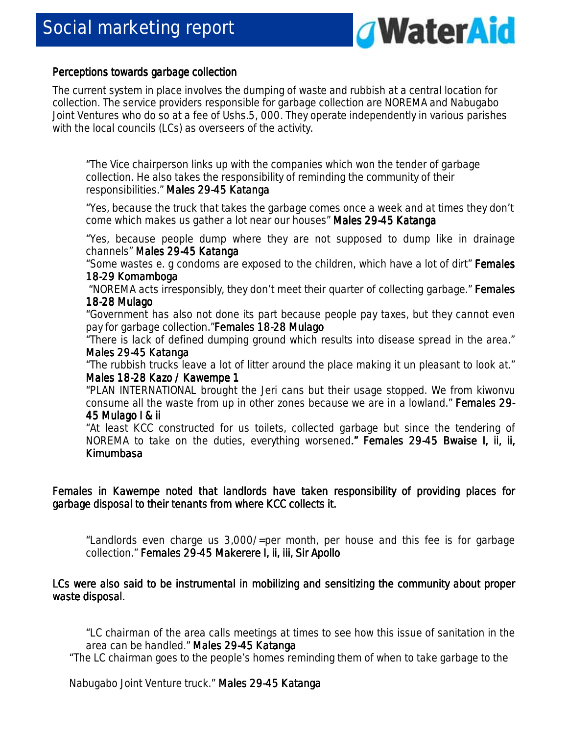## Perceptions towards garbage collection

The current system in place involves the dumping of waste and rubbish at a central location for collection. The service providers responsible for garbage collection are NOREMA and Nabugabo Joint Ventures who do so at a fee of Ushs.5, 000. They operate independently in various parishes with the local councils (LCs) as overseers of the activity.

> "The Vice chairperson links up with the companies which won the tender of garbage collection. He also takes the responsibility of reminding the community of their responsibilities." Males 29-45 Katanga
>
> "Yes, because the truck that takes the garbage comes once a week and at times they don't come which makes us gather a lot near our houses" Males 29-45 Katanga
>
> "Yes, because people dump where they are not supposed to dump like in drainage channels" Males 29-45 Katanga
>
> "Some wastes e. g condoms are exposed to the children, which have a lot of dirt" Females 18-29 Komamboga
>
> "NOREMA acts irresponsibly, they don't meet their quarter of collecting garbage." Females 18-28 Mulago
>
> "Government has also not done its part because people pay taxes, but they cannot even pay for garbage collection."Females 18-28 Mulago
>
> "There is lack of defined dumping ground which results into disease spread in the area." Males 29-45 Katanga
>
> "The rubbish trucks leave a lot of litter around the place making it un pleasant to look at." Males 18-28 Kazo / Kawempe 1
>
> "PLAN INTERNATIONAL brought the Jeri cans but their usage stopped. We from kiwonvu consume all the waste from up in other zones because we are in a lowland." Females 29-45 Mulago I & ii
>
> "At least KCC constructed for us toilets, collected garbage but since the tendering of NOREMA to take on the duties, everything worsened." Females 29-45 Bwaise I, ii, ii, Kimumbasa

Females in Kawempe noted that landlords have taken responsibility of providing places for garbage disposal to their tenants from where KCC collects it.

> "Landlords even charge us 3,000/=per month, per house and this fee is for garbage collection." Females 29-45 Makerere I, ii, iii, Sir Apollo

LCs were also said to be instrumental in mobilizing and sensitizing the community about proper waste disposal.

> "LC chairman of the area calls meetings at times to see how this issue of sanitation in the area can be handled." Males 29-45 Katanga
>
> "The LC chairman goes to the people's homes reminding them of when to take garbage to the Nabugabo Joint Venture truck." Males 29-45 Katanga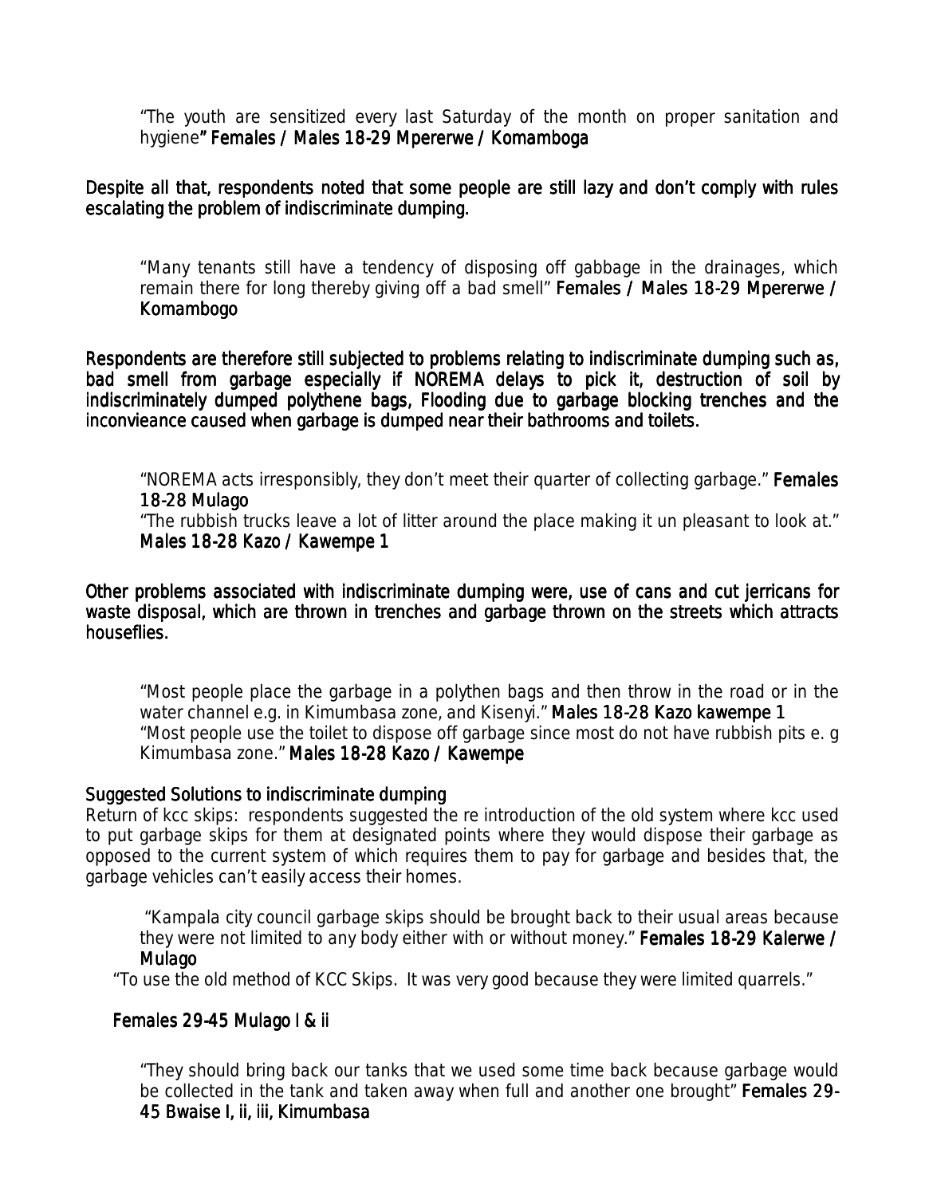> "The youth are sensitized every last Saturday of the month on proper sanitation and hygiene" **Females / Males 18-29 Mpererwe / Komamboga**

**Despite all that, respondents noted that some people are still lazy and don't comply with rules escalating the problem of indiscriminate dumping.**

> "Many tenants still have a tendency of disposing off gabbage in the drainages, which remain there for long thereby giving off a bad smell" **Females / Males 18-29 Mpererwe / Komambogo**

**Respondents are therefore still subjected to problems relating to indiscriminate dumping such as, bad smell from garbage especially if NOREMA delays to pick it, destruction of soil by indiscriminately dumped polythene bags, Flooding due to garbage blocking trenches and the inconvieance caused when garbage is dumped near their bathrooms and toilets.**

> "NOREMA acts irresponsibly, they don't meet their quarter of collecting garbage." **Females 18-28 Mulago**
>
> "The rubbish trucks leave a lot of litter around the place making it un pleasant to look at." **Males 18-28 Kazo / Kawempe 1**

**Other problems associated with indiscriminate dumping were, use of cans and cut jerricans for waste disposal, which are thrown in trenches and garbage thrown on the streets which attracts houseflies.**

> "Most people place the garbage in a polythen bags and then throw in the road or in the water channel e.g. in Kimumbasa zone, and Kisenyi." **Males 18-28 Kazo kawempe 1**
>
> "Most people use the toilet to dispose off garbage since most do not have rubbish pits e. g Kimumbasa zone." **Males 18-28 Kazo / Kawempe**

**Suggested Solutions to indiscriminate dumping**

Return of kcc skips: respondents suggested the re introduction of the old system where kcc used to put garbage skips for them at designated points where they would dispose their garbage as opposed to the current system of which requires them to pay for garbage and besides that, the garbage vehicles can't easily access their homes.

> "Kampala city council garbage skips should be brought back to their usual areas because they were not limited to any body either with or without money." **Females 18-29 Kalerwe / Mulago**

"To use the old method of KCC Skips. It was very good because they were limited quarrels."

**Females 29-45 Mulago I & ii**

> "They should bring back our tanks that we used some time back because garbage would be collected in the tank and taken away when full and another one brought" **Females 29-45 Bwaise I, ii, iii, Kimumbasa**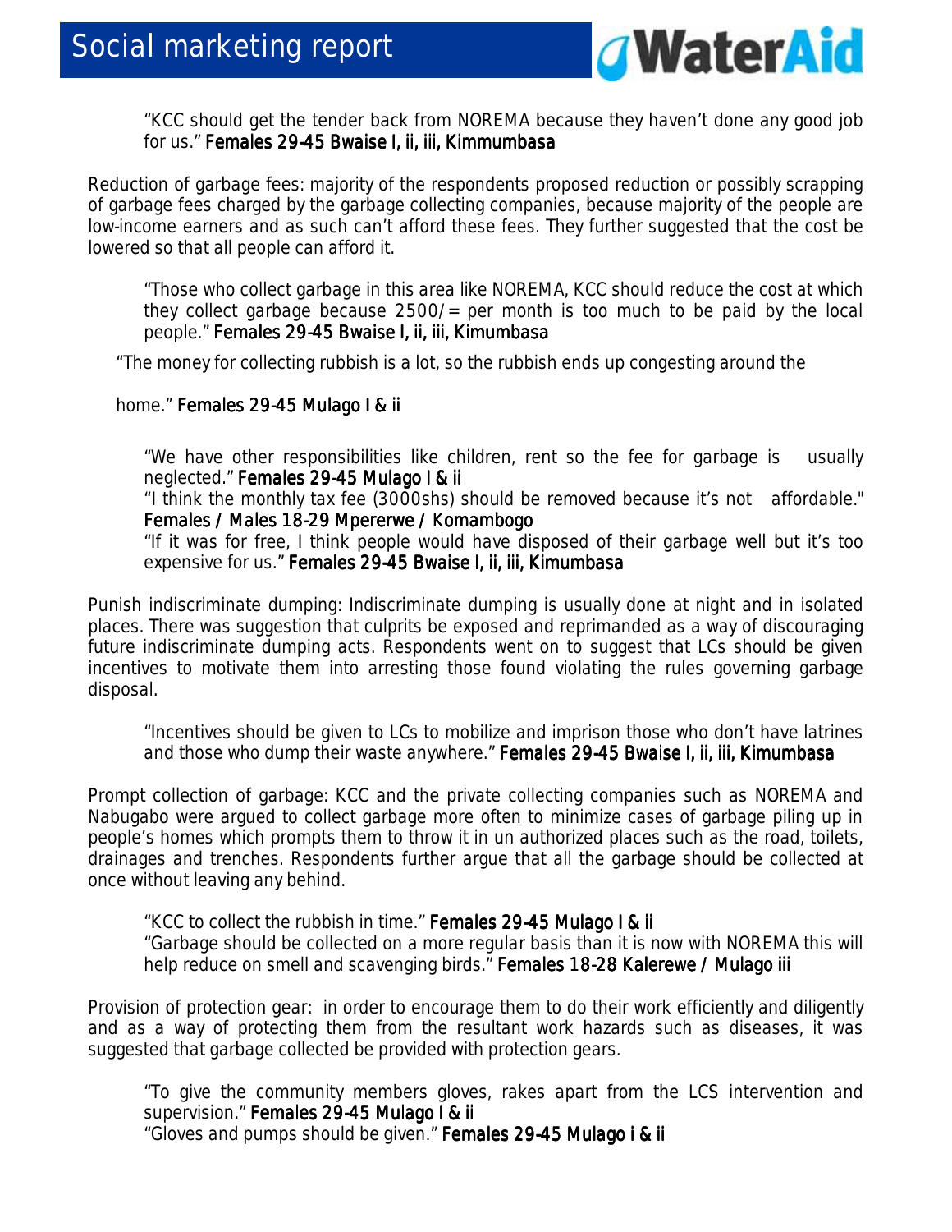"KCC should get the tender back from NOREMA because they haven't done any good job for us." **Females 29-45 Bwaise I, ii, iii, Kimmumbasa**

Reduction of garbage fees: majority of the respondents proposed reduction or possibly scrapping of garbage fees charged by the garbage collecting companies, because majority of the people are low-income earners and as such can't afford these fees. They further suggested that the cost be lowered so that all people can afford it.

"Those who collect garbage in this area like NOREMA, KCC should reduce the cost at which they collect garbage because 2500/= per month is too much to be paid by the local people." **Females 29-45 Bwaise I, ii, iii, Kimumbasa**

"The money for collecting rubbish is a lot, so the rubbish ends up congesting around the home." **Females 29-45 Mulago I & ii**

"We have other responsibilities like children, rent so the fee for garbage is usually neglected." **Females 29-45 Mulago I & ii**

"I think the monthly tax fee (3000shs) should be removed because it's not affordable." **Females / Males 18-29 Mpererwe / Komambogo**

"If it was for free, I think people would have disposed of their garbage well but it's too expensive for us." **Females 29-45 Bwaise I, ii, iii, Kimumbasa**

Punish indiscriminate dumping: Indiscriminate dumping is usually done at night and in isolated places. There was suggestion that culprits be exposed and reprimanded as a way of discouraging future indiscriminate dumping acts. Respondents went on to suggest that LCs should be given incentives to motivate them into arresting those found violating the rules governing garbage disposal.

"Incentives should be given to LCs to mobilize and imprison those who don't have latrines and those who dump their waste anywhere." **Females 29-45 Bwaise I, ii, iii, Kimumbasa**

Prompt collection of garbage: KCC and the private collecting companies such as NOREMA and Nabugabo were argued to collect garbage more often to minimize cases of garbage piling up in people's homes which prompts them to throw it in un authorized places such as the road, toilets, drainages and trenches. Respondents further argue that all the garbage should be collected at once without leaving any behind.

"KCC to collect the rubbish in time." **Females 29-45 Mulago I & ii**

"Garbage should be collected on a more regular basis than it is now with NOREMA this will help reduce on smell and scavenging birds." **Females 18-28 Kalerewe / Mulago iii**

Provision of protection gear: in order to encourage them to do their work efficiently and diligently and as a way of protecting them from the resultant work hazards such as diseases, it was suggested that garbage collected be provided with protection gears.

"To give the community members gloves, rakes apart from the LCS intervention and supervision." **Females 29-45 Mulago I & ii**

"Gloves and pumps should be given." **Females 29-45 Mulago i & ii**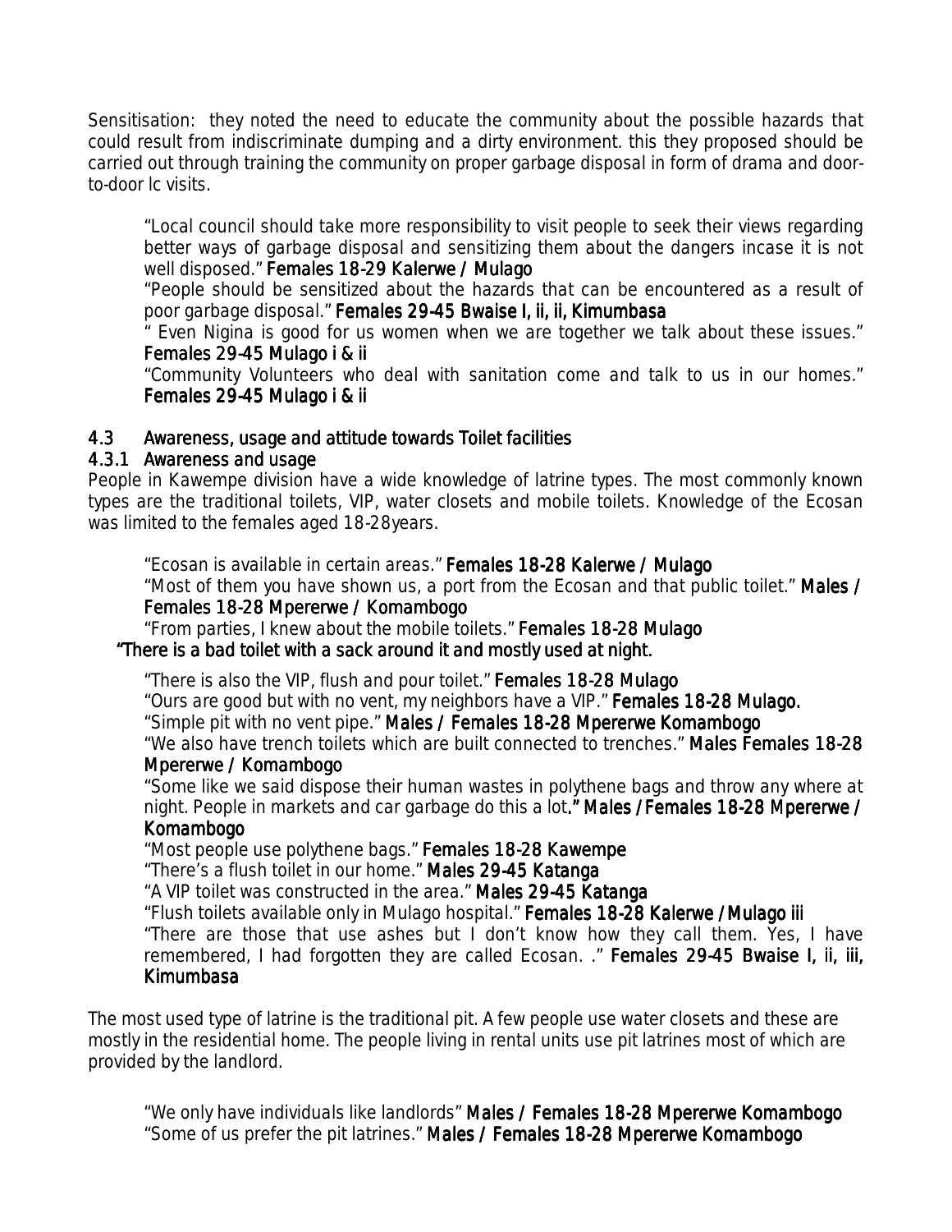Sensitisation: they noted the need to educate the community about the possible hazards that could result from indiscriminate dumping and a dirty environment. this they proposed should be carried out through training the community on proper garbage disposal in form of drama and door-to-door lc visits.

> "Local council should take more responsibility to visit people to seek their views regarding better ways of garbage disposal and sensitizing them about the dangers incase it is not well disposed." **Females 18-29 Kalerwe / Mulago**
>
> "People should be sensitized about the hazards that can be encountered as a result of poor garbage disposal." **Females 29-45 Bwaise I, ii, ii, Kimumbasa**
>
> " Even Nigina is good for us women when we are together we talk about these issues." **Females 29-45 Mulago i & ii**
>
> "Community Volunteers who deal with sanitation come and talk to us in our homes." **Females 29-45 Mulago i & ii**

## 4.3 Awareness, usage and attitude towards Toilet facilities

### 4.3.1 Awareness and usage

People in Kawempe division have a wide knowledge of latrine types. The most commonly known types are the traditional toilets, VIP, water closets and mobile toilets. Knowledge of the Ecosan was limited to the females aged 18-28years.

> "Ecosan is available in certain areas." **Females 18-28 Kalerwe / Mulago**
>
> "Most of them you have shown us, a port from the Ecosan and that public toilet." **Males / Females 18-28 Mpererwe / Komambogo**
>
> "From parties, I knew about the mobile toilets." **Females 18-28 Mulago**
>
> **"There is a bad toilet with a sack around it and mostly used at night.**
>
> "There is also the VIP, flush and pour toilet." **Females 18-28 Mulago**
>
> "Ours are good but with no vent, my neighbors have a VIP." **Females 18-28 Mulago.**
>
> "Simple pit with no vent pipe." **Males / Females 18-28 Mpererwe Komambogo**
>
> "We also have trench toilets which are built connected to trenches." **Males Females 18-28 Mpererwe / Komambogo**
>
> "Some like we said dispose their human wastes in polythene bags and throw any where at night. People in markets and car garbage do this a lot**." Males / Females 18-28 Mpererwe / Komambogo**
>
> "Most people use polythene bags." **Females 18-28 Kawempe**
>
> "There's a flush toilet in our home." **Males 29-45 Katanga**
>
> "A VIP toilet was constructed in the area." **Males 29-45 Katanga**
>
> "Flush toilets available only in Mulago hospital." **Females 18-28 Kalerwe / Mulago iii**
>
> "There are those that use ashes but I don't know how they call them. Yes, I have remembered, I had forgotten they are called Ecosan. ." **Females 29-45 Bwaise I, ii, iii, Kimumbasa**

The most used type of latrine is the traditional pit. A few people use water closets and these are mostly in the residential home. The people living in rental units use pit latrines most of which are provided by the landlord.

> "We only have individuals like landlords" **Males / Females 18-28 Mpererwe Komambogo**
>
> "Some of us prefer the pit latrines." **Males / Females 18-28 Mpererwe Komambogo**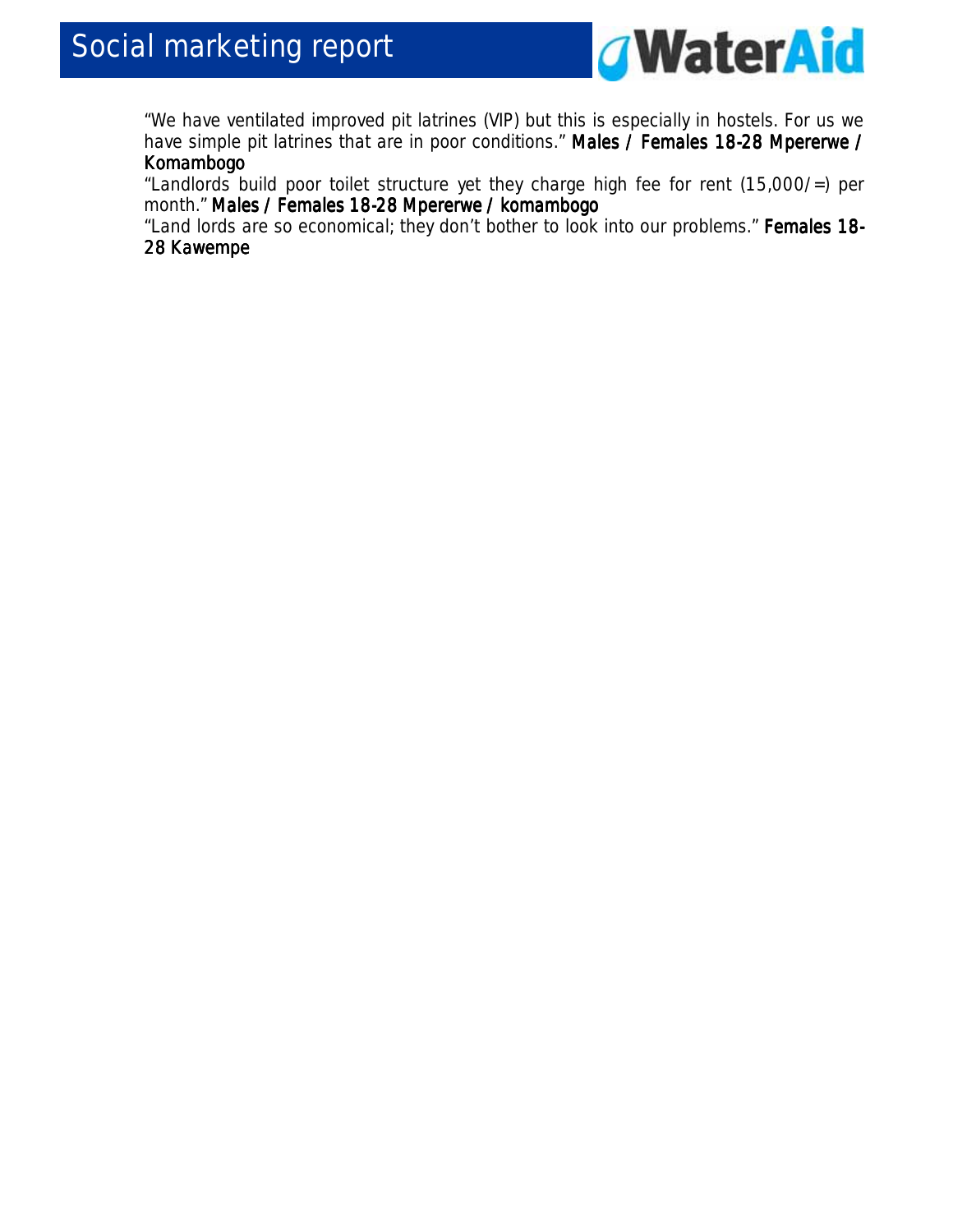"We have ventilated improved pit latrines (VIP) but this is especially in hostels. For us we have simple pit latrines that are in poor conditions." **Males / Females 18-28 Mpererwe / Komambogo**

"Landlords build poor toilet structure yet they charge high fee for rent (15,000/=) per month." **Males / Females 18-28 Mpererwe / komambogo**

"Land lords are so economical; they don't bother to look into our problems." **Females 18-28 Kawempe**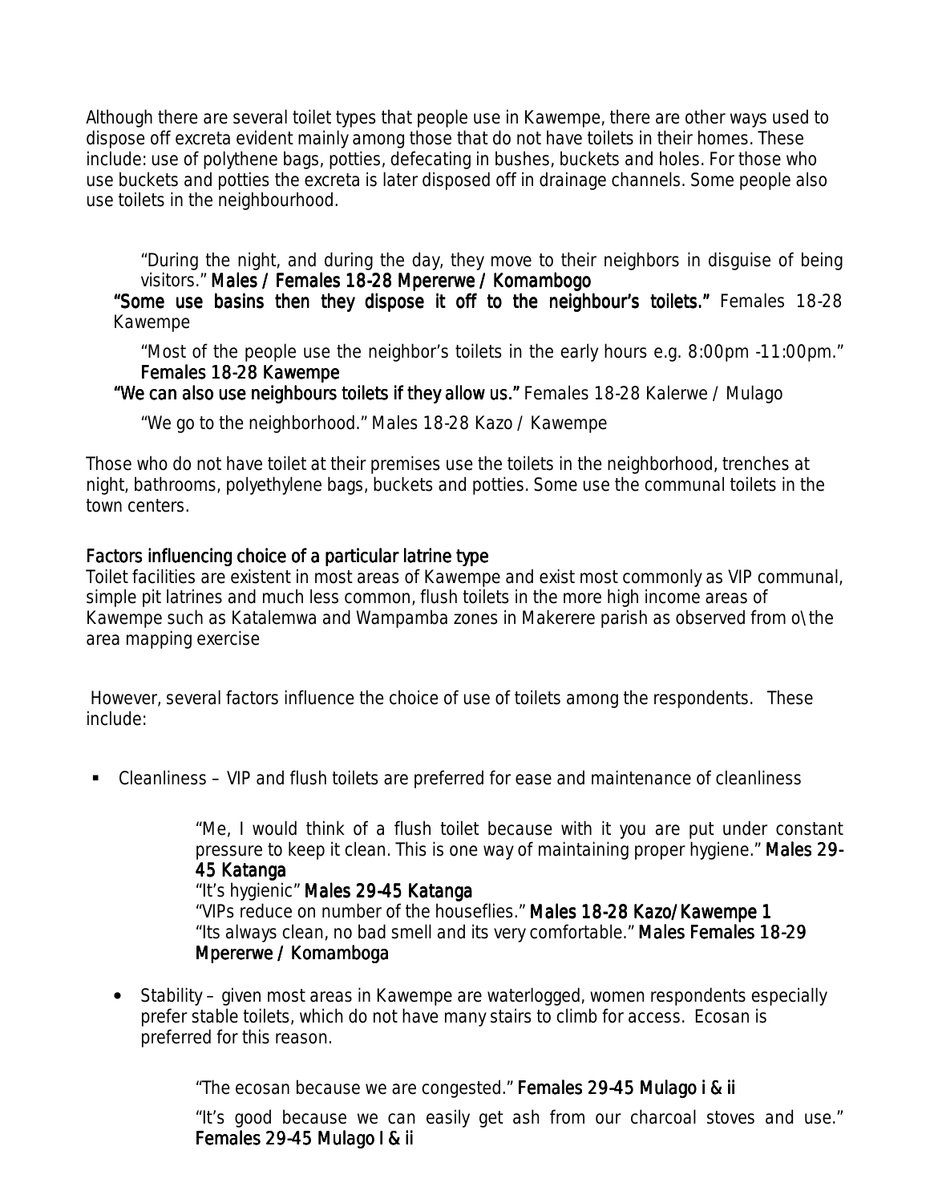Although there are several toilet types that people use in Kawempe, there are other ways used to dispose off excreta evident mainly among those that do not have toilets in their homes. These include: use of polythene bags, potties, defecating in bushes, buckets and holes. For those who use buckets and potties the excreta is later disposed off in drainage channels. Some people also use toilets in the neighbourhood.

> "During the night, and during the day, they move to their neighbors in disguise of being visitors." **Males / Females 18-28 Mpererwe / Komambogo**
>
> **"Some use basins then they dispose it off to the neighbour's toilets."** Females 18-28 Kawempe
>
> "Most of the people use the neighbor's toilets in the early hours e.g. 8:00pm -11:00pm." **Females 18-28 Kawempe**
>
> **"We can also use neighbours toilets if they allow us."** Females 18-28 Kalerwe / Mulago
>
> "We go to the neighborhood." Males 18-28 Kazo / Kawempe

Those who do not have toilet at their premises use the toilets in the neighborhood, trenches at night, bathrooms, polyethylene bags, buckets and potties. Some use the communal toilets in the town centers.

## Factors influencing choice of a particular latrine type

Toilet facilities are existent in most areas of Kawempe and exist most commonly as VIP communal, simple pit latrines and much less common, flush toilets in the more high income areas of Kawempe such as Katalemwa and Wampamba zones in Makerere parish as observed from o\the area mapping exercise

However, several factors influence the choice of use of toilets among the respondents. These include:

- Cleanliness – VIP and flush toilets are preferred for ease and maintenance of cleanliness

> "Me, I would think of a flush toilet because with it you are put under constant pressure to keep it clean. This is one way of maintaining proper hygiene." **Males 29-45 Katanga**
>
> "It's hygienic" **Males 29-45 Katanga**
>
> "VIPs reduce on number of the houseflies." **Males 18-28 Kazo/Kawempe 1**
>
> "Its always clean, no bad smell and its very comfortable." **Males Females 18-29 Mpererwe / Komamboga**

- Stability – given most areas in Kawempe are waterlogged, women respondents especially prefer stable toilets, which do not have many stairs to climb for access. Ecosan is preferred for this reason.

> "The ecosan because we are congested." **Females 29-45 Mulago i & ii**
>
> "It's good because we can easily get ash from our charcoal stoves and use." **Females 29-45 Mulago I & ii**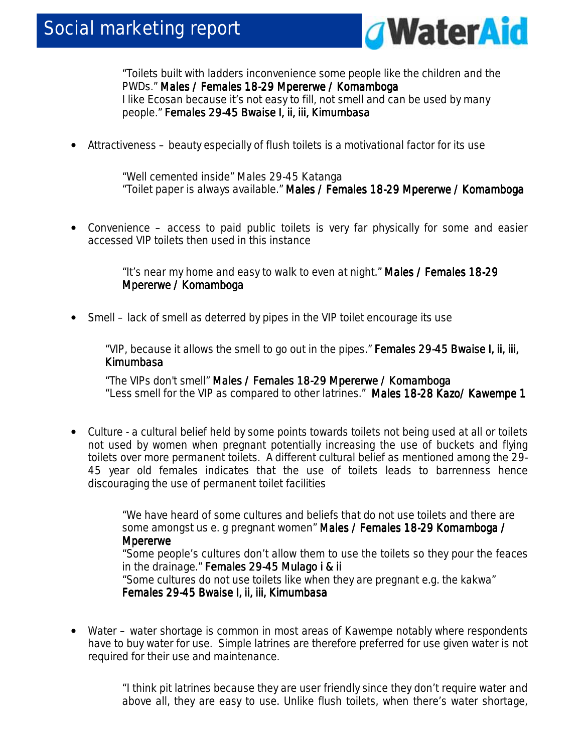"Toilets built with ladders inconvenience some people like the children and the PWDs." **Males / Females 18-29 Mpererwe / Komamboga**
I like Ecosan because it's not easy to fill, not smell and can be used by many people." **Females 29-45 Bwaise I, ii, iii, Kimumbasa**

- Attractiveness – beauty especially of flush toilets is a motivational factor for its use

"Well cemented inside" Males 29-45 Katanga
"Toilet paper is always available." **Males / Females 18-29 Mpererwe / Komamboga**

- Convenience – access to paid public toilets is very far physically for some and easier accessed VIP toilets then used in this instance

"It's near my home and easy to walk to even at night." **Males / Females 18-29 Mpererwe / Komamboga**

- Smell – lack of smell as deterred by pipes in the VIP toilet encourage its use

"VIP, because it allows the smell to go out in the pipes." **Females 29-45 Bwaise I, ii, iii, Kimumbasa**

"The VIPs don't smell" **Males / Females 18-29 Mpererwe / Komamboga**
"Less smell for the VIP as compared to other latrines." **Males 18-28 Kazo/ Kawempe 1**

- Culture - a cultural belief held by some points towards toilets not being used at all or toilets not used by women when pregnant potentially increasing the use of buckets and flying toilets over more permanent toilets. A different cultural belief as mentioned among the 29-45 year old females indicates that the use of toilets leads to barrenness hence discouraging the use of permanent toilet facilities

"We have heard of some cultures and beliefs that do not use toilets and there are some amongst us e. g pregnant women" **Males / Females 18-29 Komamboga / Mpererwe**
"Some people's cultures don't allow them to use the toilets so they pour the feaces in the drainage." **Females 29-45 Mulago i & ii**
"Some cultures do not use toilets like when they are pregnant e.g. the kakwa" **Females 29-45 Bwaise I, ii, iii, Kimumbasa**

- Water – water shortage is common in most areas of Kawempe notably where respondents have to buy water for use. Simple latrines are therefore preferred for use given water is not required for their use and maintenance.

"I think pit latrines because they are user friendly since they don't require water and above all, they are easy to use. Unlike flush toilets, when there's water shortage,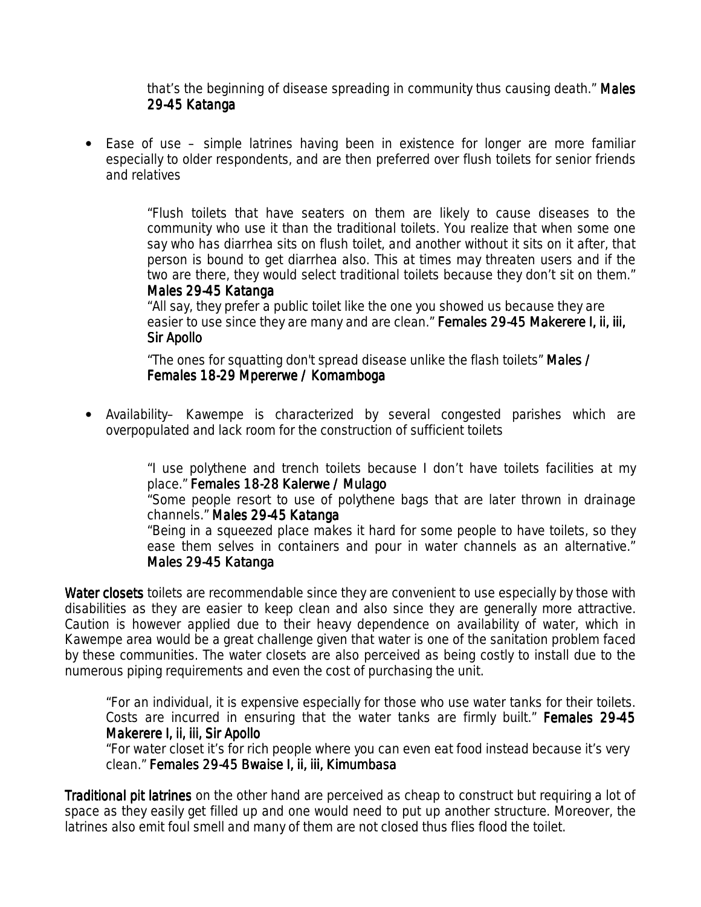that's the beginning of disease spreading in community thus causing death." **Males 29-45 Katanga**

- Ease of use – simple latrines having been in existence for longer are more familiar especially to older respondents, and are then preferred over flush toilets for senior friends and relatives

> "Flush toilets that have seaters on them are likely to cause diseases to the community who use it than the traditional toilets. You realize that when some one say who has diarrhea sits on flush toilet, and another without it sits on it after, that person is bound to get diarrhea also. This at times may threaten users and if the two are there, they would select traditional toilets because they don't sit on them." **Males 29-45 Katanga**
>
> "All say, they prefer a public toilet like the one you showed us because they are easier to use since they are many and are clean." **Females 29-45 Makerere I, ii, iii, Sir Apollo**
>
> "The ones for squatting don't spread disease unlike the flash toilets" **Males / Females 18-29 Mpererwe / Komamboga**

- Availability– Kawempe is characterized by several congested parishes which are overpopulated and lack room for the construction of sufficient toilets

> "I use polythene and trench toilets because I don't have toilets facilities at my place." **Females 18-28 Kalerwe / Mulago**
>
> "Some people resort to use of polythene bags that are later thrown in drainage channels." **Males 29-45 Katanga**
>
> "Being in a squeezed place makes it hard for some people to have toilets, so they ease them selves in containers and pour in water channels as an alternative." **Males 29-45 Katanga**

**Water closets** toilets are recommendable since they are convenient to use especially by those with disabilities as they are easier to keep clean and also since they are generally more attractive. Caution is however applied due to their heavy dependence on availability of water, which in Kawempe area would be a great challenge given that water is one of the sanitation problem faced by these communities. The water closets are also perceived as being costly to install due to the numerous piping requirements and even the cost of purchasing the unit.

> "For an individual, it is expensive especially for those who use water tanks for their toilets. Costs are incurred in ensuring that the water tanks are firmly built." **Females 29-45 Makerere I, ii, iii, Sir Apollo**
>
> "For water closet it's for rich people where you can even eat food instead because it's very clean." **Females 29-45 Bwaise I, ii, iii, Kimumbasa**

**Traditional pit latrines** on the other hand are perceived as cheap to construct but requiring a lot of space as they easily get filled up and one would need to put up another structure. Moreover, the latrines also emit foul smell and many of them are not closed thus flies flood the toilet.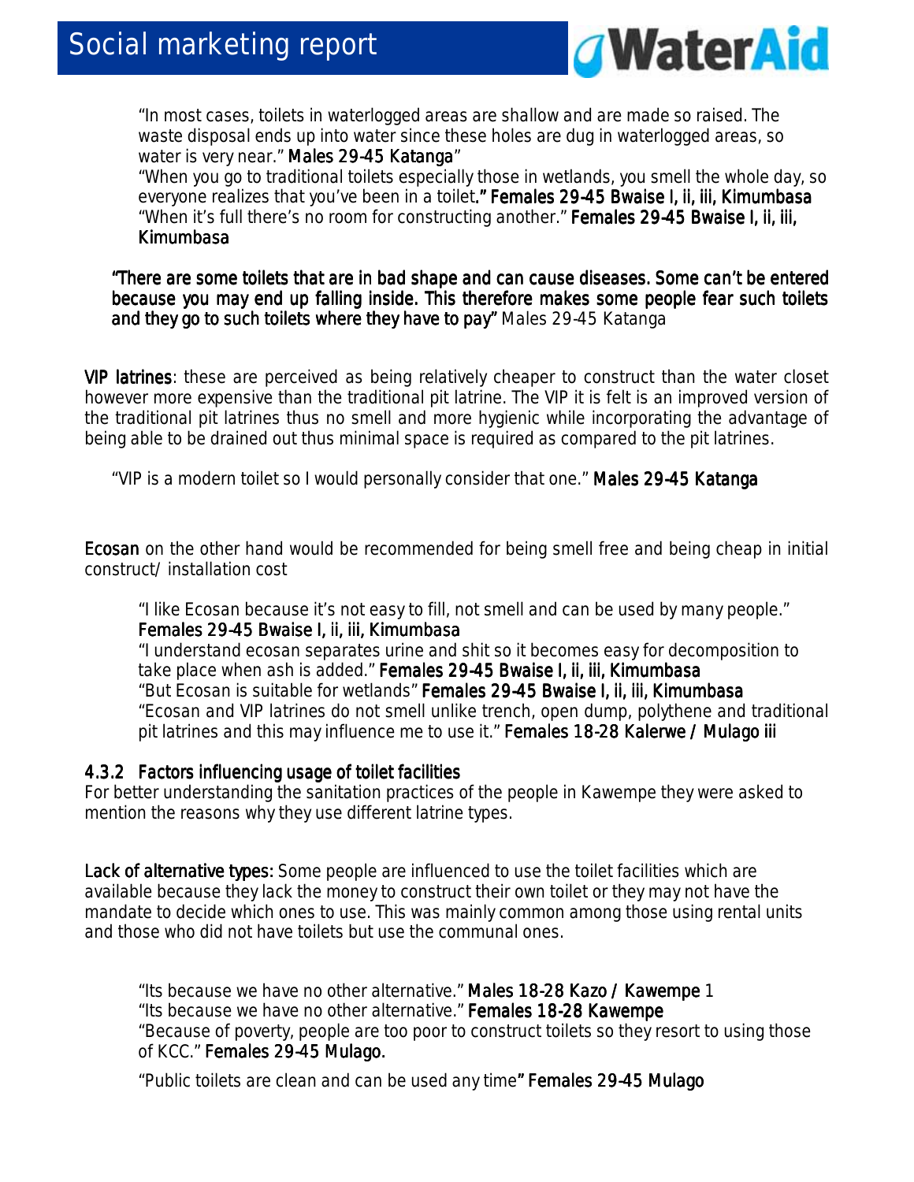"In most cases, toilets in waterlogged areas are shallow and are made so raised. The waste disposal ends up into water since these holes are dug in waterlogged areas, so water is very near." **Males 29-45 Katanga**"

"When you go to traditional toilets especially those in wetlands, you smell the whole day, so everyone realizes that you've been in a toilet**." Females 29-45 Bwaise I, ii, iii, Kimumbasa**

"When it's full there's no room for constructing another." **Females 29-45 Bwaise I, ii, iii, Kimumbasa**

**"There are some toilets that are in bad shape and can cause diseases. Some can't be entered because you may end up falling inside. This therefore makes some people fear such toilets and they go to such toilets where they have to pay"** Males 29-45 Katanga

**VIP latrines**: these are perceived as being relatively cheaper to construct than the water closet however more expensive than the traditional pit latrine. The VIP it is felt is an improved version of the traditional pit latrines thus no smell and more hygienic while incorporating the advantage of being able to be drained out thus minimal space is required as compared to the pit latrines.

"VIP is a modern toilet so I would personally consider that one." **Males 29-45 Katanga**

**Ecosan** on the other hand would be recommended for being smell free and being cheap in initial construct/ installation cost

"I like Ecosan because it's not easy to fill, not smell and can be used by many people." **Females 29-45 Bwaise I, ii, iii, Kimumbasa**

"I understand ecosan separates urine and shit so it becomes easy for decomposition to take place when ash is added." **Females 29-45 Bwaise I, ii, iii, Kimumbasa**

"But Ecosan is suitable for wetlands" **Females 29-45 Bwaise I, ii, iii, Kimumbasa**

"Ecosan and VIP latrines do not smell unlike trench, open dump, polythene and traditional pit latrines and this may influence me to use it." **Females 18-28 Kalerwe / Mulago iii**

### 4.3.2 Factors influencing usage of toilet facilities

For better understanding the sanitation practices of the people in Kawempe they were asked to mention the reasons why they use different latrine types.

**Lack of alternative types:** Some people are influenced to use the toilet facilities which are available because they lack the money to construct their own toilet or they may not have the mandate to decide which ones to use. This was mainly common among those using rental units and those who did not have toilets but use the communal ones.

"Its because we have no other alternative." **Males 18-28 Kazo / Kawempe** 1

"Its because we have no other alternative." **Females 18-28 Kawempe**

"Because of poverty, people are too poor to construct toilets so they resort to using those of KCC." **Females 29-45 Mulago.**

"Public toilets are clean and can be used any time**" Females 29-45 Mulago**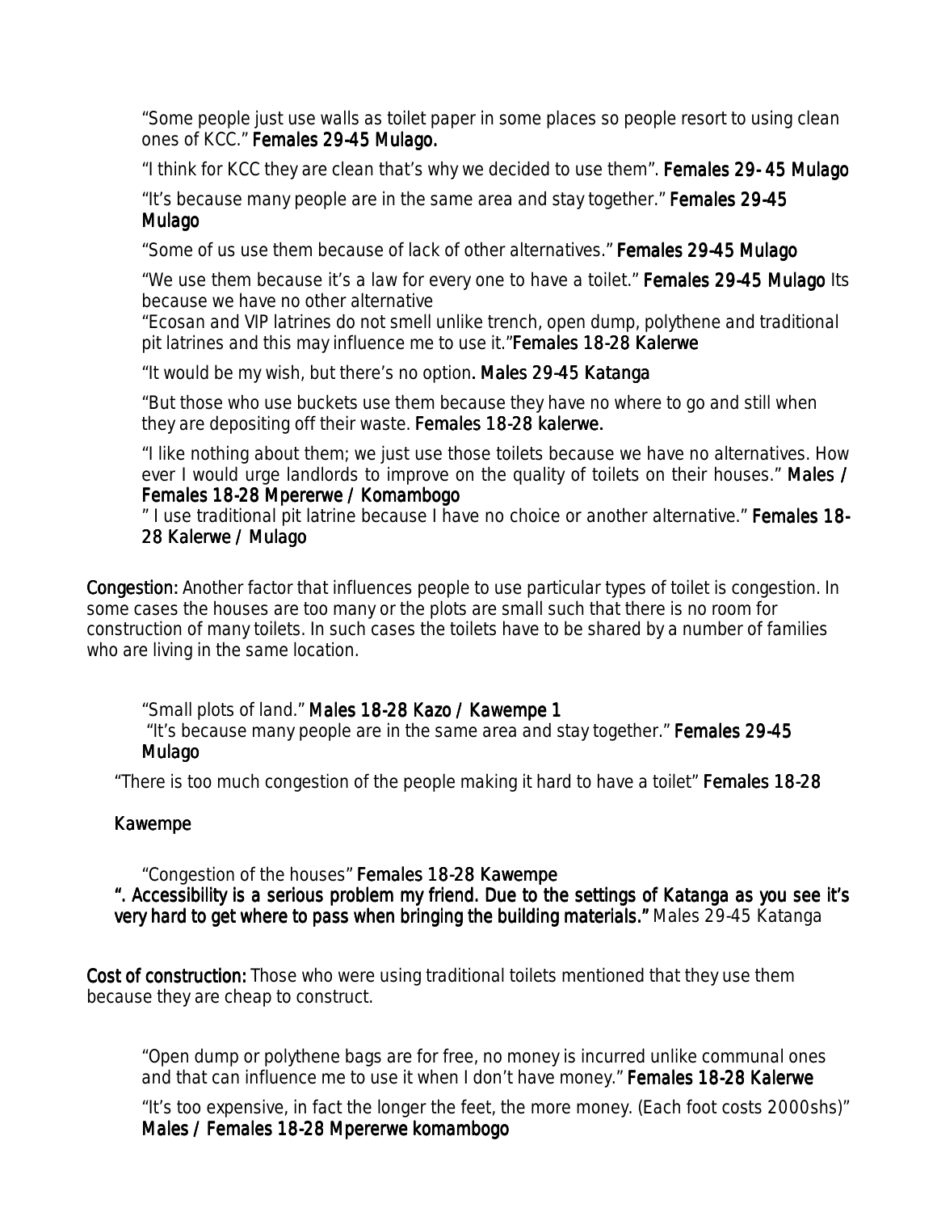"Some people just use walls as toilet paper in some places so people resort to using clean ones of KCC." **Females 29-45 Mulago.**

"I think for KCC they are clean that's why we decided to use them". **Females 29- 45 Mulago**

"It's because many people are in the same area and stay together." **Females 29-45 Mulago**

"Some of us use them because of lack of other alternatives." **Females 29-45 Mulago**

"We use them because it's a law for every one to have a toilet." **Females 29-45 Mulago** Its because we have no other alternative

"Ecosan and VIP latrines do not smell unlike trench, open dump, polythene and traditional pit latrines and this may influence me to use it."**Females 18-28 Kalerwe**

"It would be my wish, but there's no option**. Males 29-45 Katanga**

"But those who use buckets use them because they have no where to go and still when they are depositing off their waste. **Females 18-28 kalerwe.**

"I like nothing about them; we just use those toilets because we have no alternatives. How ever I would urge landlords to improve on the quality of toilets on their houses." **Males / Females 18-28 Mpererwe / Komambogo**

" I use traditional pit latrine because I have no choice or another alternative." **Females 18-28 Kalerwe / Mulago**

**Congestion:** Another factor that influences people to use particular types of toilet is congestion. In some cases the houses are too many or the plots are small such that there is no room for construction of many toilets. In such cases the toilets have to be shared by a number of families who are living in the same location.

"Small plots of land." **Males 18-28 Kazo / Kawempe 1**

"It's because many people are in the same area and stay together." **Females 29-45 Mulago**

"There is too much congestion of the people making it hard to have a toilet" **Females 18-28 Kawempe**

"Congestion of the houses" **Females 18-28 Kawempe**

**". Accessibility is a serious problem my friend. Due to the settings of Katanga as you see it's very hard to get where to pass when bringing the building materials."** Males 29-45 Katanga

**Cost of construction:** Those who were using traditional toilets mentioned that they use them because they are cheap to construct.

"Open dump or polythene bags are for free, no money is incurred unlike communal ones and that can influence me to use it when I don't have money." **Females 18-28 Kalerwe**

"It's too expensive, in fact the longer the feet, the more money. (Each foot costs 2000shs)" **Males / Females 18-28 Mpererwe komambogo**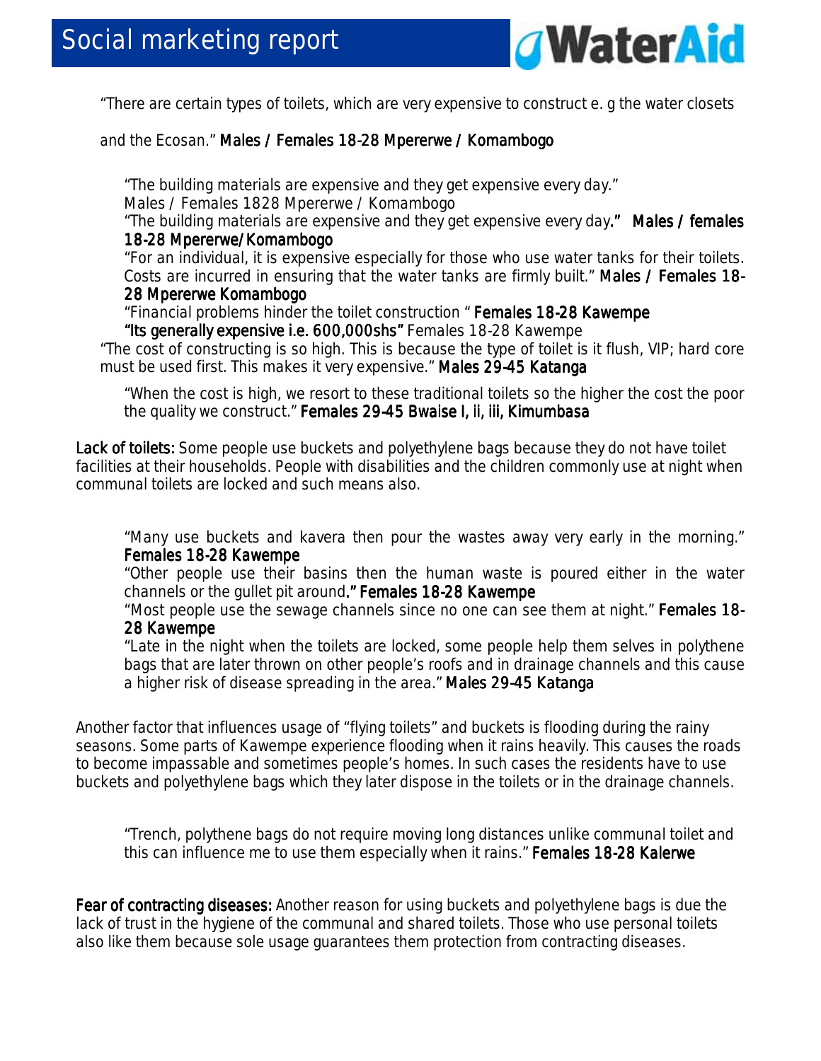"There are certain types of toilets, which are very expensive to construct e. g the water closets and the Ecosan." **Males / Females 18-28 Mpererwe / Komambogo**

> "The building materials are expensive and they get expensive every day."
> Males / Females 1828 Mpererwe / Komambogo
> "The building materials are expensive and they get expensive every day**."** **Males / females 18-28 Mpererwe/Komambogo**
> "For an individual, it is expensive especially for those who use water tanks for their toilets. Costs are incurred in ensuring that the water tanks are firmly built." **Males / Females 18-28 Mpererwe Komambogo**
> "Financial problems hinder the toilet construction " **Females 18-28 Kawempe**
> **"Its generally expensive i.e. 600,000shs"** Females 18-28 Kawempe

"The cost of constructing is so high. This is because the type of toilet is it flush, VIP; hard core must be used first. This makes it very expensive." **Males 29-45 Katanga**

> "When the cost is high, we resort to these traditional toilets so the higher the cost the poor the quality we construct." **Females 29-45 Bwaise I, ii, iii, Kimumbasa**

**Lack of toilets:** Some people use buckets and polyethylene bags because they do not have toilet facilities at their households. People with disabilities and the children commonly use at night when communal toilets are locked and such means also.

> "Many use buckets and kavera then pour the wastes away very early in the morning." **Females 18-28 Kawempe**
> "Other people use their basins then the human waste is poured either in the water channels or the gullet pit around**." Females 18-28 Kawempe**
> "Most people use the sewage channels since no one can see them at night." **Females 18-28 Kawempe**
> "Late in the night when the toilets are locked, some people help them selves in polythene bags that are later thrown on other people's roofs and in drainage channels and this cause a higher risk of disease spreading in the area." **Males 29-45 Katanga**

Another factor that influences usage of "flying toilets" and buckets is flooding during the rainy seasons. Some parts of Kawempe experience flooding when it rains heavily. This causes the roads to become impassable and sometimes people's homes. In such cases the residents have to use buckets and polyethylene bags which they later dispose in the toilets or in the drainage channels.

> "Trench, polythene bags do not require moving long distances unlike communal toilet and this can influence me to use them especially when it rains." **Females 18-28 Kalerwe**

**Fear of contracting diseases:** Another reason for using buckets and polyethylene bags is due the lack of trust in the hygiene of the communal and shared toilets. Those who use personal toilets also like them because sole usage guarantees them protection from contracting diseases.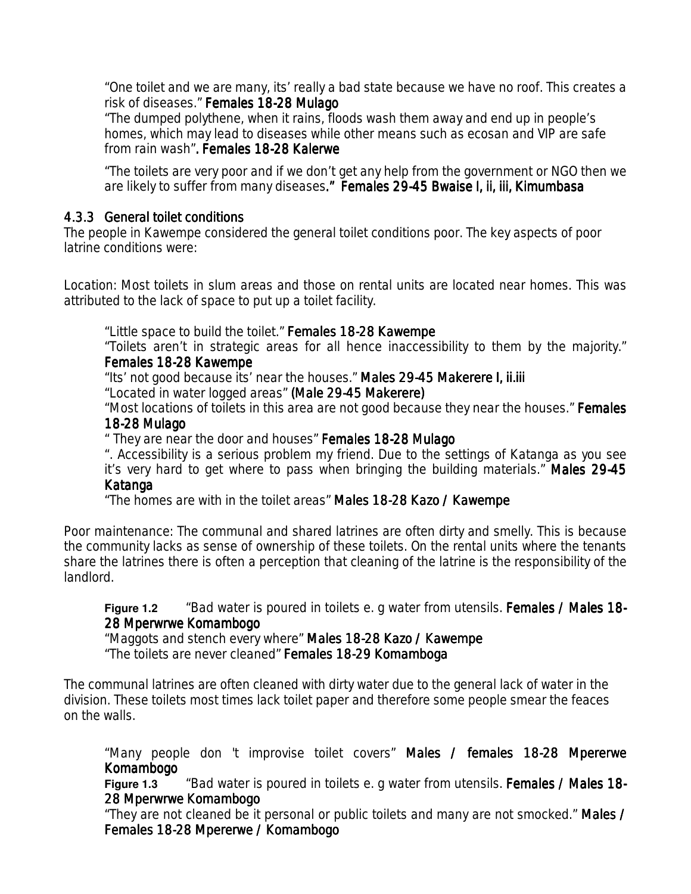"One toilet and we are many, its' really a bad state because we have no roof. This creates a risk of diseases." **Females 18-28 Mulago**

"The dumped polythene, when it rains, floods wash them away and end up in people's homes, which may lead to diseases while other means such as ecosan and VIP are safe from rain wash". **Females 18-28 Kalerwe**

"The toilets are very poor and if we don't get any help from the government or NGO then we are likely to suffer from many diseases." **Females 29-45 Bwaise I, ii, iii, Kimumbasa**

### 4.3.3 General toilet conditions

The people in Kawempe considered the general toilet conditions poor. The key aspects of poor latrine conditions were:

Location: Most toilets in slum areas and those on rental units are located near homes. This was attributed to the lack of space to put up a toilet facility.

"Little space to build the toilet." **Females 18-28 Kawempe**

"Toilets aren't in strategic areas for all hence inaccessibility to them by the majority." **Females 18-28 Kawempe**

"Its' not good because its' near the houses." **Males 29-45 Makerere I, ii.iii**

"Located in water logged areas" **(Male 29-45 Makerere)**

"Most locations of toilets in this area are not good because they near the houses." **Females 18-28 Mulago**

" They are near the door and houses" **Females 18-28 Mulago**

". Accessibility is a serious problem my friend. Due to the settings of Katanga as you see it's very hard to get where to pass when bringing the building materials." **Males 29-45 Katanga**

"The homes are with in the toilet areas" **Males 18-28 Kazo / Kawempe**

Poor maintenance: The communal and shared latrines are often dirty and smelly. This is because the community lacks as sense of ownership of these toilets. On the rental units where the tenants share the latrines there is often a perception that cleaning of the latrine is the responsibility of the landlord.

**Figure 1.2** "Bad water is poured in toilets e. g water from utensils. **Females / Males 18-28 Mperwrwe Komambogo**

"Maggots and stench every where" **Males 18-28 Kazo / Kawempe**

"The toilets are never cleaned" **Females 18-29 Komamboga**

The communal latrines are often cleaned with dirty water due to the general lack of water in the division. These toilets most times lack toilet paper and therefore some people smear the feaces on the walls.

"Many people don 't improvise toilet covers" **Males / females 18-28 Mpererwe Komambogo**

**Figure 1.3** "Bad water is poured in toilets e. g water from utensils. **Females / Males 18-28 Mperwrwe Komambogo**

"They are not cleaned be it personal or public toilets and many are not smocked." **Males / Females 18-28 Mpererwe / Komambogo**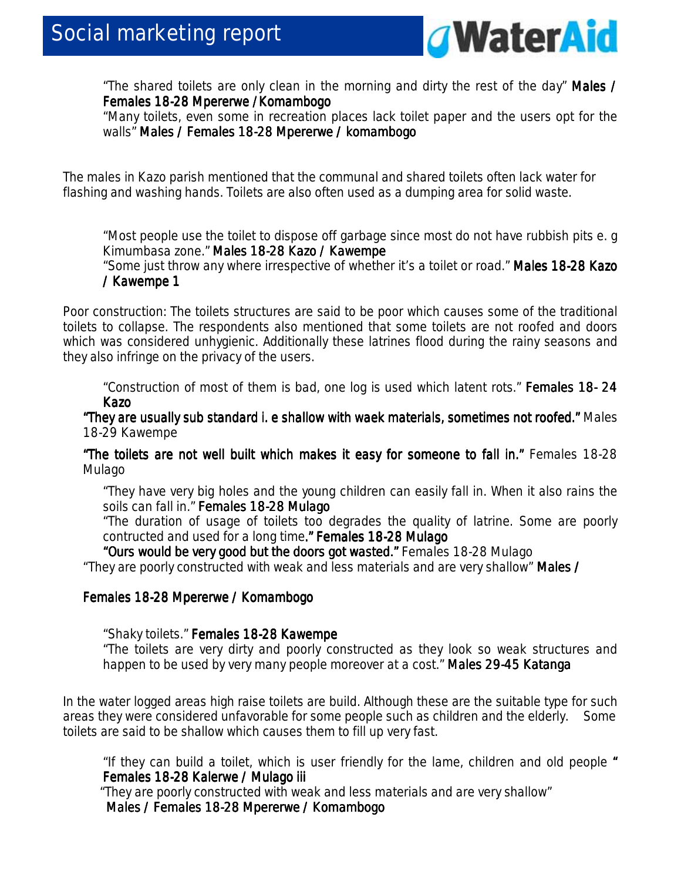"The shared toilets are only clean in the morning and dirty the rest of the day" **Males / Females 18-28 Mpererwe / Komambogo**

"Many toilets, even some in recreation places lack toilet paper and the users opt for the walls" **Males / Females 18-28 Mpererwe / komambogo**

The males in Kazo parish mentioned that the communal and shared toilets often lack water for flashing and washing hands. Toilets are also often used as a dumping area for solid waste.

"Most people use the toilet to dispose off garbage since most do not have rubbish pits e. g Kimumbasa zone." **Males 18-28 Kazo / Kawempe**

"Some just throw any where irrespective of whether it's a toilet or road." **Males 18-28 Kazo / Kawempe 1**

Poor construction: The toilets structures are said to be poor which causes some of the traditional toilets to collapse. The respondents also mentioned that some toilets are not roofed and doors which was considered unhygienic. Additionally these latrines flood during the rainy seasons and they also infringe on the privacy of the users.

"Construction of most of them is bad, one log is used which latent rots." **Females 18- 24 Kazo**

**"They are usually sub standard i. e shallow with waek materials, sometimes not roofed."** Males 18-29 Kawempe

**"The toilets are not well built which makes it easy for someone to fall in."** Females 18-28 Mulago

"They have very big holes and the young children can easily fall in. When it also rains the soils can fall in." **Females 18-28 Mulago**

"The duration of usage of toilets too degrades the quality of latrine. Some are poorly contructed and used for a long time**." Females 18-28 Mulago**

**"Ours would be very good but the doors got wasted."** Females 18-28 Mulago

"They are poorly constructed with weak and less materials and are very shallow" **Males / Females 18-28 Mpererwe / Komambogo**

"Shaky toilets." **Females 18-28 Kawempe**

"The toilets are very dirty and poorly constructed as they look so weak structures and happen to be used by very many people moreover at a cost." **Males 29-45 Katanga**

In the water logged areas high raise toilets are build. Although these are the suitable type for such areas they were considered unfavorable for some people such as children and the elderly. Some toilets are said to be shallow which causes them to fill up very fast.

"If they can build a toilet, which is user friendly for the lame, children and old people **" Females 18-28 Kalerwe / Mulago iii**

"They are poorly constructed with weak and less materials and are very shallow" **Males / Females 18-28 Mpererwe / Komambogo**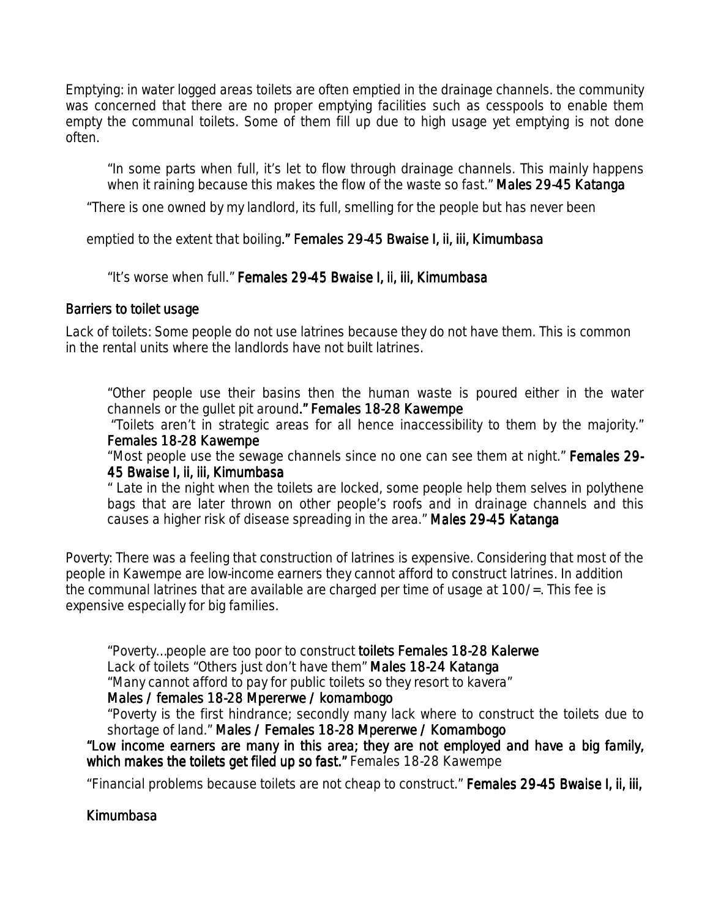Emptying: in water logged areas toilets are often emptied in the drainage channels. the community was concerned that there are no proper emptying facilities such as cesspools to enable them empty the communal toilets. Some of them fill up due to high usage yet emptying is not done often.

> "In some parts when full, it's let to flow through drainage channels. This mainly happens when it raining because this makes the flow of the waste so fast." **Males 29-45 Katanga**

> "There is one owned by my landlord, its full, smelling for the people but has never been emptied to the extent that boiling**." Females 29-45 Bwaise I, ii, iii, Kimumbasa**

> "It's worse when full." **Females 29-45 Bwaise I, ii, iii, Kimumbasa**

## Barriers to toilet usage

Lack of toilets: Some people do not use latrines because they do not have them. This is common in the rental units where the landlords have not built latrines.

> "Other people use their basins then the human waste is poured either in the water channels or the gullet pit around**." Females 18-28 Kawempe**
>
> "Toilets aren't in strategic areas for all hence inaccessibility to them by the majority." **Females 18-28 Kawempe**
>
> "Most people use the sewage channels since no one can see them at night." **Females 29-45 Bwaise I, ii, iii, Kimumbasa**
>
> " Late in the night when the toilets are locked, some people help them selves in polythene bags that are later thrown on other people's roofs and in drainage channels and this causes a higher risk of disease spreading in the area." **Males 29-45 Katanga**

Poverty: There was a feeling that construction of latrines is expensive. Considering that most of the people in Kawempe are low-income earners they cannot afford to construct latrines. In addition the communal latrines that are available are charged per time of usage at 100/=. This fee is expensive especially for big families.

> "Poverty…people are too poor to construct **toilets Females 18-28 Kalerwe**
>
> Lack of toilets "Others just don't have them" **Males 18-24 Katanga**
>
> "Many cannot afford to pay for public toilets so they resort to kavera"
>
> **Males / females 18-28 Mpererwe / komambogo**
>
> "Poverty is the first hindrance; secondly many lack where to construct the toilets due to shortage of land." **Males / Females 18-28 Mpererwe / Komambogo**

**"Low income earners are many in this area; they are not employed and have a big family, which makes the toilets get filed up so fast."** Females 18-28 Kawempe

"Financial problems because toilets are not cheap to construct." **Females 29-45 Bwaise I, ii, iii, Kimumbasa**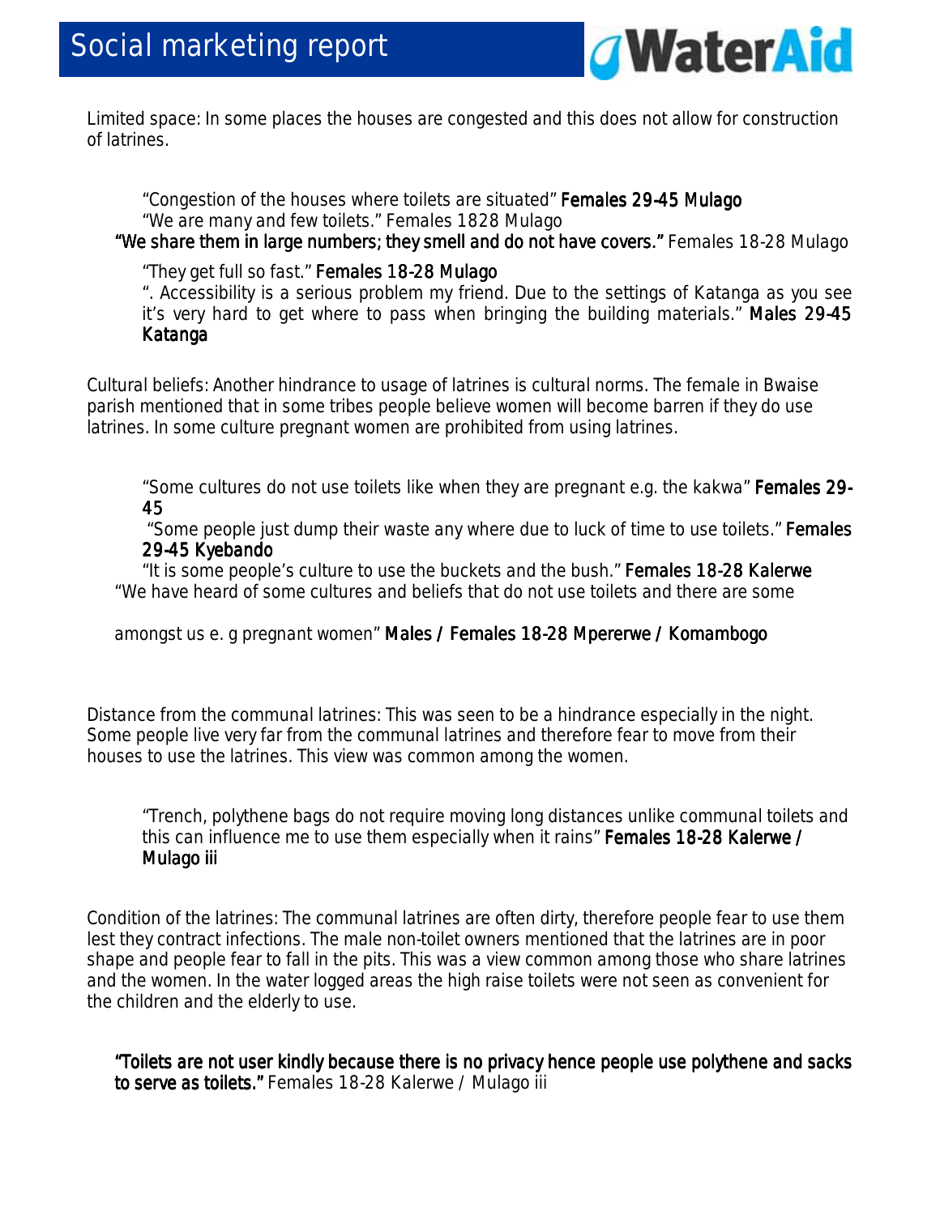Limited space: In some places the houses are congested and this does not allow for construction of latrines.

> "Congestion of the houses where toilets are situated" **Females 29-45 Mulago**
> "We are many and few toilets." Females 1828 Mulago
> **"We share them in large numbers; they smell and do not have covers."** Females 18-28 Mulago
> "They get full so fast." **Females 18-28 Mulago**
> ". Accessibility is a serious problem my friend. Due to the settings of Katanga as you see it's very hard to get where to pass when bringing the building materials." **Males 29-45 Katanga**

Cultural beliefs: Another hindrance to usage of latrines is cultural norms. The female in Bwaise parish mentioned that in some tribes people believe women will become barren if they do use latrines. In some culture pregnant women are prohibited from using latrines.

> "Some cultures do not use toilets like when they are pregnant e.g. the kakwa" **Females 29-45**
> "Some people just dump their waste any where due to luck of time to use toilets." **Females 29-45 Kyebando**
> "It is some people's culture to use the buckets and the bush." **Females 18-28 Kalerwe**
> "We have heard of some cultures and beliefs that do not use toilets and there are some amongst us e. g pregnant women" **Males / Females 18-28 Mpererwe / Komambogo**

Distance from the communal latrines: This was seen to be a hindrance especially in the night. Some people live very far from the communal latrines and therefore fear to move from their houses to use the latrines. This view was common among the women.

> "Trench, polythene bags do not require moving long distances unlike communal toilets and this can influence me to use them especially when it rains" **Females 18-28 Kalerwe / Mulago iii**

Condition of the latrines: The communal latrines are often dirty, therefore people fear to use them lest they contract infections. The male non-toilet owners mentioned that the latrines are in poor shape and people fear to fall in the pits. This was a view common among those who share latrines and the women. In the water logged areas the high raise toilets were not seen as convenient for the children and the elderly to use.

> **"Toilets are not user kindly because there is no privacy hence people use polythene and sacks to serve as toilets."** Females 18-28 Kalerwe / Mulago iii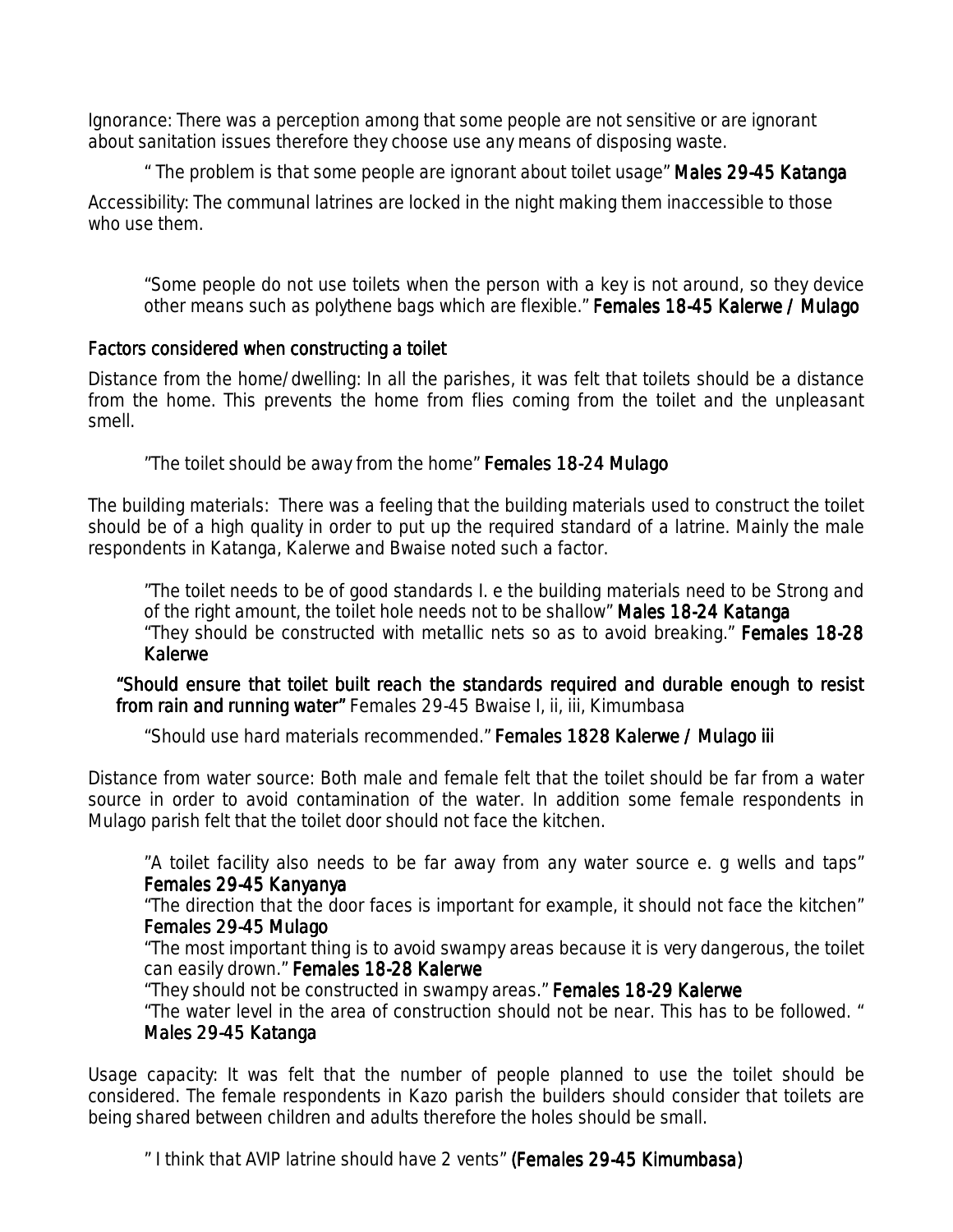Ignorance: There was a perception among that some people are not sensitive or are ignorant about sanitation issues therefore they choose use any means of disposing waste.

> " The problem is that some people are ignorant about toilet usage" **Males 29-45 Katanga**

Accessibility: The communal latrines are locked in the night making them inaccessible to those who use them.

> "Some people do not use toilets when the person with a key is not around, so they device other means such as polythene bags which are flexible." **Females 18-45 Kalerwe / Mulago**

### Factors considered when constructing a toilet

Distance from the home/dwelling: In all the parishes, it was felt that toilets should be a distance from the home. This prevents the home from flies coming from the toilet and the unpleasant smell.

> "The toilet should be away from the home" **Females 18-24 Mulago**

The building materials: There was a feeling that the building materials used to construct the toilet should be of a high quality in order to put up the required standard of a latrine. Mainly the male respondents in Katanga, Kalerwe and Bwaise noted such a factor.

> "The toilet needs to be of good standards I. e the building materials need to be Strong and of the right amount, the toilet hole needs not to be shallow" **Males 18-24 Katanga**
>
> "They should be constructed with metallic nets so as to avoid breaking." **Females 18-28 Kalerwe**

> **"Should ensure that toilet built reach the standards required and durable enough to resist from rain and running water"** Females 29-45 Bwaise I, ii, iii, Kimumbasa

> "Should use hard materials recommended." **Females 1828 Kalerwe / Mulago iii**

Distance from water source: Both male and female felt that the toilet should be far from a water source in order to avoid contamination of the water. In addition some female respondents in Mulago parish felt that the toilet door should not face the kitchen.

> "A toilet facility also needs to be far away from any water source e. g wells and taps" **Females 29-45 Kanyanya**
>
> "The direction that the door faces is important for example, it should not face the kitchen" **Females 29-45 Mulago**
>
> "The most important thing is to avoid swampy areas because it is very dangerous, the toilet can easily drown." **Females 18-28 Kalerwe**
>
> "They should not be constructed in swampy areas." **Females 18-29 Kalerwe**
>
> "The water level in the area of construction should not be near. This has to be followed. " **Males 29-45 Katanga**

Usage capacity: It was felt that the number of people planned to use the toilet should be considered. The female respondents in Kazo parish the builders should consider that toilets are being shared between children and adults therefore the holes should be small.

> " I think that AVIP latrine should have 2 vents" **(Females 29-45 Kimumbasa)**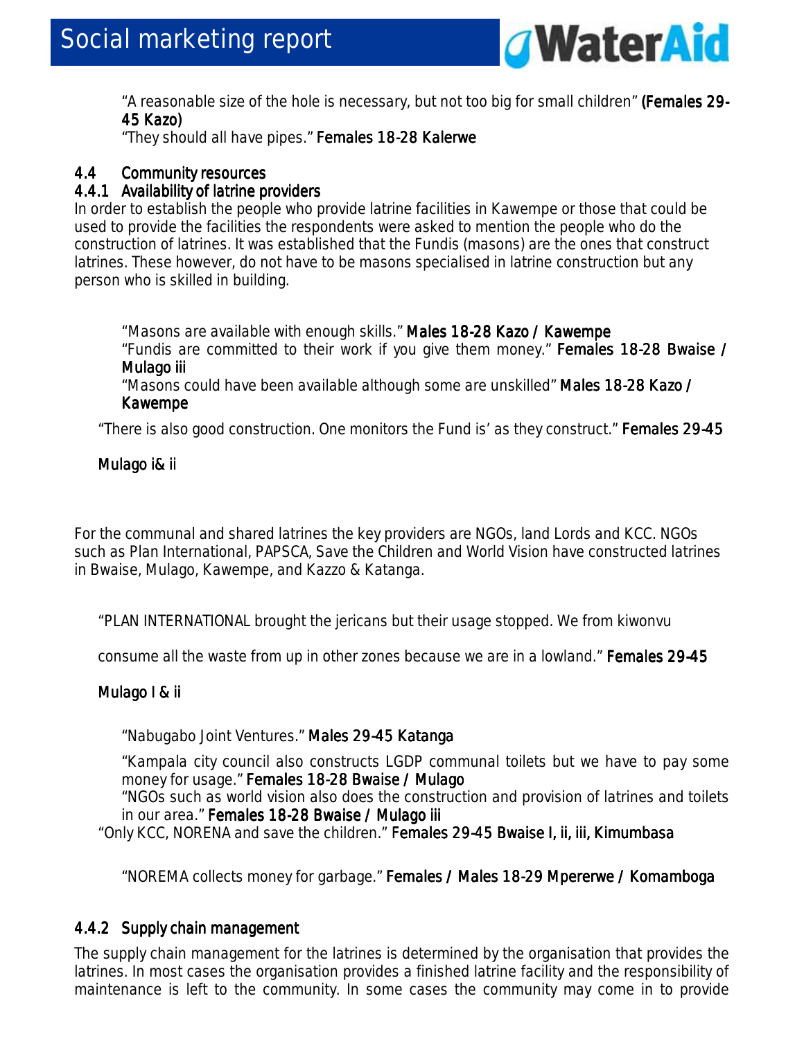"A reasonable size of the hole is necessary, but not too big for small children" **(Females 29-45 Kazo)**

"They should all have pipes." **Females 18-28 Kalerwe**

### 4.4 Community resources

#### 4.4.1 Availability of latrine providers

In order to establish the people who provide latrine facilities in Kawempe or those that could be used to provide the facilities the respondents were asked to mention the people who do the construction of latrines. It was established that the Fundis (masons) are the ones that construct latrines. These however, do not have to be masons specialised in latrine construction but any person who is skilled in building.

"Masons are available with enough skills." **Males 18-28 Kazo / Kawempe**

"Fundis are committed to their work if you give them money." **Females 18-28 Bwaise / Mulago iii**

"Masons could have been available although some are unskilled" **Males 18-28 Kazo / Kawempe**

"There is also good construction. One monitors the Fund is' as they construct." **Females 29-45 Mulago i& ii**

For the communal and shared latrines the key providers are NGOs, land Lords and KCC. NGOs such as Plan International, PAPSCA, Save the Children and World Vision have constructed latrines in Bwaise, Mulago, Kawempe, and Kazzo & Katanga.

"PLAN INTERNATIONAL brought the jericans but their usage stopped. We from kiwonvu consume all the waste from up in other zones because we are in a lowland." **Females 29-45 Mulago I & ii**

"Nabugabo Joint Ventures." **Males 29-45 Katanga**

"Kampala city council also constructs LGDP communal toilets but we have to pay some money for usage." **Females 18-28 Bwaise / Mulago**

"NGOs such as world vision also does the construction and provision of latrines and toilets in our area." **Females 18-28 Bwaise / Mulago iii**

"Only KCC, NORENA and save the children." **Females 29-45 Bwaise I, ii, iii, Kimumbasa**

"NOREMA collects money for garbage." **Females / Males 18-29 Mpererwe / Komamboga**

#### 4.4.2 Supply chain management

The supply chain management for the latrines is determined by the organisation that provides the latrines. In most cases the organisation provides a finished latrine facility and the responsibility of maintenance is left to the community. In some cases the community may come in to provide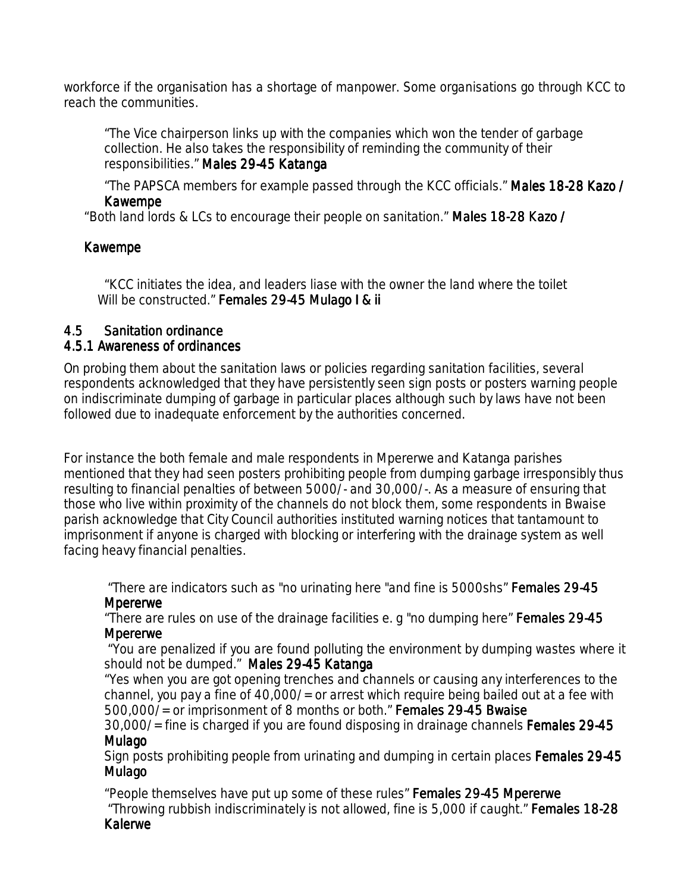workforce if the organisation has a shortage of manpower. Some organisations go through KCC to reach the communities.

> "The Vice chairperson links up with the companies which won the tender of garbage collection. He also takes the responsibility of reminding the community of their responsibilities." **Males 29-45 Katanga**
>
> "The PAPSCA members for example passed through the KCC officials." **Males 18-28 Kazo / Kawempe**
>
> "Both land lords & LCs to encourage their people on sanitation." **Males 18-28 Kazo / Kawempe**
>
> "KCC initiates the idea, and leaders liase with the owner the land where the toilet Will be constructed." **Females 29-45 Mulago I & ii**

## 4.5 Sanitation ordinance

### 4.5.1 Awareness of ordinances

On probing them about the sanitation laws or policies regarding sanitation facilities, several respondents acknowledged that they have persistently seen sign posts or posters warning people on indiscriminate dumping of garbage in particular places although such by laws have not been followed due to inadequate enforcement by the authorities concerned.

For instance the both female and male respondents in Mpererwe and Katanga parishes mentioned that they had seen posters prohibiting people from dumping garbage irresponsibly thus resulting to financial penalties of between 5000/- and 30,000/-. As a measure of ensuring that those who live within proximity of the channels do not block them, some respondents in Bwaise parish acknowledge that City Council authorities instituted warning notices that tantamount to imprisonment if anyone is charged with blocking or interfering with the drainage system as well facing heavy financial penalties.

> "There are indicators such as "no urinating here "and fine is 5000shs" **Females 29-45 Mpererwe**
>
> "There are rules on use of the drainage facilities e. g "no dumping here" **Females 29-45 Mpererwe**
>
> "You are penalized if you are found polluting the environment by dumping wastes where it should not be dumped." **Males 29-45 Katanga**
>
> "Yes when you are got opening trenches and channels or causing any interferences to the channel, you pay a fine of 40,000/= or arrest which require being bailed out at a fee with 500,000/= or imprisonment of 8 months or both." **Females 29-45 Bwaise**
>
> 30,000/= fine is charged if you are found disposing in drainage channels **Females 29-45 Mulago**
>
> Sign posts prohibiting people from urinating and dumping in certain places **Females 29-45 Mulago**
>
> "People themselves have put up some of these rules" **Females 29-45 Mpererwe**
>
> "Throwing rubbish indiscriminately is not allowed, fine is 5,000 if caught." **Females 18-28 Kalerwe**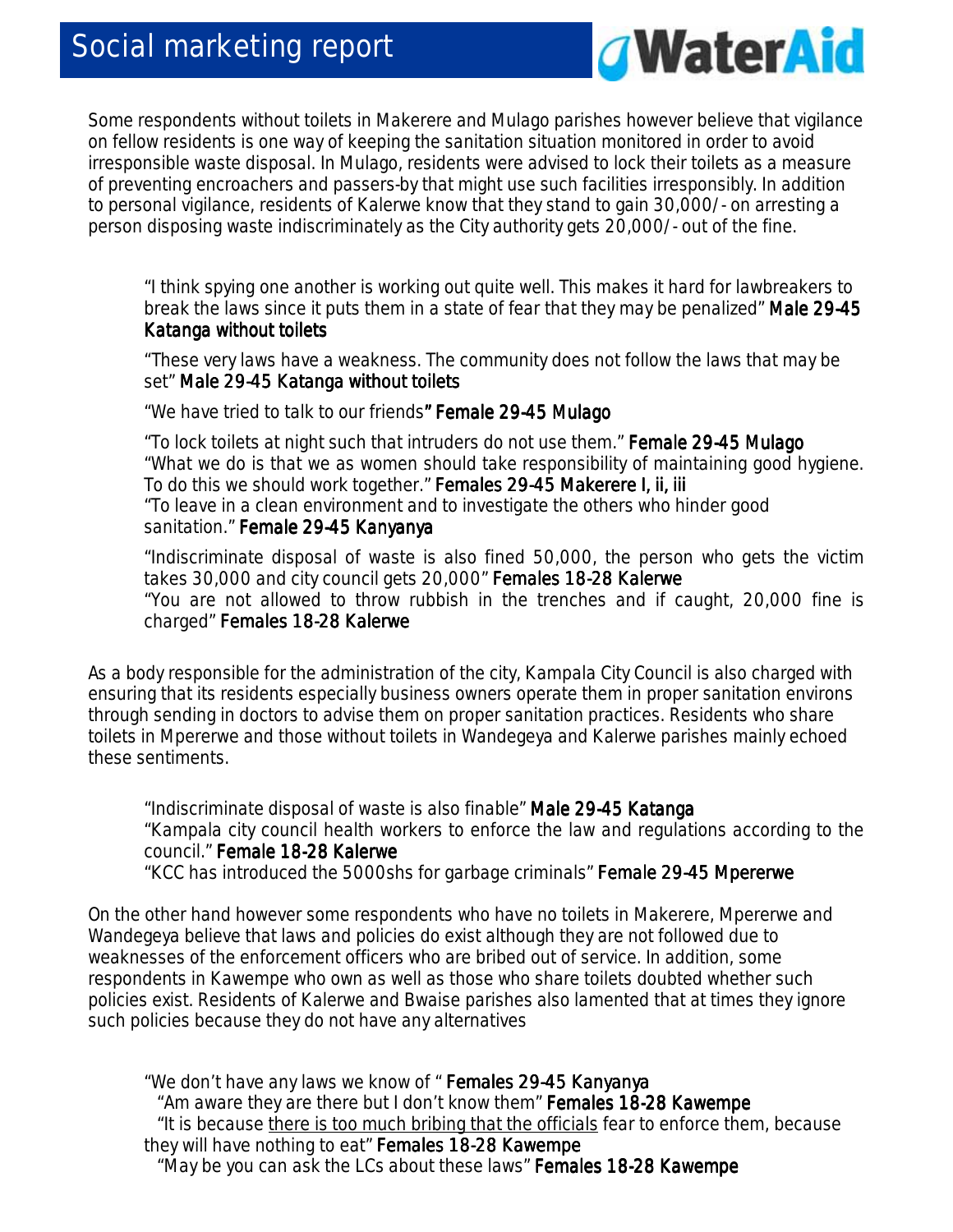Some respondents without toilets in Makerere and Mulago parishes however believe that vigilance on fellow residents is one way of keeping the sanitation situation monitored in order to avoid irresponsible waste disposal. In Mulago, residents were advised to lock their toilets as a measure of preventing encroachers and passers-by that might use such facilities irresponsibly. In addition to personal vigilance, residents of Kalerwe know that they stand to gain 30,000/- on arresting a person disposing waste indiscriminately as the City authority gets 20,000/- out of the fine.

> "I think spying one another is working out quite well. This makes it hard for lawbreakers to break the laws since it puts them in a state of fear that they may be penalized" **Male 29-45 Katanga without toilets**
>
> "These very laws have a weakness. The community does not follow the laws that may be set" **Male 29-45 Katanga without toilets**
>
> "We have tried to talk to our friends**" Female 29-45 Mulago**
>
> "To lock toilets at night such that intruders do not use them." **Female 29-45 Mulago**
> "What we do is that we as women should take responsibility of maintaining good hygiene. To do this we should work together." **Females 29-45 Makerere I, ii, iii**
> "To leave in a clean environment and to investigate the others who hinder good sanitation." **Female 29-45 Kanyanya**
>
> "Indiscriminate disposal of waste is also fined 50,000, the person who gets the victim takes 30,000 and city council gets 20,000" **Females 18-28 Kalerwe**
> "You are not allowed to throw rubbish in the trenches and if caught, 20,000 fine is charged" **Females 18-28 Kalerwe**

As a body responsible for the administration of the city, Kampala City Council is also charged with ensuring that its residents especially business owners operate them in proper sanitation environs through sending in doctors to advise them on proper sanitation practices. Residents who share toilets in Mpererwe and those without toilets in Wandegeya and Kalerwe parishes mainly echoed these sentiments.

> "Indiscriminate disposal of waste is also finable" **Male 29-45 Katanga**
> "Kampala city council health workers to enforce the law and regulations according to the council." **Female 18-28 Kalerwe**
> "KCC has introduced the 5000shs for garbage criminals" **Female 29-45 Mpererwe**

On the other hand however some respondents who have no toilets in Makerere, Mpererwe and Wandegeya believe that laws and policies do exist although they are not followed due to weaknesses of the enforcement officers who are bribed out of service. In addition, some respondents in Kawempe who own as well as those who share toilets doubted whether such policies exist. Residents of Kalerwe and Bwaise parishes also lamented that at times they ignore such policies because they do not have any alternatives

> "We don't have any laws we know of " **Females 29-45 Kanyanya**
> "Am aware they are there but I don't know them" **Females 18-28 Kawempe**
> "It is because there is too much bribing that the officials fear to enforce them, because they will have nothing to eat" **Females 18-28 Kawempe**
> "May be you can ask the LCs about these laws" **Females 18-28 Kawempe**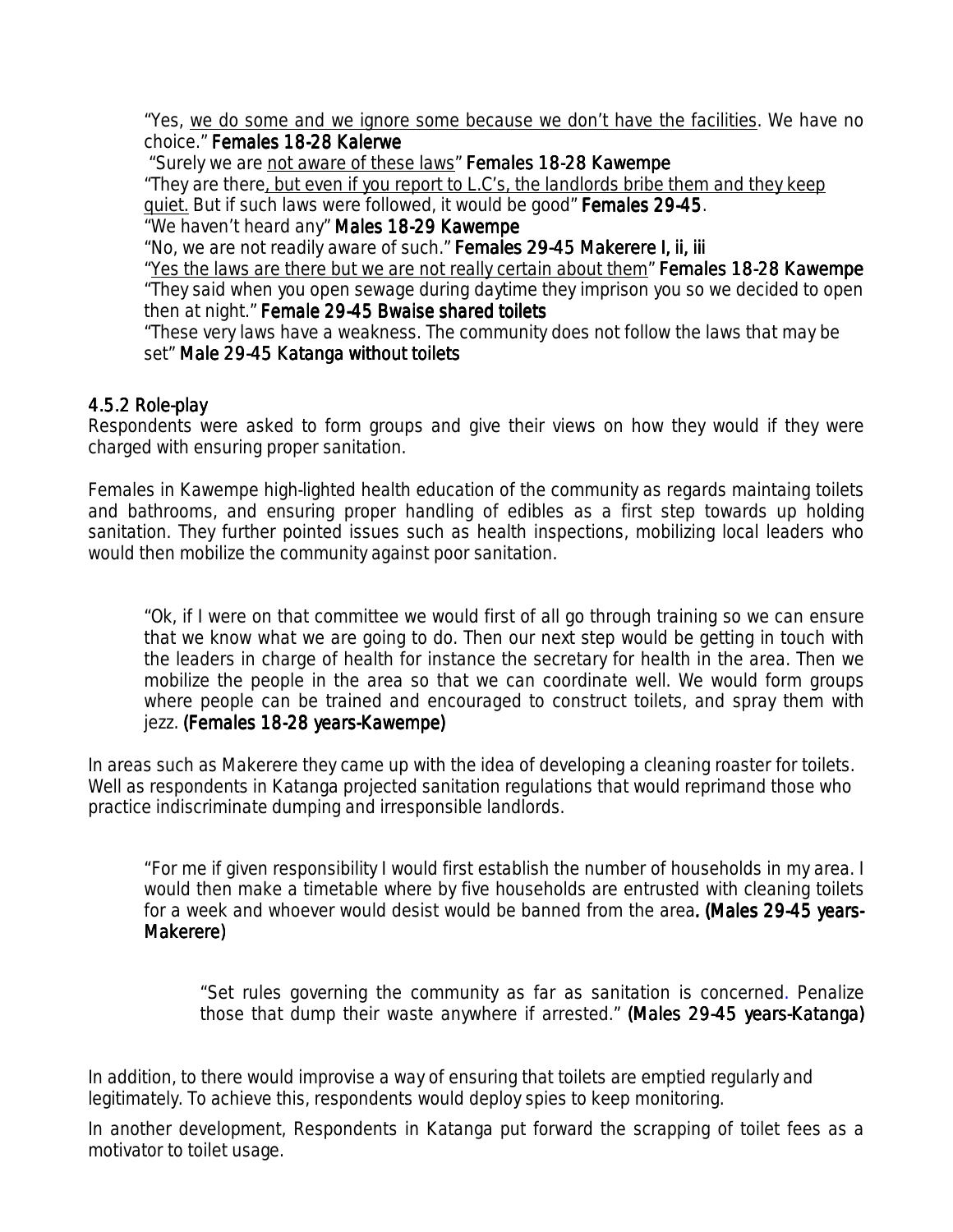"Yes, <u>we do some and we ignore some because we don't have the facilities</u>. We have no choice." **Females 18-28 Kalerwe**

"Surely we are <u>not aware of these laws</u>" **Females 18-28 Kawempe**

"They are there<u>, but even if you report to L.C's, the landlords bribe them and they keep quiet.</u> But if such laws were followed, it would be good" **Females 29-45**.

"We haven't heard any" **Males 18-29 Kawempe**

"No, we are not readily aware of such." **Females 29-45 Makerere I, ii, iii**

"<u>Yes the laws are there but we are not really certain about them</u>" **Females 18-28 Kawempe**

"They said when you open sewage during daytime they imprison you so we decided to open then at night." **Female 29-45 Bwaise shared toilets**

"These very laws have a weakness. The community does not follow the laws that may be set" **Male 29-45 Katanga without toilets**

### 4.5.2 Role-play

Respondents were asked to form groups and give their views on how they would if they were charged with ensuring proper sanitation.

Females in Kawempe high-lighted health education of the community as regards maintaing toilets and bathrooms, and ensuring proper handling of edibles as a first step towards up holding sanitation. They further pointed issues such as health inspections, mobilizing local leaders who would then mobilize the community against poor sanitation.

> "Ok, if I were on that committee we would first of all go through training so we can ensure that we know what we are going to do. Then our next step would be getting in touch with the leaders in charge of health for instance the secretary for health in the area. Then we mobilize the people in the area so that we can coordinate well. We would form groups where people can be trained and encouraged to construct toilets, and spray them with jezz. **(Females 18-28 years-Kawempe)**

In areas such as Makerere they came up with the idea of developing a cleaning roaster for toilets. Well as respondents in Katanga projected sanitation regulations that would reprimand those who practice indiscriminate dumping and irresponsible landlords.

> "For me if given responsibility I would first establish the number of households in my area. I would then make a timetable where by five households are entrusted with cleaning toilets for a week and whoever would desist would be banned from the area**. (Males 29-45 years-Makerere)**

> "Set rules governing the community as far as sanitation is concerned. Penalize those that dump their waste anywhere if arrested." **(Males 29-45 years-Katanga)**

In addition, to there would improvise a way of ensuring that toilets are emptied regularly and legitimately. To achieve this, respondents would deploy spies to keep monitoring.

In another development, Respondents in Katanga put forward the scrapping of toilet fees as a motivator to toilet usage.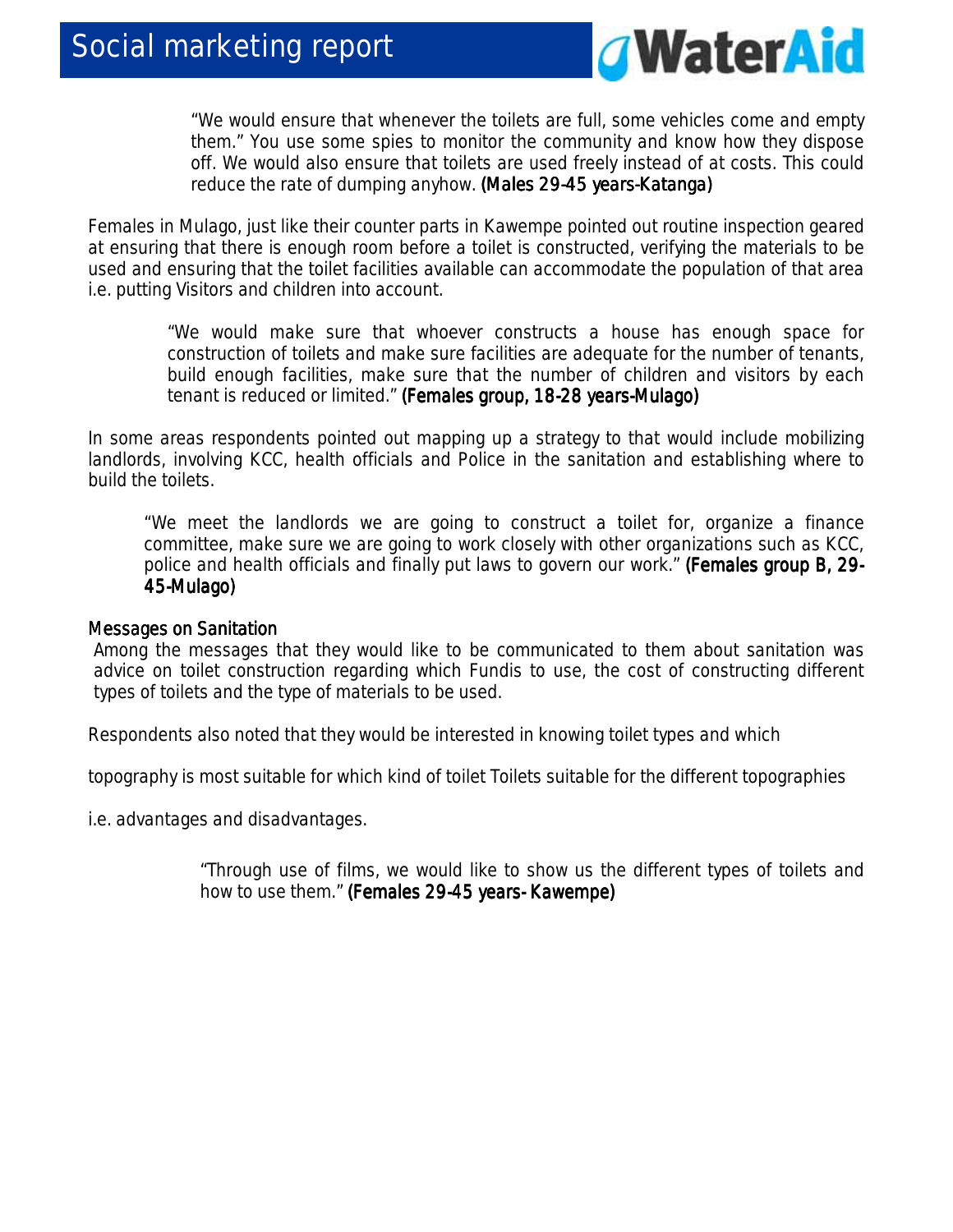"We would ensure that whenever the toilets are full, some vehicles come and empty them." You use some spies to monitor the community and know how they dispose off. We would also ensure that toilets are used freely instead of at costs. This could reduce the rate of dumping anyhow. **(Males 29-45 years-Katanga)**

Females in Mulago, just like their counter parts in Kawempe pointed out routine inspection geared at ensuring that there is enough room before a toilet is constructed, verifying the materials to be used and ensuring that the toilet facilities available can accommodate the population of that area i.e. putting Visitors and children into account.

> "We would make sure that whoever constructs a house has enough space for construction of toilets and make sure facilities are adequate for the number of tenants, build enough facilities, make sure that the number of children and visitors by each tenant is reduced or limited." **(Females group, 18-28 years-Mulago)**

In some areas respondents pointed out mapping up a strategy to that would include mobilizing landlords, involving KCC, health officials and Police in the sanitation and establishing where to build the toilets.

> "We meet the landlords we are going to construct a toilet for, organize a finance committee, make sure we are going to work closely with other organizations such as KCC, police and health officials and finally put laws to govern our work." **(Females group B, 29-45-Mulago)**

### Messages on Sanitation

Among the messages that they would like to be communicated to them about sanitation was advice on toilet construction regarding which Fundis to use, the cost of constructing different types of toilets and the type of materials to be used.

Respondents also noted that they would be interested in knowing toilet types and which

topography is most suitable for which kind of toilet Toilets suitable for the different topographies

i.e. advantages and disadvantages.

> "Through use of films, we would like to show us the different types of toilets and how to use them." **(Females 29-45 years- Kawempe)**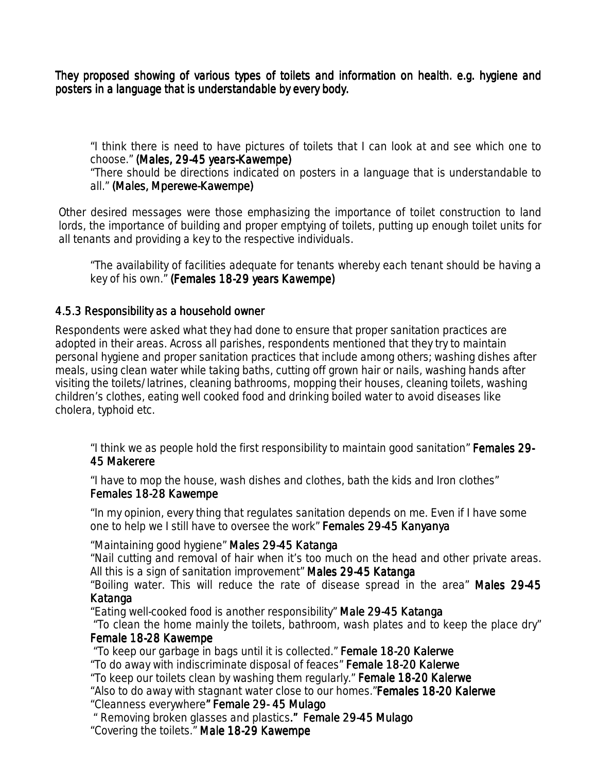They proposed showing of various types of toilets and information on health. e.g. hygiene and posters in a language that is understandable by every body.

> "I think there is need to have pictures of toilets that I can look at and see which one to choose." **(Males, 29-45 years-Kawempe)**
>
> "There should be directions indicated on posters in a language that is understandable to all." **(Males, Mperewe-Kawempe)**

Other desired messages were those emphasizing the importance of toilet construction to land lords, the importance of building and proper emptying of toilets, putting up enough toilet units for all tenants and providing a key to the respective individuals.

> "The availability of facilities adequate for tenants whereby each tenant should be having a key of his own." **(Females 18-29 years Kawempe)**

### 4.5.3 Responsibility as a household owner

Respondents were asked what they had done to ensure that proper sanitation practices are adopted in their areas. Across all parishes, respondents mentioned that they try to maintain personal hygiene and proper sanitation practices that include among others; washing dishes after meals, using clean water while taking baths, cutting off grown hair or nails, washing hands after visiting the toilets/latrines, cleaning bathrooms, mopping their houses, cleaning toilets, washing children's clothes, eating well cooked food and drinking boiled water to avoid diseases like cholera, typhoid etc.

> "I think we as people hold the first responsibility to maintain good sanitation" **Females 29-45 Makerere**
>
> "I have to mop the house, wash dishes and clothes, bath the kids and Iron clothes" **Females 18-28 Kawempe**
>
> "In my opinion, every thing that regulates sanitation depends on me. Even if I have some one to help we I still have to oversee the work" **Females 29-45 Kanyanya**
>
> "Maintaining good hygiene" **Males 29-45 Katanga**
>
> "Nail cutting and removal of hair when it's too much on the head and other private areas. All this is a sign of sanitation improvement" **Males 29-45 Katanga**
>
> "Boiling water. This will reduce the rate of disease spread in the area" **Males 29-45 Katanga**
>
> "Eating well-cooked food is another responsibility" **Male 29-45 Katanga**
>
> "To clean the home mainly the toilets, bathroom, wash plates and to keep the place dry" **Female 18-28 Kawempe**
>
> "To keep our garbage in bags until it is collected." **Female 18-20 Kalerwe**
>
> "To do away with indiscriminate disposal of feaces" **Female 18-20 Kalerwe**
>
> "To keep our toilets clean by washing them regularly." **Female 18-20 Kalerwe**
>
> "Also to do away with stagnant water close to our homes."**Females 18-20 Kalerwe**
>
> "Cleanness everywhere**" Female 29- 45 Mulago**
>
> " Removing broken glasses and plastics**." Female 29-45 Mulago**
>
> "Covering the toilets." **Male 18-29 Kawempe**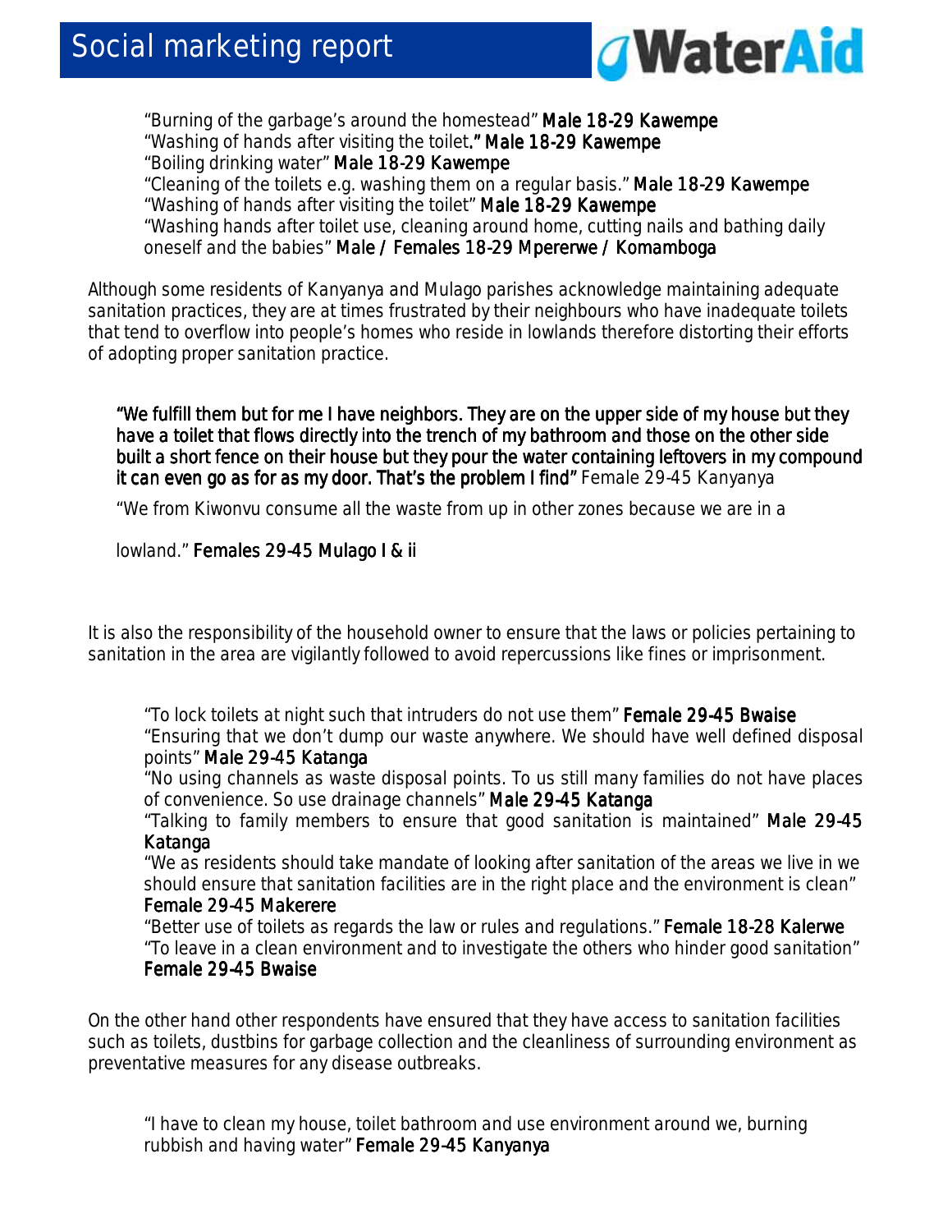"Burning of the garbage's around the homestead" **Male 18-29 Kawempe**
"Washing of hands after visiting the toilet**." Male 18-29 Kawempe**
"Boiling drinking water" **Male 18-29 Kawempe**
"Cleaning of the toilets e.g. washing them on a regular basis." **Male 18-29 Kawempe**
"Washing of hands after visiting the toilet" **Male 18-29 Kawempe**
"Washing hands after toilet use, cleaning around home, cutting nails and bathing daily oneself and the babies" **Male / Females 18-29 Mpererwe / Komamboga**

Although some residents of Kanyanya and Mulago parishes acknowledge maintaining adequate sanitation practices, they are at times frustrated by their neighbours who have inadequate toilets that tend to overflow into people's homes who reside in lowlands therefore distorting their efforts of adopting proper sanitation practice.

**"We fulfill them but for me I have neighbors. They are on the upper side of my house but they have a toilet that flows directly into the trench of my bathroom and those on the other side built a short fence on their house but they pour the water containing leftovers in my compound it can even go as for as my door. That's the problem I find"** Female 29-45 Kanyanya

"We from Kiwonvu consume all the waste from up in other zones because we are in a lowland." **Females 29-45 Mulago I & ii**

It is also the responsibility of the household owner to ensure that the laws or policies pertaining to sanitation in the area are vigilantly followed to avoid repercussions like fines or imprisonment.

"To lock toilets at night such that intruders do not use them" **Female 29-45 Bwaise**
"Ensuring that we don't dump our waste anywhere. We should have well defined disposal points" **Male 29-45 Katanga**
"No using channels as waste disposal points. To us still many families do not have places of convenience. So use drainage channels" **Male 29-45 Katanga**
"Talking to family members to ensure that good sanitation is maintained" **Male 29-45 Katanga**
"We as residents should take mandate of looking after sanitation of the areas we live in we should ensure that sanitation facilities are in the right place and the environment is clean" **Female 29-45 Makerere**
"Better use of toilets as regards the law or rules and regulations." **Female 18-28 Kalerwe**
"To leave in a clean environment and to investigate the others who hinder good sanitation" **Female 29-45 Bwaise**

On the other hand other respondents have ensured that they have access to sanitation facilities such as toilets, dustbins for garbage collection and the cleanliness of surrounding environment as preventative measures for any disease outbreaks.

"I have to clean my house, toilet bathroom and use environment around we, burning rubbish and having water" **Female 29-45 Kanyanya**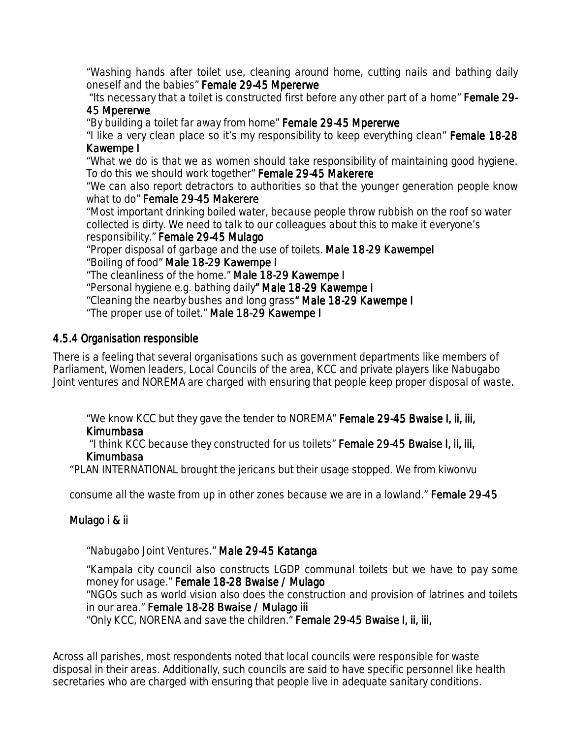"Washing hands after toilet use, cleaning around home, cutting nails and bathing daily oneself and the babies" **Female 29-45 Mpererwe**

"Its necessary that a toilet is constructed first before any other part of a home" **Female 29-45 Mpererwe**

"By building a toilet far away from home" **Female 29-45 Mpererwe**

"I like a very clean place so it's my responsibility to keep everything clean" **Female 18-28 Kawempe I**

"What we do is that we as women should take responsibility of maintaining good hygiene. To do this we should work together" **Female 29-45 Makerere**

"We can also report detractors to authorities so that the younger generation people know what to do" **Female 29-45 Makerere**

"Most important drinking boiled water, because people throw rubbish on the roof so water collected is dirty. We need to talk to our colleagues about this to make it everyone's responsibility." **Female 29-45 Mulago**

"Proper disposal of garbage and the use of toilets. **Male 18-29 KawempeI**

"Boiling of food" **Male 18-29 Kawempe I**

"The cleanliness of the home." **Male 18-29 Kawempe I**

"Personal hygiene e.g. bathing daily**" Male 18-29 Kawempe I**

"Cleaning the nearby bushes and long grass**" Male 18-29 Kawempe I**

"The proper use of toilet." **Male 18-29 Kawempe I**

### 4.5.4 Organisation responsible

There is a feeling that several organisations such as government departments like members of Parliament, Women leaders, Local Councils of the area, KCC and private players like Nabugabo Joint ventures and NOREMA are charged with ensuring that people keep proper disposal of waste.

"We know KCC but they gave the tender to NOREMA" **Female 29-45 Bwaise I, ii, iii, Kimumbasa**

"I think KCC because they constructed for us toilets" **Female 29-45 Bwaise I, ii, iii, Kimumbasa**

"PLAN INTERNATIONAL brought the jericans but their usage stopped. We from kiwonvu consume all the waste from up in other zones because we are in a lowland." **Female 29-45 Mulago i & ii**

"Nabugabo Joint Ventures." **Male 29-45 Katanga**

"Kampala city council also constructs LGDP communal toilets but we have to pay some money for usage." **Female 18-28 Bwaise / Mulago**

"NGOs such as world vision also does the construction and provision of latrines and toilets in our area." **Female 18-28 Bwaise / Mulago iii**

"Only KCC, NORENA and save the children." **Female 29-45 Bwaise I, ii, iii,**

Across all parishes, most respondents noted that local councils were responsible for waste disposal in their areas. Additionally, such councils are said to have specific personnel like health secretaries who are charged with ensuring that people live in adequate sanitary conditions.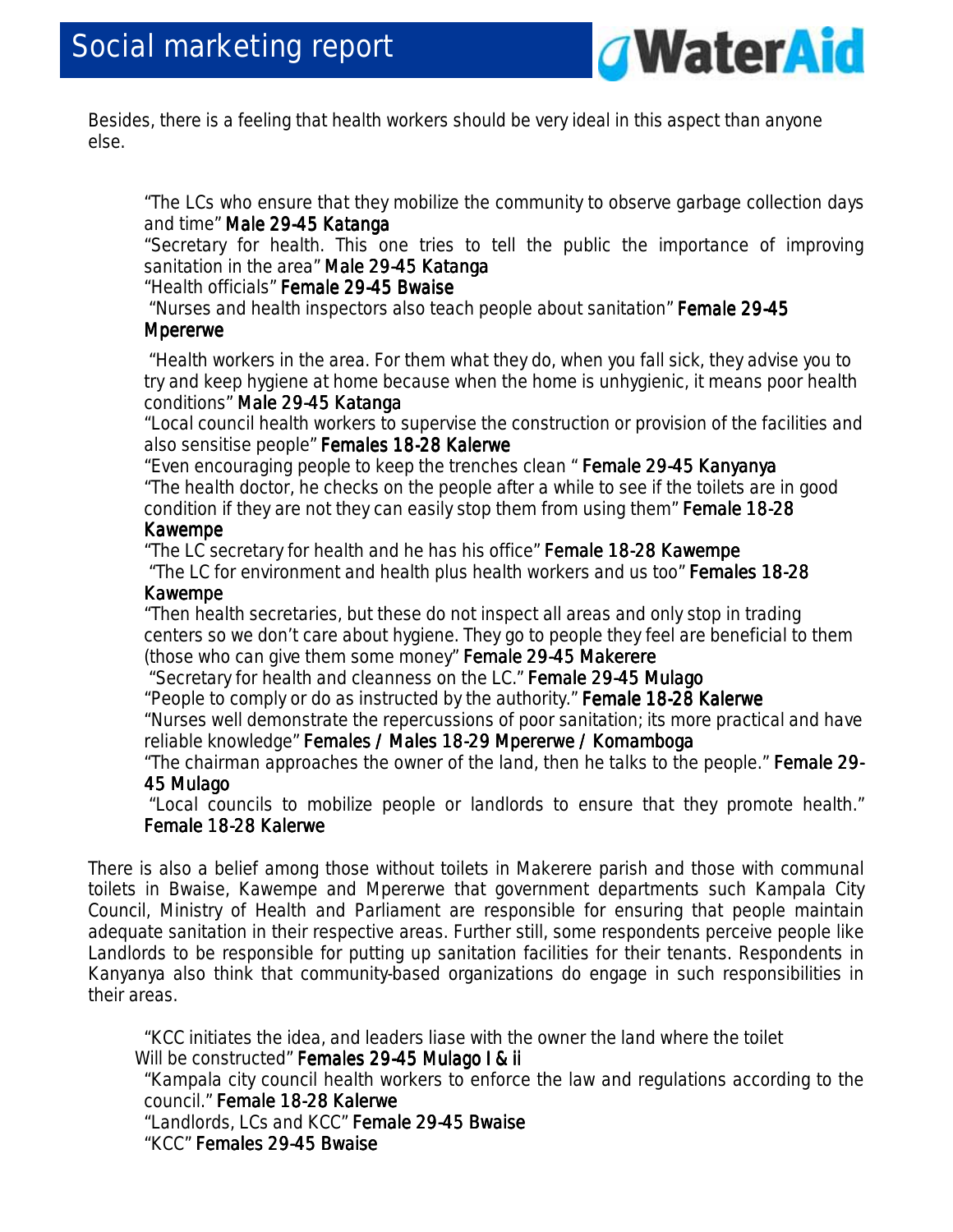Besides, there is a feeling that health workers should be very ideal in this aspect than anyone else.

> "The LCs who ensure that they mobilize the community to observe garbage collection days and time" **Male 29-45 Katanga**
> "Secretary for health. This one tries to tell the public the importance of improving sanitation in the area" **Male 29-45 Katanga**
> "Health officials" **Female 29-45 Bwaise**
> "Nurses and health inspectors also teach people about sanitation" **Female 29-45 Mpererwe**
>
> "Health workers in the area. For them what they do, when you fall sick, they advise you to try and keep hygiene at home because when the home is unhygienic, it means poor health conditions" **Male 29-45 Katanga**
> "Local council health workers to supervise the construction or provision of the facilities and also sensitise people" **Females 18-28 Kalerwe**
> "Even encouraging people to keep the trenches clean " **Female 29-45 Kanyanya**
> "The health doctor, he checks on the people after a while to see if the toilets are in good condition if they are not they can easily stop them from using them" **Female 18-28 Kawempe**
> "The LC secretary for health and he has his office" **Female 18-28 Kawempe**
> "The LC for environment and health plus health workers and us too" **Females 18-28 Kawempe**
> "Then health secretaries, but these do not inspect all areas and only stop in trading centers so we don't care about hygiene. They go to people they feel are beneficial to them (those who can give them some money" **Female 29-45 Makerere**
> "Secretary for health and cleanness on the LC." **Female 29-45 Mulago**
> "People to comply or do as instructed by the authority." **Female 18-28 Kalerwe**
> "Nurses well demonstrate the repercussions of poor sanitation; its more practical and have reliable knowledge" **Females / Males 18-29 Mpererwe / Komamboga**
> "The chairman approaches the owner of the land, then he talks to the people." **Female 29-45 Mulago**
> "Local councils to mobilize people or landlords to ensure that they promote health." **Female 18-28 Kalerwe**

There is also a belief among those without toilets in Makerere parish and those with communal toilets in Bwaise, Kawempe and Mpererwe that government departments such Kampala City Council, Ministry of Health and Parliament are responsible for ensuring that people maintain adequate sanitation in their respective areas. Further still, some respondents perceive people like Landlords to be responsible for putting up sanitation facilities for their tenants. Respondents in Kanyanya also think that community-based organizations do engage in such responsibilities in their areas.

> "KCC initiates the idea, and leaders liase with the owner the land where the toilet Will be constructed" **Females 29-45 Mulago I & ii**
> "Kampala city council health workers to enforce the law and regulations according to the council." **Female 18-28 Kalerwe**
> "Landlords, LCs and KCC" **Female 29-45 Bwaise**
> "KCC" **Females 29-45 Bwaise**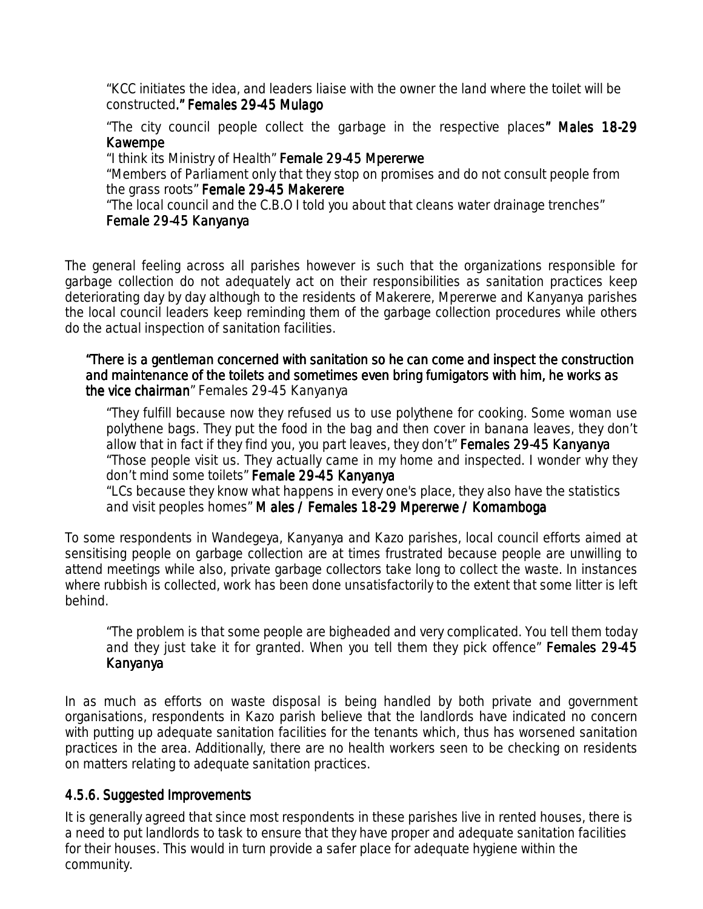> "KCC initiates the idea, and leaders liaise with the owner the land where the toilet will be constructed**." Females 29-45 Mulago**
>
> "The city council people collect the garbage in the respective places**" Males 18-29 Kawempe**
>
> "I think its Ministry of Health" **Female 29-45 Mpererwe**
>
> "Members of Parliament only that they stop on promises and do not consult people from the grass roots" **Female 29-45 Makerere**
>
> "The local council and the C.B.O I told you about that cleans water drainage trenches" **Female 29-45 Kanyanya**

The general feeling across all parishes however is such that the organizations responsible for garbage collection do not adequately act on their responsibilities as sanitation practices keep deteriorating day by day although to the residents of Makerere, Mpererwe and Kanyanya parishes the local council leaders keep reminding them of the garbage collection procedures while others do the actual inspection of sanitation facilities.

> **"There is a gentleman concerned with sanitation so he can come and inspect the construction and maintenance of the toilets and sometimes even bring fumigators with him, he works as the vice chairman**" Females 29-45 Kanyanya
>
> "They fulfill because now they refused us to use polythene for cooking. Some woman use polythene bags. They put the food in the bag and then cover in banana leaves, they don't allow that in fact if they find you, you part leaves, they don't" **Females 29-45 Kanyanya**
>
> "Those people visit us. They actually came in my home and inspected. I wonder why they don't mind some toilets" **Female 29-45 Kanyanya**
>
> "LCs because they know what happens in every one's place, they also have the statistics and visit peoples homes" **Males / Females 18-29 Mpererwe / Komamboga**

To some respondents in Wandegeya, Kanyanya and Kazo parishes, local council efforts aimed at sensitising people on garbage collection are at times frustrated because people are unwilling to attend meetings while also, private garbage collectors take long to collect the waste. In instances where rubbish is collected, work has been done unsatisfactorily to the extent that some litter is left behind.

> "The problem is that some people are bigheaded and very complicated. You tell them today and they just take it for granted. When you tell them they pick offence" **Females 29-45 Kanyanya**

In as much as efforts on waste disposal is being handled by both private and government organisations, respondents in Kazo parish believe that the landlords have indicated no concern with putting up adequate sanitation facilities for the tenants which, thus has worsened sanitation practices in the area. Additionally, there are no health workers seen to be checking on residents on matters relating to adequate sanitation practices.

### 4.5.6. Suggested Improvements

It is generally agreed that since most respondents in these parishes live in rented houses, there is a need to put landlords to task to ensure that they have proper and adequate sanitation facilities for their houses. This would in turn provide a safer place for adequate hygiene within the community.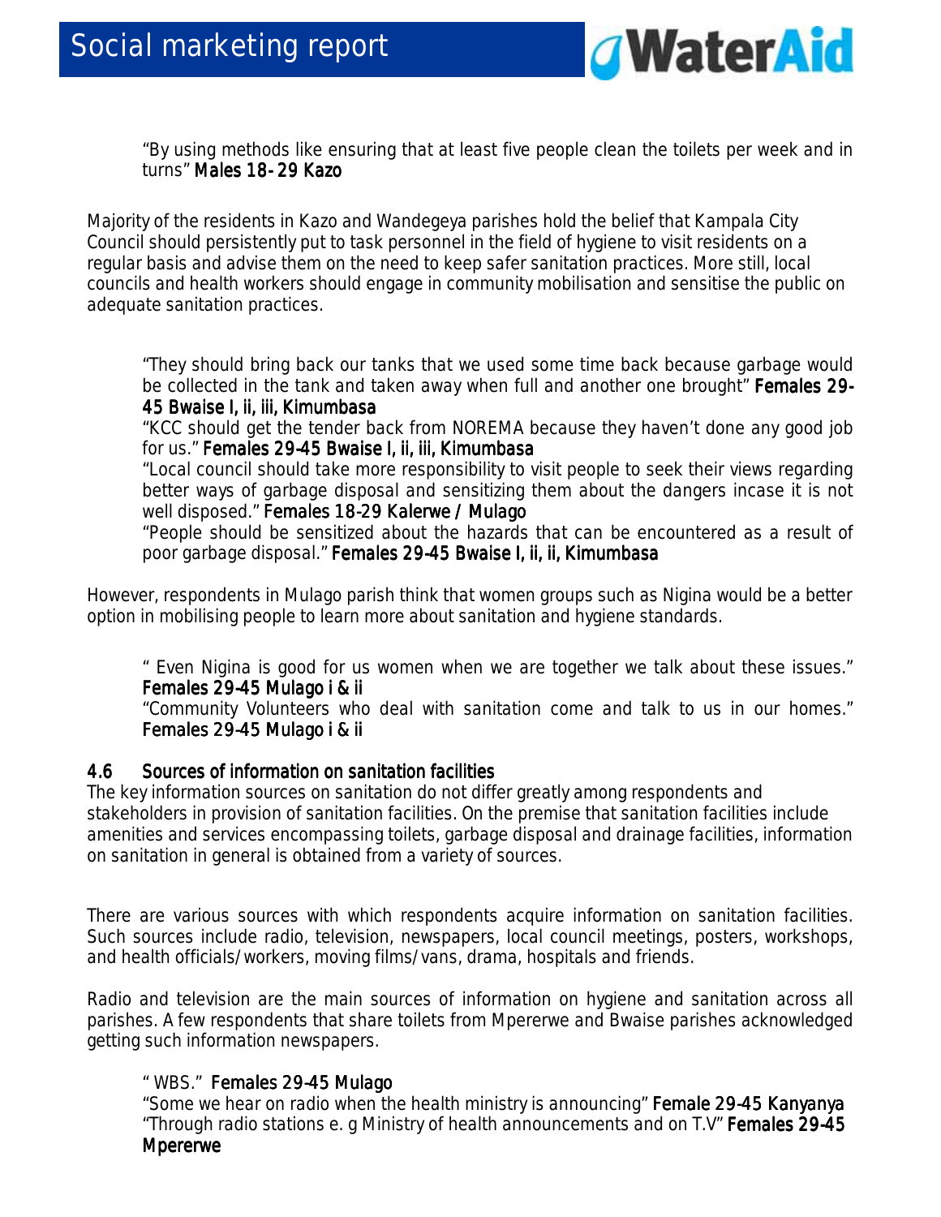"By using methods like ensuring that at least five people clean the toilets per week and in turns" **Males 18- 29 Kazo**

Majority of the residents in Kazo and Wandegeya parishes hold the belief that Kampala City Council should persistently put to task personnel in the field of hygiene to visit residents on a regular basis and advise them on the need to keep safer sanitation practices. More still, local councils and health workers should engage in community mobilisation and sensitise the public on adequate sanitation practices.

"They should bring back our tanks that we used some time back because garbage would be collected in the tank and taken away when full and another one brought" **Females 29-45 Bwaise I, ii, iii, Kimumbasa**

"KCC should get the tender back from NOREMA because they haven't done any good job for us." **Females 29-45 Bwaise I, ii, iii, Kimumbasa**

"Local council should take more responsibility to visit people to seek their views regarding better ways of garbage disposal and sensitizing them about the dangers incase it is not well disposed." **Females 18-29 Kalerwe / Mulago**

"People should be sensitized about the hazards that can be encountered as a result of poor garbage disposal." **Females 29-45 Bwaise I, ii, ii, Kimumbasa**

However, respondents in Mulago parish think that women groups such as Nigina would be a better option in mobilising people to learn more about sanitation and hygiene standards.

" Even Nigina is good for us women when we are together we talk about these issues." **Females 29-45 Mulago i & ii**

"Community Volunteers who deal with sanitation come and talk to us in our homes." **Females 29-45 Mulago i & ii**

### 4.6 Sources of information on sanitation facilities

The key information sources on sanitation do not differ greatly among respondents and stakeholders in provision of sanitation facilities. On the premise that sanitation facilities include amenities and services encompassing toilets, garbage disposal and drainage facilities, information on sanitation in general is obtained from a variety of sources.

There are various sources with which respondents acquire information on sanitation facilities. Such sources include radio, television, newspapers, local council meetings, posters, workshops, and health officials/workers, moving films/vans, drama, hospitals and friends.

Radio and television are the main sources of information on hygiene and sanitation across all parishes. A few respondents that share toilets from Mpererwe and Bwaise parishes acknowledged getting such information newspapers.

" WBS." **Females 29-45 Mulago**

"Some we hear on radio when the health ministry is announcing" **Female 29-45 Kanyanya**

"Through radio stations e. g Ministry of health announcements and on T.V" **Females 29-45 Mpererwe**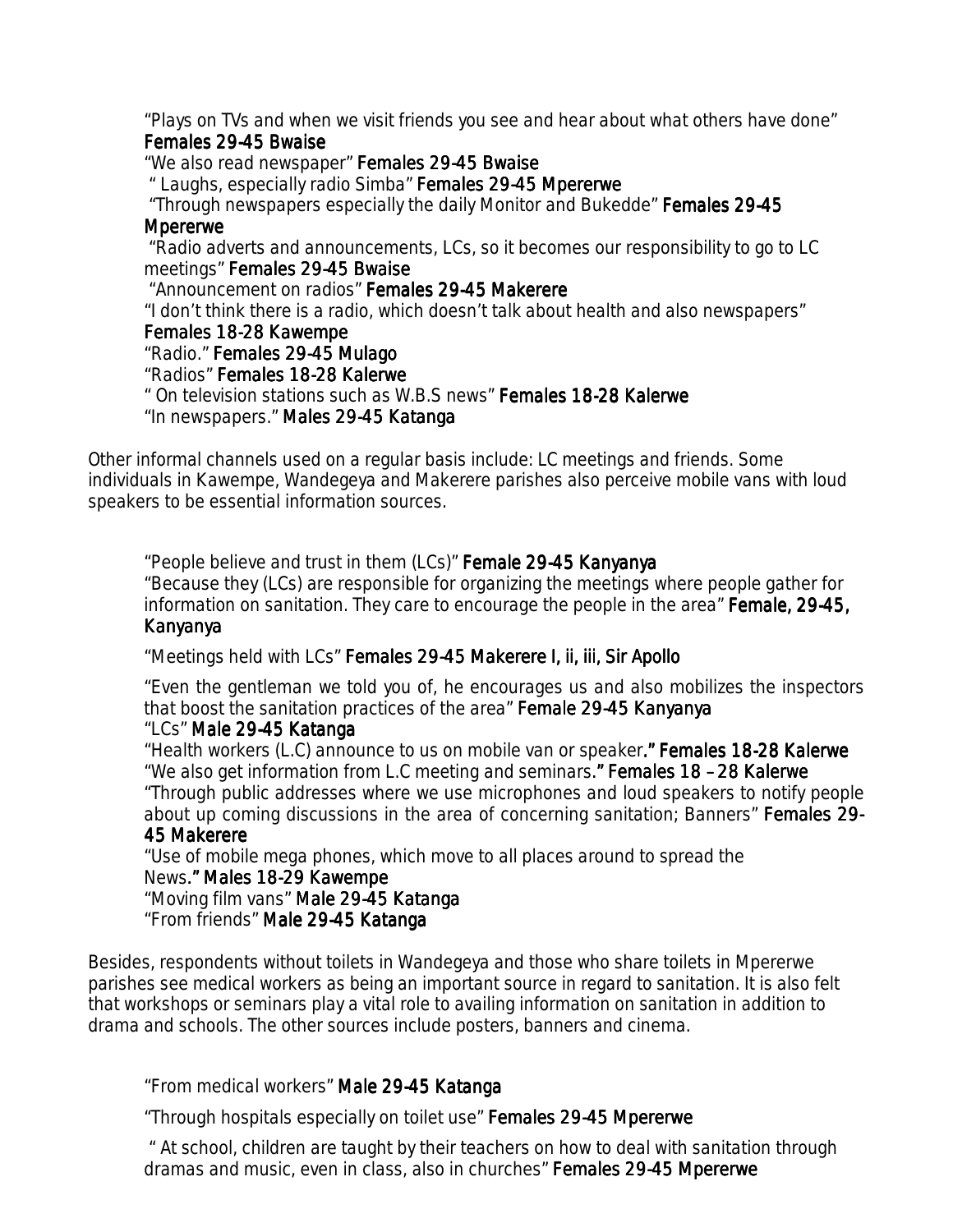"Plays on TVs and when we visit friends you see and hear about what others have done" **Females 29-45 Bwaise**

"We also read newspaper" **Females 29-45 Bwaise**

" Laughs, especially radio Simba" **Females 29-45 Mpererwe**

"Through newspapers especially the daily Monitor and Bukedde" **Females 29-45 Mpererwe**

"Radio adverts and announcements, LCs, so it becomes our responsibility to go to LC meetings" **Females 29-45 Bwaise**

"Announcement on radios" **Females 29-45 Makerere**

"I don't think there is a radio, which doesn't talk about health and also newspapers" **Females 18-28 Kawempe**

"Radio." **Females 29-45 Mulago**

"Radios" **Females 18-28 Kalerwe**

" On television stations such as W.B.S news" **Females 18-28 Kalerwe**

"In newspapers." **Males 29-45 Katanga**

Other informal channels used on a regular basis include: LC meetings and friends. Some individuals in Kawempe, Wandegeya and Makerere parishes also perceive mobile vans with loud speakers to be essential information sources.

"People believe and trust in them (LCs)" **Female 29-45 Kanyanya**

"Because they (LCs) are responsible for organizing the meetings where people gather for information on sanitation. They care to encourage the people in the area" **Female, 29-45, Kanyanya**

"Meetings held with LCs" **Females 29-45 Makerere I, ii, iii, Sir Apollo**

"Even the gentleman we told you of, he encourages us and also mobilizes the inspectors that boost the sanitation practices of the area" **Female 29-45 Kanyanya**

"LCs" **Male 29-45 Katanga**

"Health workers (L.C) announce to us on mobile van or speaker." **Females 18-28 Kalerwe**

"We also get information from L.C meeting and seminars." **Females 18 – 28 Kalerwe**

"Through public addresses where we use microphones and loud speakers to notify people about up coming discussions in the area of concerning sanitation; Banners" **Females 29-45 Makerere**

"Use of mobile mega phones, which move to all places around to spread the News." **Males 18-29 Kawempe**

"Moving film vans" **Male 29-45 Katanga**

"From friends" **Male 29-45 Katanga**

Besides, respondents without toilets in Wandegeya and those who share toilets in Mpererwe parishes see medical workers as being an important source in regard to sanitation. It is also felt that workshops or seminars play a vital role to availing information on sanitation in addition to drama and schools. The other sources include posters, banners and cinema.

"From medical workers" **Male 29-45 Katanga**

"Through hospitals especially on toilet use" **Females 29-45 Mpererwe**

" At school, children are taught by their teachers on how to deal with sanitation through dramas and music, even in class, also in churches" **Females 29-45 Mpererwe**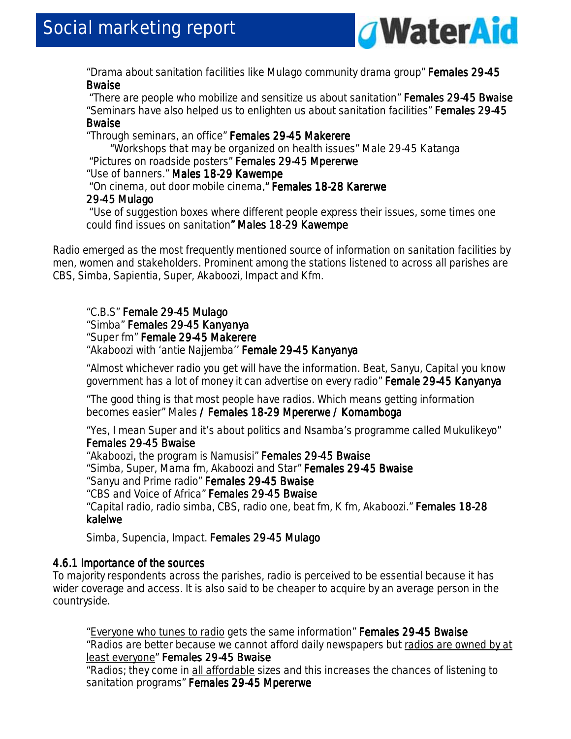"Drama about sanitation facilities like Mulago community drama group" **Females 29-45 Bwaise**

"There are people who mobilize and sensitize us about sanitation" **Females 29-45 Bwaise**

"Seminars have also helped us to enlighten us about sanitation facilities" **Females 29-45 Bwaise**

"Through seminars, an office" **Females 29-45 Makerere**

"Workshops that may be organized on health issues" Male 29-45 Katanga

"Pictures on roadside posters" **Females 29-45 Mpererwe**

"Use of banners." **Males 18-29 Kawempe**

"On cinema, out door mobile cinema**." Females 18-28 Karerwe 29-45 Mulago**

"Use of suggestion boxes where different people express their issues, some times one could find issues on sanitation**" Males 18-29 Kawempe**

Radio emerged as the most frequently mentioned source of information on sanitation facilities by men, women and stakeholders. Prominent among the stations listened to across all parishes are CBS, Simba, Sapientia, Super, Akaboozi, Impact and Kfm.

"C.B.S" **Female 29-45 Mulago**

"Simba" **Females 29-45 Kanyanya**

"Super fm" **Female 29-45 Makerere**

"Akaboozi with 'antie Najjemba'' **Female 29-45 Kanyanya**

"Almost whichever radio you get will have the information. Beat, Sanyu, Capital you know government has a lot of money it can advertise on every radio" **Female 29-45 Kanyanya**

"The good thing is that most people have radios. Which means getting information becomes easier" Males **/ Females 18-29 Mpererwe / Komamboga**

"Yes, I mean Super and it's about politics and Nsamba's programme called Mukulikeyo" **Females 29-45 Bwaise**

"Akaboozi, the program is Namusisi" **Females 29-45 Bwaise**

"Simba, Super, Mama fm, Akaboozi and Star" **Females 29-45 Bwaise**

"Sanyu and Prime radio" **Females 29-45 Bwaise**

"CBS and Voice of Africa" **Females 29-45 Bwaise**

"Capital radio, radio simba, CBS, radio one, beat fm, K fm, Akaboozi." **Females 18-28 kalelwe**

Simba, Supencia, Impact. **Females 29-45 Mulago**

#### 4.6.1 Importance of the sources

To majority respondents across the parishes, radio is perceived to be essential because it has wider coverage and access. It is also said to be cheaper to acquire by an average person in the countryside.

"Everyone who tunes to radio gets the same information" **Females 29-45 Bwaise**

"Radios are better because we cannot afford daily newspapers but radios are owned by at least everyone" **Females 29-45 Bwaise**

"Radios; they come in all affordable sizes and this increases the chances of listening to sanitation programs" **Females 29-45 Mpererwe**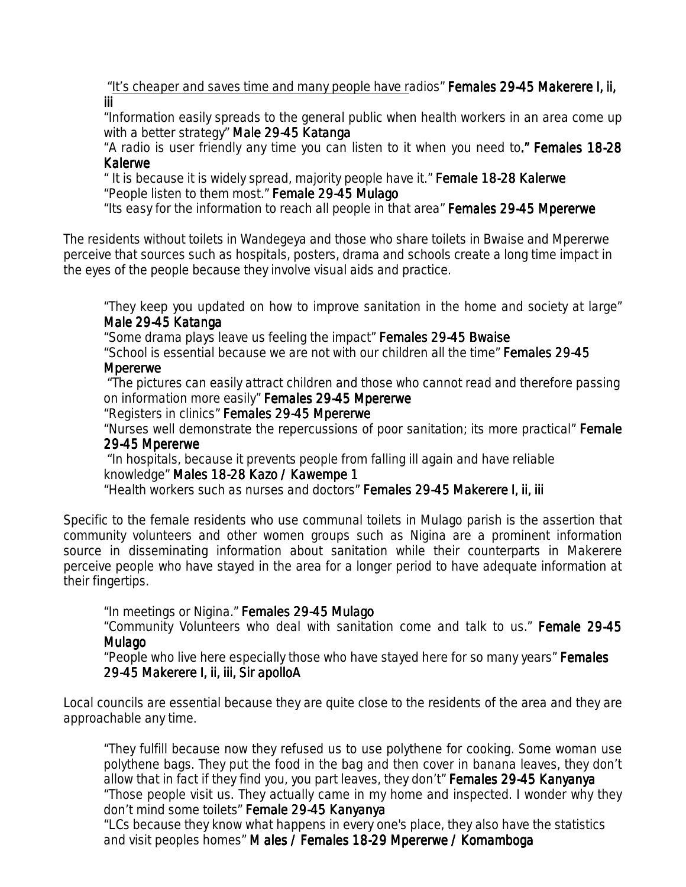"It's cheaper and saves time and many people have radios" **Females 29-45 Makerere I, ii, iii**
"Information easily spreads to the general public when health workers in an area come up with a better strategy" **Male 29-45 Katanga**
"A radio is user friendly any time you can listen to it when you need to." **Females 18-28 Kalerwe**
" It is because it is widely spread, majority people have it." **Female 18-28 Kalerwe**
"People listen to them most." **Female 29-45 Mulago**
"Its easy for the information to reach all people in that area" **Females 29-45 Mpererwe**

The residents without toilets in Wandegeya and those who share toilets in Bwaise and Mpererwe perceive that sources such as hospitals, posters, drama and schools create a long time impact in the eyes of the people because they involve visual aids and practice.

"They keep you updated on how to improve sanitation in the home and society at large" **Male 29-45 Katanga**
"Some drama plays leave us feeling the impact" **Females 29-45 Bwaise**
"School is essential because we are not with our children all the time" **Females 29-45 Mpererwe**
"The pictures can easily attract children and those who cannot read and therefore passing on information more easily" **Females 29-45 Mpererwe**
"Registers in clinics" **Females 29-45 Mpererwe**
"Nurses well demonstrate the repercussions of poor sanitation; its more practical" **Female 29-45 Mpererwe**
"In hospitals, because it prevents people from falling ill again and have reliable knowledge" **Males 18-28 Kazo / Kawempe 1**
"Health workers such as nurses and doctors" **Females 29-45 Makerere I, ii, iii**

Specific to the female residents who use communal toilets in Mulago parish is the assertion that community volunteers and other women groups such as Nigina are a prominent information source in disseminating information about sanitation while their counterparts in Makerere perceive people who have stayed in the area for a longer period to have adequate information at their fingertips.

"In meetings or Nigina." **Females 29-45 Mulago**
"Community Volunteers who deal with sanitation come and talk to us." **Female 29-45 Mulago**
"People who live here especially those who have stayed here for so many years" **Females 29-45 Makerere I, ii, iii, Sir apolloA**

Local councils are essential because they are quite close to the residents of the area and they are approachable any time.

"They fulfill because now they refused us to use polythene for cooking. Some woman use polythene bags. They put the food in the bag and then cover in banana leaves, they don't allow that in fact if they find you, you part leaves, they don't" **Females 29-45 Kanyanya**
"Those people visit us. They actually came in my home and inspected. I wonder why they don't mind some toilets" **Female 29-45 Kanyanya**
"LCs because they know what happens in every one's place, they also have the statistics and visit peoples homes" **Males / Females 18-29 Mpererwe / Komamboga**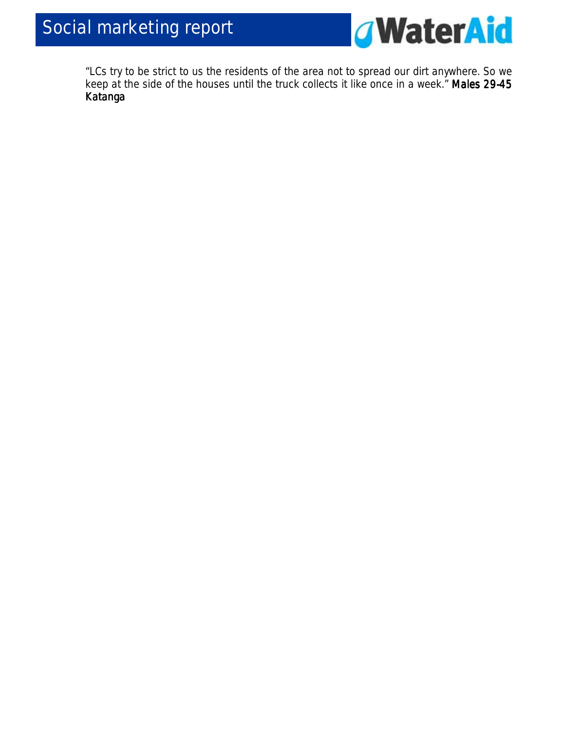*"LCs try to be strict to us the residents of the area not to spread our dirt anywhere. So we keep at the side of the houses until the truck collects it like once in a week."* Males 29-45 Katanga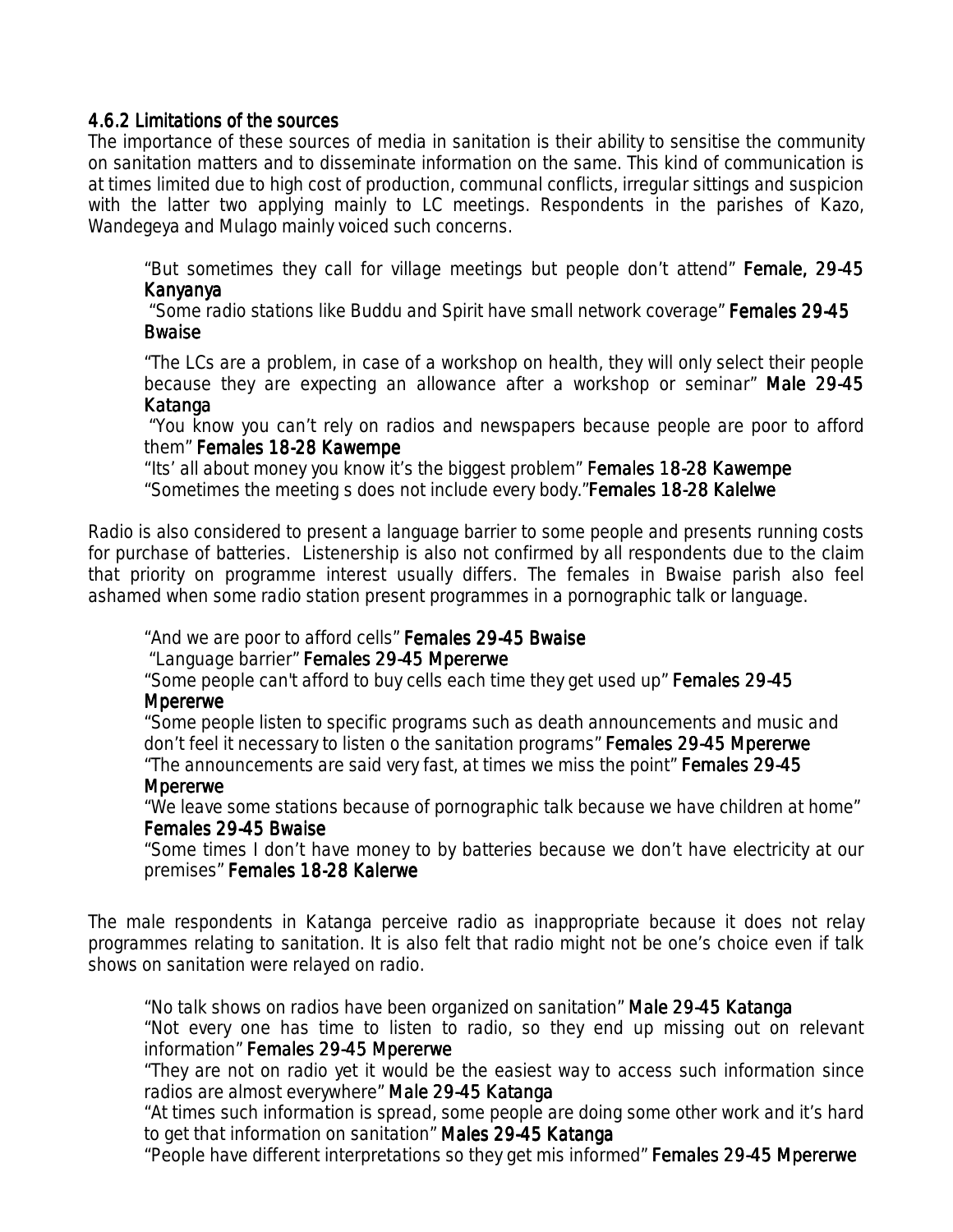### 4.6.2 Limitations of the sources

The importance of these sources of media in sanitation is their ability to sensitise the community on sanitation matters and to disseminate information on the same. This kind of communication is at times limited due to high cost of production, communal conflicts, irregular sittings and suspicion with the latter two applying mainly to LC meetings. Respondents in the parishes of Kazo, Wandegeya and Mulago mainly voiced such concerns.

> "But sometimes they call for village meetings but people don't attend" **Female, 29-45 Kanyanya**
>
> "Some radio stations like Buddu and Spirit have small network coverage" **Females 29-45 Bwaise**
>
> "The LCs are a problem, in case of a workshop on health, they will only select their people because they are expecting an allowance after a workshop or seminar" **Male 29-45 Katanga**
>
> "You know you can't rely on radios and newspapers because people are poor to afford them" **Females 18-28 Kawempe**
>
> "Its' all about money you know it's the biggest problem" **Females 18-28 Kawempe**
>
> "Sometimes the meeting s does not include every body."**Females 18-28 Kalelwe**

Radio is also considered to present a language barrier to some people and presents running costs for purchase of batteries. Listenership is also not confirmed by all respondents due to the claim that priority on programme interest usually differs. The females in Bwaise parish also feel ashamed when some radio station present programmes in a pornographic talk or language.

> "And we are poor to afford cells" **Females 29-45 Bwaise**
>
> "Language barrier" **Females 29-45 Mpererwe**
>
> "Some people can't afford to buy cells each time they get used up" **Females 29-45 Mpererwe**
>
> "Some people listen to specific programs such as death announcements and music and don't feel it necessary to listen o the sanitation programs" **Females 29-45 Mpererwe**
>
> "The announcements are said very fast, at times we miss the point" **Females 29-45 Mpererwe**
>
> "We leave some stations because of pornographic talk because we have children at home" **Females 29-45 Bwaise**
>
> "Some times I don't have money to by batteries because we don't have electricity at our premises" **Females 18-28 Kalerwe**

The male respondents in Katanga perceive radio as inappropriate because it does not relay programmes relating to sanitation. It is also felt that radio might not be one's choice even if talk shows on sanitation were relayed on radio.

> "No talk shows on radios have been organized on sanitation" **Male 29-45 Katanga**
>
> "Not every one has time to listen to radio, so they end up missing out on relevant information" **Females 29-45 Mpererwe**
>
> "They are not on radio yet it would be the easiest way to access such information since radios are almost everywhere" **Male 29-45 Katanga**
>
> "At times such information is spread, some people are doing some other work and it's hard to get that information on sanitation" **Males 29-45 Katanga**
>
> "People have different interpretations so they get mis informed" **Females 29-45 Mpererwe**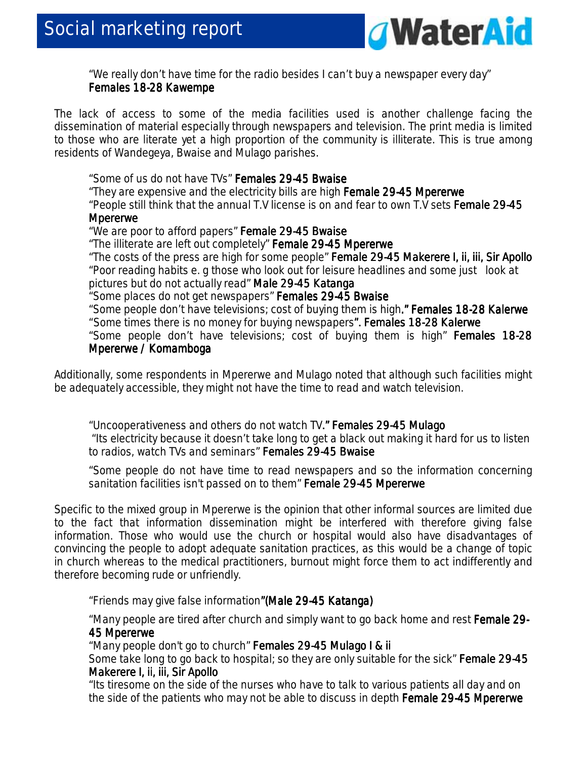"We really don't have time for the radio besides I can't buy a newspaper every day" **Females 18-28 Kawempe**

The lack of access to some of the media facilities used is another challenge facing the dissemination of material especially through newspapers and television. The print media is limited to those who are literate yet a high proportion of the community is illiterate. This is true among residents of Wandegeya, Bwaise and Mulago parishes.

"Some of us do not have TVs" **Females 29-45 Bwaise**
"They are expensive and the electricity bills are high **Female 29-45 Mpererwe**
"People still think that the annual T.V license is on and fear to own T.V sets **Female 29-45 Mpererwe**
"We are poor to afford papers" **Female 29-45 Bwaise**
"The illiterate are left out completely" **Female 29-45 Mpererwe**
"The costs of the press are high for some people" **Female 29-45 Makerere I, ii, iii, Sir Apollo**
"Poor reading habits e. g those who look out for leisure headlines and some just look at pictures but do not actually read" **Male 29-45 Katanga**
"Some places do not get newspapers" **Females 29-45 Bwaise**
"Some people don't have televisions; cost of buying them is high." **Females 18-28 Kalerwe**
"Some times there is no money for buying newspapers". **Females 18-28 Kalerwe**
"Some people don't have televisions; cost of buying them is high" **Females 18-28 Mpererwe / Komamboga**

Additionally, some respondents in Mpererwe and Mulago noted that although such facilities might be adequately accessible, they might not have the time to read and watch television.

"Uncooperativeness and others do not watch TV." **Females 29-45 Mulago**
"Its electricity because it doesn't take long to get a black out making it hard for us to listen to radios, watch TVs and seminars" **Females 29-45 Bwaise**

"Some people do not have time to read newspapers and so the information concerning sanitation facilities isn't passed on to them" **Female 29-45 Mpererwe**

Specific to the mixed group in Mpererwe is the opinion that other informal sources are limited due to the fact that information dissemination might be interfered with therefore giving false information. Those who would use the church or hospital would also have disadvantages of convincing the people to adopt adequate sanitation practices, as this would be a change of topic in church whereas to the medical practitioners, burnout might force them to act indifferently and therefore becoming rude or unfriendly.

"Friends may give false information"**(Male 29-45 Katanga)**

"Many people are tired after church and simply want to go back home and rest **Female 29-45 Mpererwe**
"Many people don't go to church" **Females 29-45 Mulago I & ii**
Some take long to go back to hospital; so they are only suitable for the sick" **Female 29-45 Makerere I, ii, iii, Sir Apollo**
"Its tiresome on the side of the nurses who have to talk to various patients all day and on the side of the patients who may not be able to discuss in depth **Female 29-45 Mpererwe**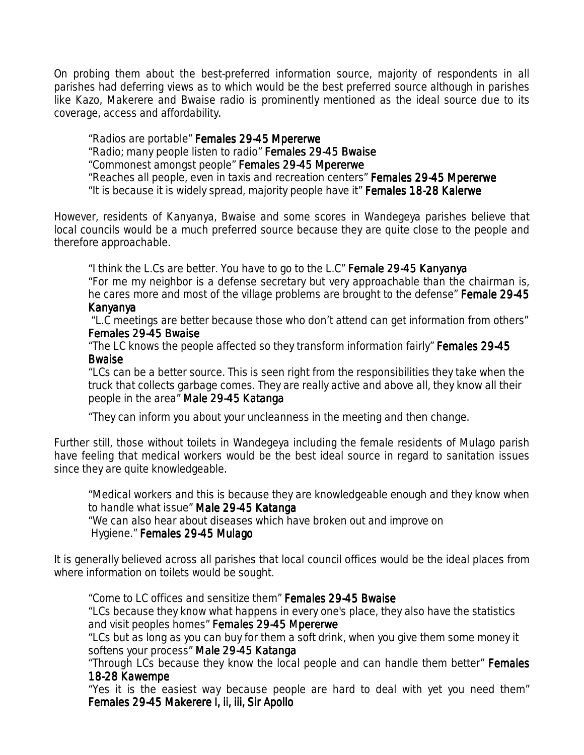On probing them about the best-preferred information source, majority of respondents in all parishes had deferring views as to which would be the best preferred source although in parishes like Kazo, Makerere and Bwaise radio is prominently mentioned as the ideal source due to its coverage, access and affordability.

> "Radios are portable" **Females 29-45 Mpererwe**
> "Radio; many people listen to radio" **Females 29-45 Bwaise**
> "Commonest amongst people" **Females 29-45 Mpererwe**
> "Reaches all people, even in taxis and recreation centers" **Females 29-45 Mpererwe**
> "It is because it is widely spread, majority people have it" **Females 18-28 Kalerwe**

However, residents of Kanyanya, Bwaise and some scores in Wandegeya parishes believe that local councils would be a much preferred source because they are quite close to the people and therefore approachable.

> "I think the L.Cs are better. You have to go to the L.C" **Female 29-45 Kanyanya**
> "For me my neighbor is a defense secretary but very approachable than the chairman is, he cares more and most of the village problems are brought to the defense" **Female 29-45 Kanyanya**
> "L.C meetings are better because those who don't attend can get information from others" **Females 29-45 Bwaise**
> "The LC knows the people affected so they transform information fairly" **Females 29-45 Bwaise**
> "LCs can be a better source. This is seen right from the responsibilities they take when the truck that collects garbage comes. They are really active and above all, they know all their people in the area" **Male 29-45 Katanga**
>
> "They can inform you about your uncleanness in the meeting and then change.

Further still, those without toilets in Wandegeya including the female residents of Mulago parish have feeling that medical workers would be the best ideal source in regard to sanitation issues since they are quite knowledgeable.

> "Medical workers and this is because they are knowledgeable enough and they know when to handle what issue" **Male 29-45 Katanga**
> "We can also hear about diseases which have broken out and improve on Hygiene." **Females 29-45 Mulago**

It is generally believed across all parishes that local council offices would be the ideal places from where information on toilets would be sought.

> "Come to LC offices and sensitize them" **Females 29-45 Bwaise**
> "LCs because they know what happens in every one's place, they also have the statistics and visit peoples homes" **Females 29-45 Mpererwe**
> "LCs but as long as you can buy for them a soft drink, when you give them some money it softens your process" **Male 29-45 Katanga**
> "Through LCs because they know the local people and can handle them better" **Females 18-28 Kawempe**
> "Yes it is the easiest way because people are hard to deal with yet you need them" **Females 29-45 Makerere I, ii, iii, Sir Apollo**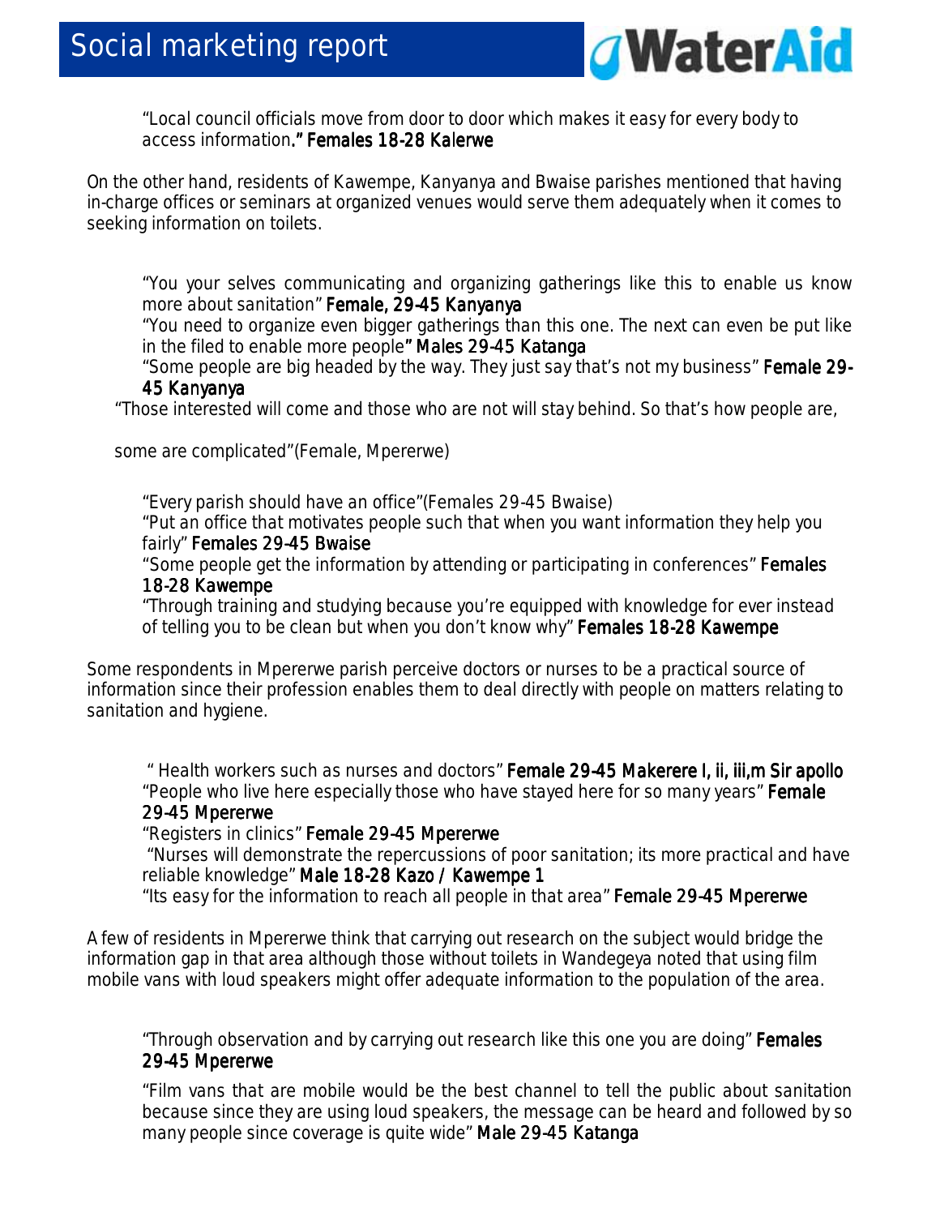"Local council officials move from door to door which makes it easy for every body to access information." **Females 18-28 Kalerwe**

On the other hand, residents of Kawempe, Kanyanya and Bwaise parishes mentioned that having in-charge offices or seminars at organized venues would serve them adequately when it comes to seeking information on toilets.

"You your selves communicating and organizing gatherings like this to enable us know more about sanitation" **Female, 29-45 Kanyanya**

"You need to organize even bigger gatherings than this one. The next can even be put like in the filed to enable more people" **Males 29-45 Katanga**

"Some people are big headed by the way. They just say that's not my business" **Female 29-45 Kanyanya**

"Those interested will come and those who are not will stay behind. So that's how people are,

some are complicated"(Female, Mpererwe)

"Every parish should have an office"(Females 29-45 Bwaise)

"Put an office that motivates people such that when you want information they help you fairly" **Females 29-45 Bwaise**

"Some people get the information by attending or participating in conferences" **Females 18-28 Kawempe**

"Through training and studying because you're equipped with knowledge for ever instead of telling you to be clean but when you don't know why" **Females 18-28 Kawempe**

Some respondents in Mpererwe parish perceive doctors or nurses to be a practical source of information since their profession enables them to deal directly with people on matters relating to sanitation and hygiene.

" Health workers such as nurses and doctors" **Female 29-45 Makerere I, ii, iii,m Sir apollo**

"People who live here especially those who have stayed here for so many years" **Female 29-45 Mpererwe**

"Registers in clinics" **Female 29-45 Mpererwe**

"Nurses will demonstrate the repercussions of poor sanitation; its more practical and have reliable knowledge" **Male 18-28 Kazo / Kawempe 1**

"Its easy for the information to reach all people in that area" **Female 29-45 Mpererwe**

A few of residents in Mpererwe think that carrying out research on the subject would bridge the information gap in that area although those without toilets in Wandegeya noted that using film mobile vans with loud speakers might offer adequate information to the population of the area.

"Through observation and by carrying out research like this one you are doing" **Females 29-45 Mpererwe**

"Film vans that are mobile would be the best channel to tell the public about sanitation because since they are using loud speakers, the message can be heard and followed by so many people since coverage is quite wide" **Male 29-45 Katanga**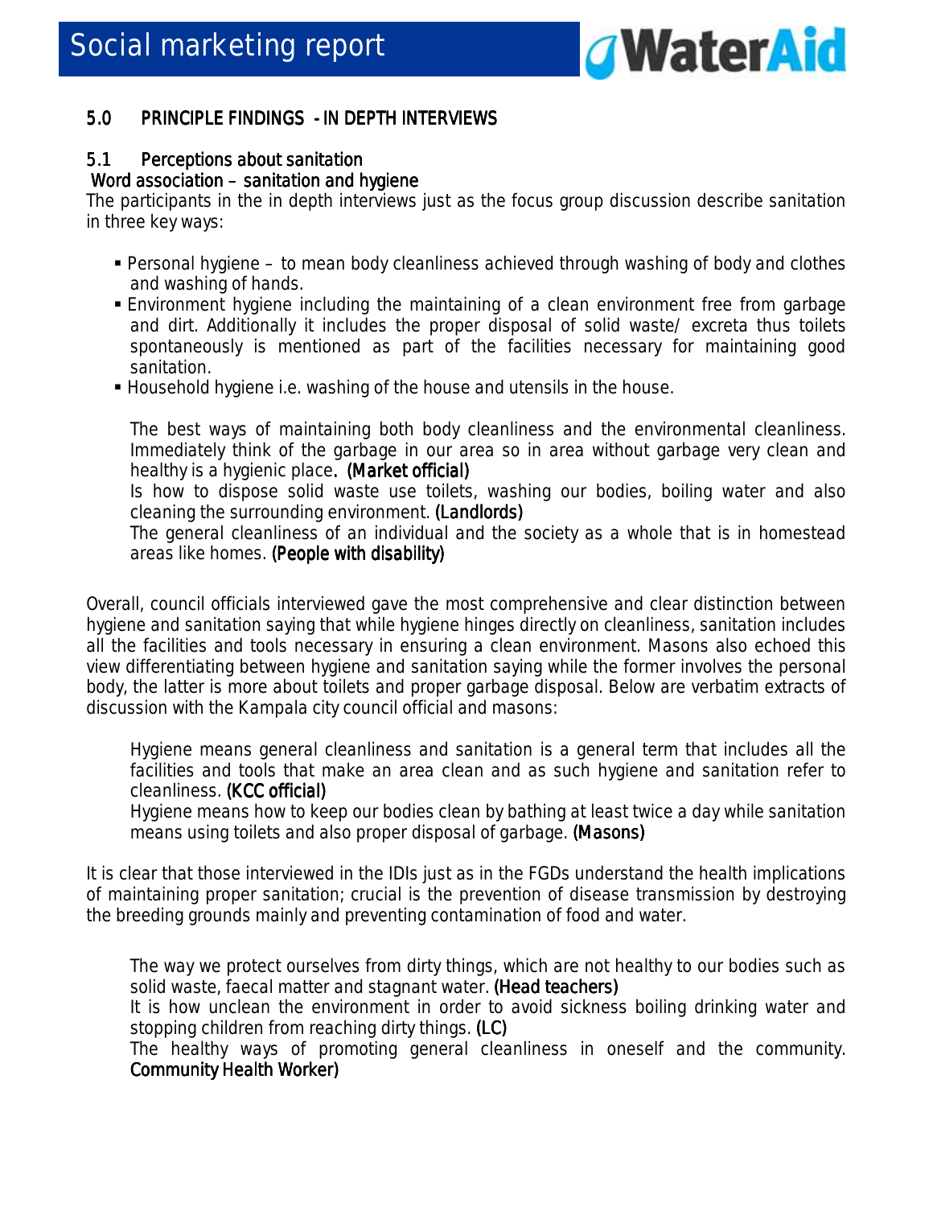## 5.0 PRINCIPLE FINDINGS - IN DEPTH INTERVIEWS

### 5.1 Perceptions about sanitation

**Word association – sanitation and hygiene**

The participants in the in depth interviews just as the focus group discussion describe sanitation in three key ways:

- Personal hygiene – to mean body cleanliness achieved through washing of body and clothes and washing of hands.
- Environment hygiene including the maintaining of a clean environment free from garbage and dirt. Additionally it includes the proper disposal of solid waste/ excreta thus toilets spontaneously is mentioned as part of the facilities necessary for maintaining good sanitation.
- Household hygiene i.e. washing of the house and utensils in the house.

> The best ways of maintaining both body cleanliness and the environmental cleanliness. Immediately think of the garbage in our area so in area without garbage very clean and healthy is a hygienic place. **(Market official)**
>
> Is how to dispose solid waste use toilets, washing our bodies, boiling water and also cleaning the surrounding environment. **(Landlords)**
>
> The general cleanliness of an individual and the society as a whole that is in homestead areas like homes. **(People with disability)**

Overall, council officials interviewed gave the most comprehensive and clear distinction between hygiene and sanitation saying that while hygiene hinges directly on cleanliness, sanitation includes all the facilities and tools necessary in ensuring a clean environment. Masons also echoed this view differentiating between hygiene and sanitation saying while the former involves the personal body, the latter is more about toilets and proper garbage disposal. Below are verbatim extracts of discussion with the Kampala city council official and masons:

> Hygiene means general cleanliness and sanitation is a general term that includes all the facilities and tools that make an area clean and as such hygiene and sanitation refer to cleanliness. **(KCC official)**
>
> Hygiene means how to keep our bodies clean by bathing at least twice a day while sanitation means using toilets and also proper disposal of garbage. **(Masons)**

It is clear that those interviewed in the IDIs just as in the FGDs understand the health implications of maintaining proper sanitation; crucial is the prevention of disease transmission by destroying the breeding grounds mainly and preventing contamination of food and water.

> The way we protect ourselves from dirty things, which are not healthy to our bodies such as solid waste, faecal matter and stagnant water. **(Head teachers)**
>
> It is how unclean the environment in order to avoid sickness boiling drinking water and stopping children from reaching dirty things. **(LC)**
>
> The healthy ways of promoting general cleanliness in oneself and the community. **Community Health Worker)**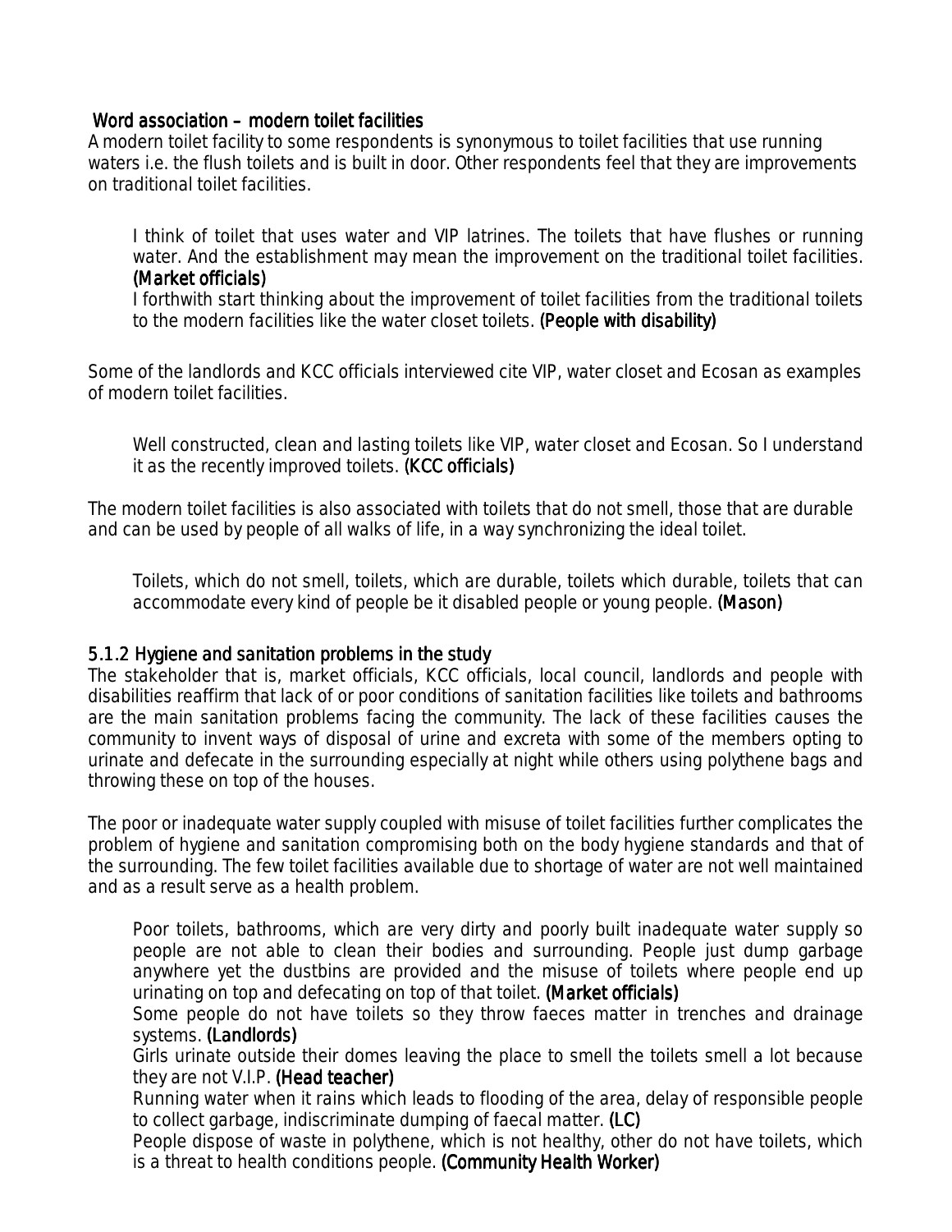### Word association – modern toilet facilities

A modern toilet facility to some respondents is synonymous to toilet facilities that use running waters i.e. the flush toilets and is built in door. Other respondents feel that they are improvements on traditional toilet facilities.

> I think of toilet that uses water and VIP latrines. The toilets that have flushes or running water. And the establishment may mean the improvement on the traditional toilet facilities. (Market officials)
>
> I forthwith start thinking about the improvement of toilet facilities from the traditional toilets to the modern facilities like the water closet toilets. (People with disability)

Some of the landlords and KCC officials interviewed cite VIP, water closet and Ecosan as examples of modern toilet facilities.

> Well constructed, clean and lasting toilets like VIP, water closet and Ecosan. So I understand it as the recently improved toilets. (KCC officials)

The modern toilet facilities is also associated with toilets that do not smell, those that are durable and can be used by people of all walks of life, in a way synchronizing the ideal toilet.

> Toilets, which do not smell, toilets, which are durable, toilets which durable, toilets that can accommodate every kind of people be it disabled people or young people. (Mason)

### 5.1.2 Hygiene and sanitation problems in the study

The stakeholder that is, market officials, KCC officials, local council, landlords and people with disabilities reaffirm that lack of or poor conditions of sanitation facilities like toilets and bathrooms are the main sanitation problems facing the community. The lack of these facilities causes the community to invent ways of disposal of urine and excreta with some of the members opting to urinate and defecate in the surrounding especially at night while others using polythene bags and throwing these on top of the houses.

The poor or inadequate water supply coupled with misuse of toilet facilities further complicates the problem of hygiene and sanitation compromising both on the body hygiene standards and that of the surrounding. The few toilet facilities available due to shortage of water are not well maintained and as a result serve as a health problem.

> Poor toilets, bathrooms, which are very dirty and poorly built inadequate water supply so people are not able to clean their bodies and surrounding. People just dump garbage anywhere yet the dustbins are provided and the misuse of toilets where people end up urinating on top and defecating on top of that toilet. (Market officials)
>
> Some people do not have toilets so they throw faeces matter in trenches and drainage systems. (Landlords)
>
> Girls urinate outside their domes leaving the place to smell the toilets smell a lot because they are not V.I.P. (Head teacher)
>
> Running water when it rains which leads to flooding of the area, delay of responsible people to collect garbage, indiscriminate dumping of faecal matter. (LC)
>
> People dispose of waste in polythene, which is not healthy, other do not have toilets, which is a threat to health conditions people. (Community Health Worker)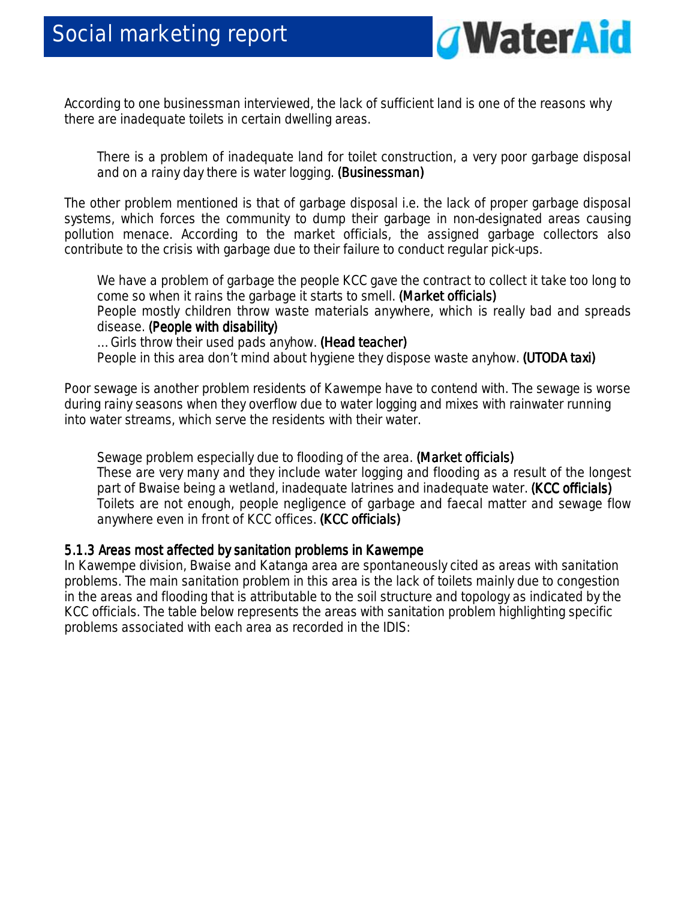According to one businessman interviewed, the lack of sufficient land is one of the reasons why there are inadequate toilets in certain dwelling areas.

> There is a problem of inadequate land for toilet construction, a very poor garbage disposal and on a rainy day there is water logging. **(Businessman)**

The other problem mentioned is that of garbage disposal i.e. the lack of proper garbage disposal systems, which forces the community to dump their garbage in non-designated areas causing pollution menace. According to the market officials, the assigned garbage collectors also contribute to the crisis with garbage due to their failure to conduct regular pick-ups.

> We have a problem of garbage the people KCC gave the contract to collect it take too long to come so when it rains the garbage it starts to smell. **(Market officials)**
> People mostly children throw waste materials anywhere, which is really bad and spreads disease. **(People with disability)**
> … Girls throw their used pads anyhow. **(Head teacher)**
> People in this area don't mind about hygiene they dispose waste anyhow. **(UTODA taxi)**

Poor sewage is another problem residents of Kawempe have to contend with. The sewage is worse during rainy seasons when they overflow due to water logging and mixes with rainwater running into water streams, which serve the residents with their water.

> Sewage problem especially due to flooding of the area. **(Market officials)**
> These are very many and they include water logging and flooding as a result of the longest part of Bwaise being a wetland, inadequate latrines and inadequate water. **(KCC officials)**
> Toilets are not enough, people negligence of garbage and faecal matter and sewage flow anywhere even in front of KCC offices. **(KCC officials)**

### 5.1.3 Areas most affected by sanitation problems in Kawempe

In Kawempe division, Bwaise and Katanga area are spontaneously cited as areas with sanitation problems. The main sanitation problem in this area is the lack of toilets mainly due to congestion in the areas and flooding that is attributable to the soil structure and topology as indicated by the KCC officials. The table below represents the areas with sanitation problem highlighting specific problems associated with each area as recorded in the IDIS: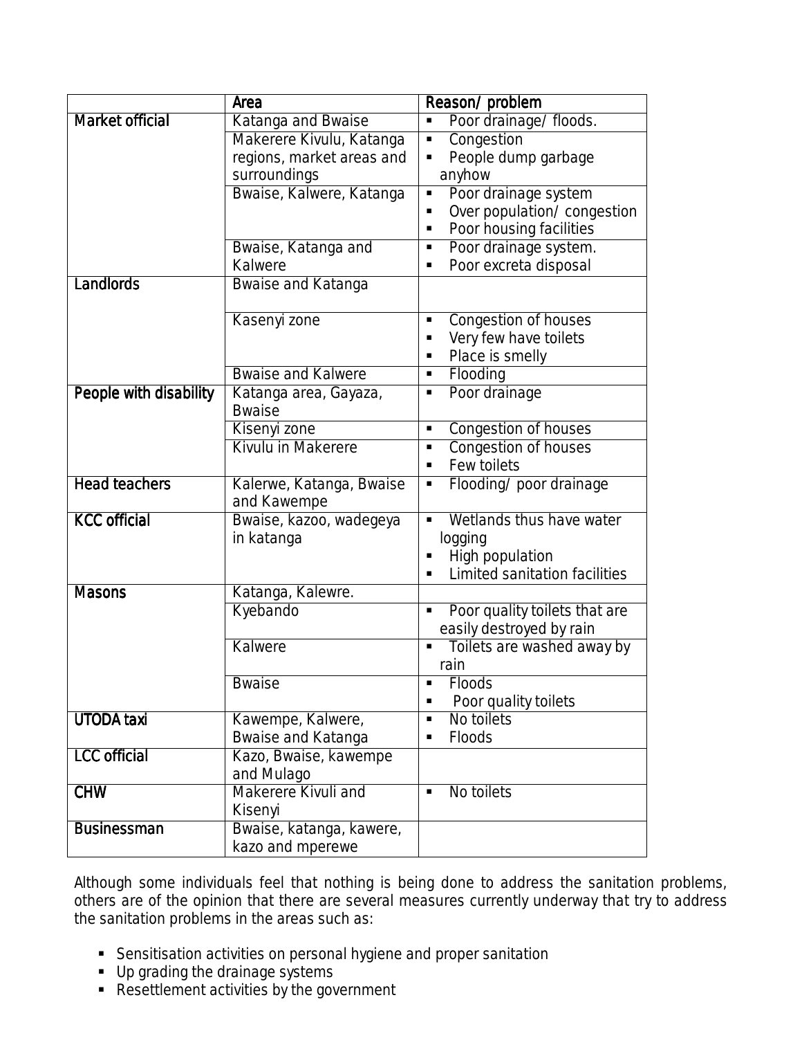| | Area | Reason/ problem |
|---|---|---|
| Market official | Katanga and Bwaise | ▪ Poor drainage/ floods. |
| | Makerere Kivulu, Katanga regions, market areas and surroundings | ▪ Congestion<br>▪ People dump garbage anyhow |
| | Bwaise, Kalwere, Katanga | ▪ Poor drainage system<br>▪ Over population/ congestion<br>▪ Poor housing facilities |
| | Bwaise, Katanga and Kalwere | ▪ Poor drainage system.<br>▪ Poor excreta disposal |
| Landlords | Bwaise and Katanga | |
| | Kasenyi zone | ▪ Congestion of houses<br>▪ Very few have toilets<br>▪ Place is smelly |
| | Bwaise and Kalwere | ▪ Flooding |
| People with disability | Katanga area, Gayaza, Bwaise | ▪ Poor drainage |
| | Kisenyi zone | ▪ Congestion of houses |
| | Kivulu in Makerere | ▪ Congestion of houses<br>▪ Few toilets |
| Head teachers | Kalerwe, Katanga, Bwaise and Kawempe | ▪ Flooding/ poor drainage |
| KCC official | Bwaise, kazoo, wadegeya in katanga | ▪ Wetlands thus have water logging<br>▪ High population<br>▪ Limited sanitation facilities |
| Masons | Katanga, Kalewre. | |
| | Kyebando | ▪ Poor quality toilets that are easily destroyed by rain |
| | Kalwere | ▪ Toilets are washed away by rain |
| | Bwaise | ▪ Floods<br>▪ Poor quality toilets |
| UTODA taxi | Kawempe, Kalwere, Bwaise and Katanga | ▪ No toilets<br>▪ Floods |
| LCC official | Kazo, Bwaise, kawempe and Mulago | |
| CHW | Makerere Kivuli and Kisenyi | ▪ No toilets |
| Businessman | Bwaise, katanga, kawere, kazo and mperewe | |

Although some individuals feel that nothing is being done to address the sanitation problems, others are of the opinion that there are several measures currently underway that try to address the sanitation problems in the areas such as:

- Sensitisation activities on personal hygiene and proper sanitation
- Up grading the drainage systems
- Resettlement activities by the government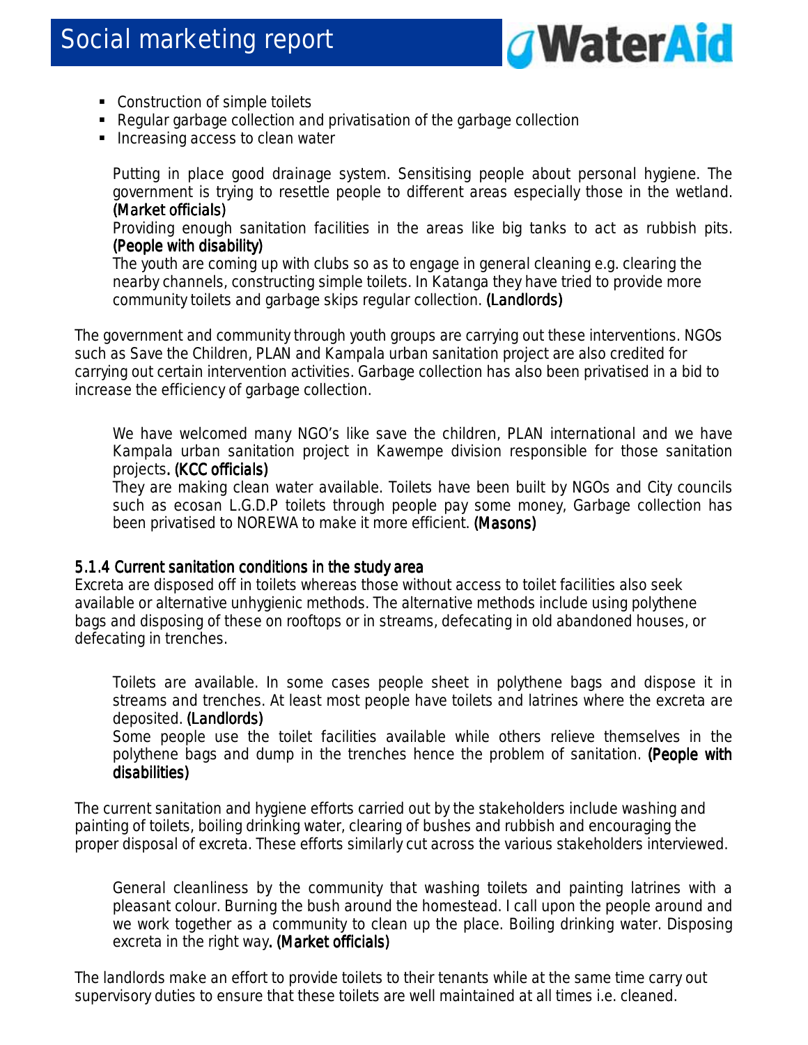- Construction of simple toilets
- Regular garbage collection and privatisation of the garbage collection
- Increasing access to clean water

> Putting in place good drainage system. Sensitising people about personal hygiene. The government is trying to resettle people to different areas especially those in the wetland. **(Market officials)**
>
> Providing enough sanitation facilities in the areas like big tanks to act as rubbish pits. **(People with disability)**
>
> The youth are coming up with clubs so as to engage in general cleaning e.g. clearing the nearby channels, constructing simple toilets. In Katanga they have tried to provide more community toilets and garbage skips regular collection. **(Landlords)**

The government and community through youth groups are carrying out these interventions. NGOs such as Save the Children, PLAN and Kampala urban sanitation project are also credited for carrying out certain intervention activities. Garbage collection has also been privatised in a bid to increase the efficiency of garbage collection.

> We have welcomed many NGO's like save the children, PLAN international and we have Kampala urban sanitation project in Kawempe division responsible for those sanitation projects**. (KCC officials)**
>
> They are making clean water available. Toilets have been built by NGOs and City councils such as ecosan L.G.D.P toilets through people pay some money, Garbage collection has been privatised to NOREWA to make it more efficient. **(Masons)**

#### 5.1.4 Current sanitation conditions in the study area

Excreta are disposed off in toilets whereas those without access to toilet facilities also seek available or alternative unhygienic methods. The alternative methods include using polythene bags and disposing of these on rooftops or in streams, defecating in old abandoned houses, or defecating in trenches.

> Toilets are available. In some cases people sheet in polythene bags and dispose it in streams and trenches. At least most people have toilets and latrines where the excreta are deposited. **(Landlords)**
>
> Some people use the toilet facilities available while others relieve themselves in the polythene bags and dump in the trenches hence the problem of sanitation. **(People with disabilities)**

The current sanitation and hygiene efforts carried out by the stakeholders include washing and painting of toilets, boiling drinking water, clearing of bushes and rubbish and encouraging the proper disposal of excreta. These efforts similarly cut across the various stakeholders interviewed.

> General cleanliness by the community that washing toilets and painting latrines with a pleasant colour. Burning the bush around the homestead. I call upon the people around and we work together as a community to clean up the place. Boiling drinking water. Disposing excreta in the right way**. (Market officials)**

The landlords make an effort to provide toilets to their tenants while at the same time carry out supervisory duties to ensure that these toilets are well maintained at all times i.e. cleaned.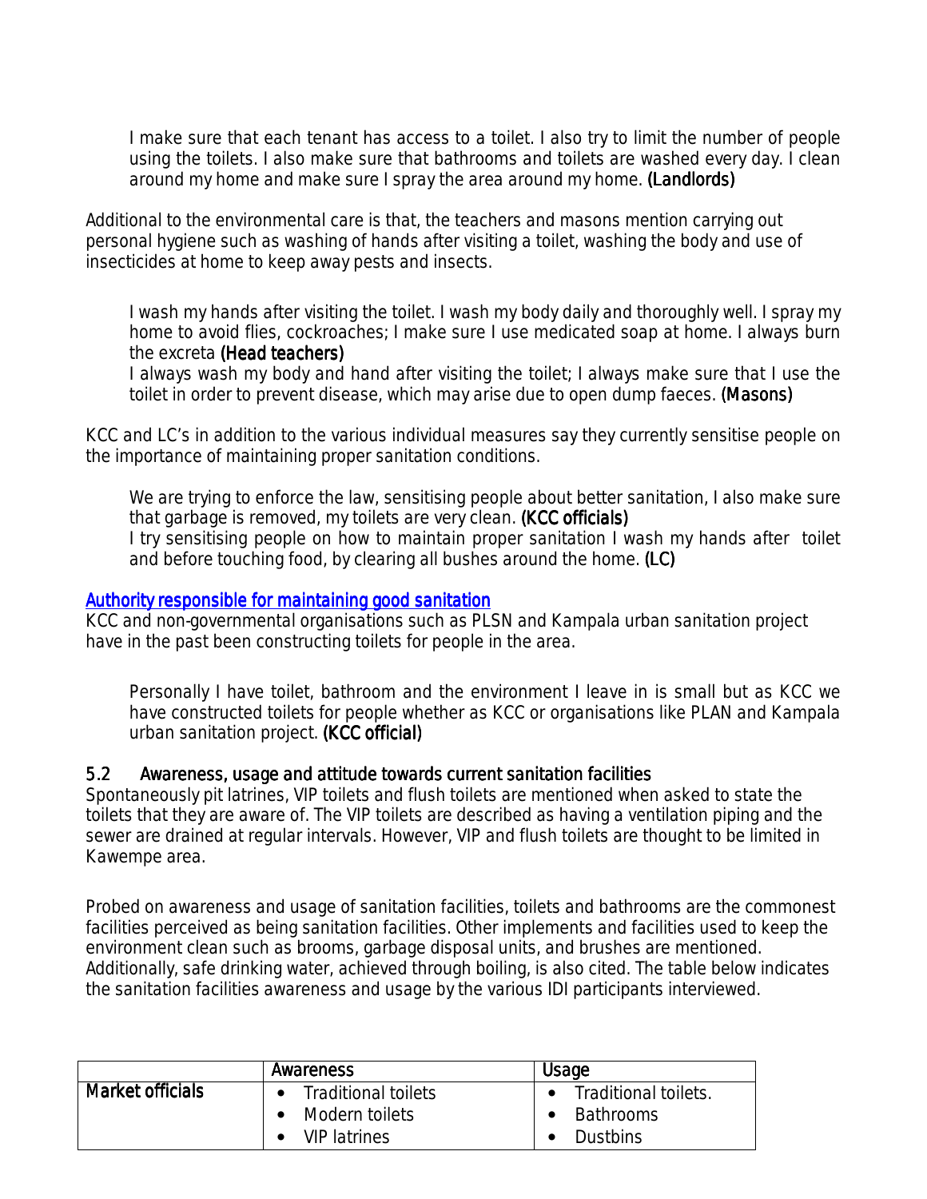> I make sure that each tenant has access to a toilet. I also try to limit the number of people using the toilets. I also make sure that bathrooms and toilets are washed every day. I clean around my home and make sure I spray the area around my home. **(Landlords)**

Additional to the environmental care is that, the teachers and masons mention carrying out personal hygiene such as washing of hands after visiting a toilet, washing the body and use of insecticides at home to keep away pests and insects.

> I wash my hands after visiting the toilet. I wash my body daily and thoroughly well. I spray my home to avoid flies, cockroaches; I make sure I use medicated soap at home. I always burn the excreta **(Head teachers)**
>
> I always wash my body and hand after visiting the toilet; I always make sure that I use the toilet in order to prevent disease, which may arise due to open dump faeces. **(Masons)**

KCC and LC's in addition to the various individual measures say they currently sensitise people on the importance of maintaining proper sanitation conditions.

> We are trying to enforce the law, sensitising people about better sanitation, I also make sure that garbage is removed, my toilets are very clean. **(KCC officials)**
>
> I try sensitising people on how to maintain proper sanitation I wash my hands after toilet and before touching food, by clearing all bushes around the home. **(LC)**

### Authority responsible for maintaining good sanitation

KCC and non-governmental organisations such as PLSN and Kampala urban sanitation project have in the past been constructing toilets for people in the area.

> Personally I have toilet, bathroom and the environment I leave in is small but as KCC we have constructed toilets for people whether as KCC or organisations like PLAN and Kampala urban sanitation project. **(KCC official)**

## 5.2 Awareness, usage and attitude towards current sanitation facilities

Spontaneously pit latrines, VIP toilets and flush toilets are mentioned when asked to state the toilets that they are aware of. The VIP toilets are described as having a ventilation piping and the sewer are drained at regular intervals. However, VIP and flush toilets are thought to be limited in Kawempe area.

Probed on awareness and usage of sanitation facilities, toilets and bathrooms are the commonest facilities perceived as being sanitation facilities. Other implements and facilities used to keep the environment clean such as brooms, garbage disposal units, and brushes are mentioned. Additionally, safe drinking water, achieved through boiling, is also cited. The table below indicates the sanitation facilities awareness and usage by the various IDI participants interviewed.

| | Awareness | Usage |
|---|---|---|
| **Market officials** | • Traditional toilets<br>• Modern toilets<br>• VIP latrines | • Traditional toilets.<br>• Bathrooms<br>• Dustbins |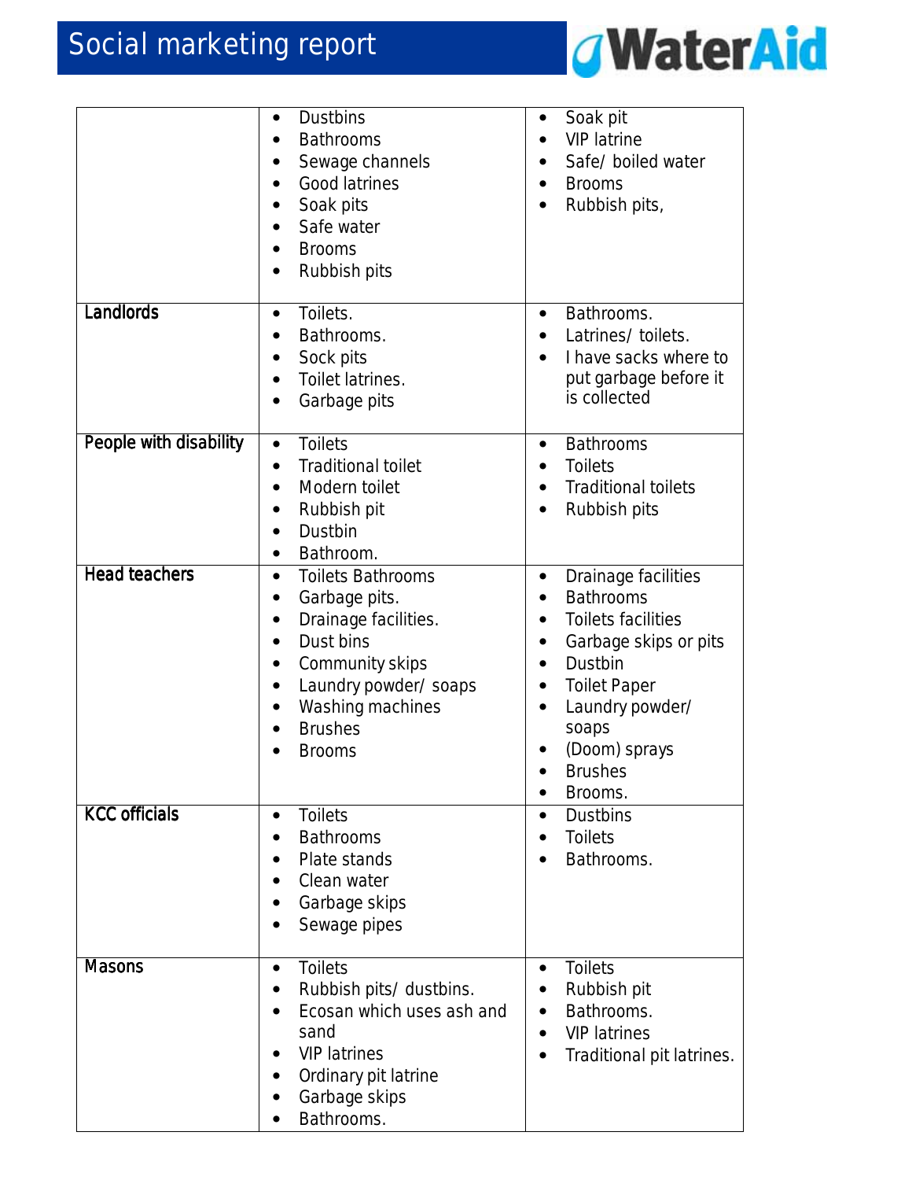| | | |
|---|---|---|
| | • Dustbins<br>• Bathrooms<br>• Sewage channels<br>• Good latrines<br>• Soak pits<br>• Safe water<br>• Brooms<br>• Rubbish pits | • Soak pit<br>• VIP latrine<br>• Safe/ boiled water<br>• Brooms<br>• Rubbish pits, |
| **Landlords** | • Toilets.<br>• Bathrooms.<br>• Sock pits<br>• Toilet latrines.<br>• Garbage pits | • Bathrooms.<br>• Latrines/ toilets.<br>• I have sacks where to put garbage before it is collected |
| **People with disability** | • Toilets<br>• Traditional toilet<br>• Modern toilet<br>• Rubbish pit<br>• Dustbin<br>• Bathroom. | • Bathrooms<br>• Toilets<br>• Traditional toilets<br>• Rubbish pits |
| **Head teachers** | • Toilets Bathrooms<br>• Garbage pits.<br>• Drainage facilities.<br>• Dust bins<br>• Community skips<br>• Laundry powder/ soaps<br>• Washing machines<br>• Brushes<br>• Brooms | • Drainage facilities<br>• Bathrooms<br>• Toilets facilities<br>• Garbage skips or pits<br>• Dustbin<br>• Toilet Paper<br>• Laundry powder/ soaps<br>• (Doom) sprays<br>• Brushes<br>• Brooms. |
| **KCC officials** | • Toilets<br>• Bathrooms<br>• Plate stands<br>• Clean water<br>• Garbage skips<br>• Sewage pipes | • Dustbins<br>• Toilets<br>• Bathrooms. |
| **Masons** | • Toilets<br>• Rubbish pits/ dustbins.<br>• Ecosan which uses ash and sand<br>• VIP latrines<br>• Ordinary pit latrine<br>• Garbage skips<br>• Bathrooms. | • Toilets<br>• Rubbish pit<br>• Bathrooms.<br>• VIP latrines<br>• Traditional pit latrines. |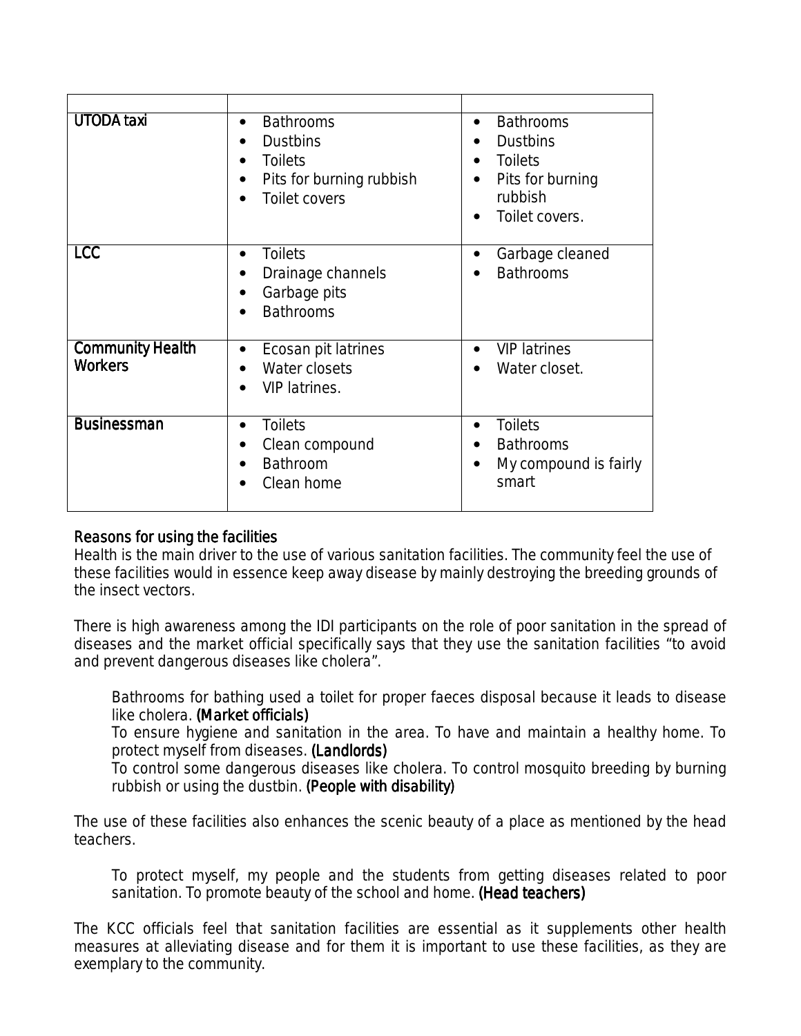| | | |
|---|---|---|
| **UTODA taxi** | • Bathrooms<br>• Dustbins<br>• Toilets<br>• Pits for burning rubbish<br>• Toilet covers | • Bathrooms<br>• Dustbins<br>• Toilets<br>• Pits for burning rubbish<br>• Toilet covers. |
| **LCC** | • Toilets<br>• Drainage channels<br>• Garbage pits<br>• Bathrooms | • Garbage cleaned<br>• Bathrooms |
| **Community Health Workers** | • Ecosan pit latrines<br>• Water closets<br>• VIP latrines. | • VIP latrines<br>• Water closet. |
| **Businessman** | • Toilets<br>• Clean compound<br>• Bathroom<br>• Clean home | • Toilets<br>• Bathrooms<br>• My compound is fairly smart |

**Reasons for using the facilities**

Health is the main driver to the use of various sanitation facilities. The community feel the use of these facilities would in essence keep away disease by mainly destroying the breeding grounds of the insect vectors.

There is high awareness among the IDI participants on the role of poor sanitation in the spread of diseases and the market official specifically says that they use the sanitation facilities "to avoid and prevent dangerous diseases like cholera".

> Bathrooms for bathing used a toilet for proper faeces disposal because it leads to disease like cholera. **(Market officials)**
>
> To ensure hygiene and sanitation in the area. To have and maintain a healthy home. To protect myself from diseases. **(Landlords)**
>
> To control some dangerous diseases like cholera. To control mosquito breeding by burning rubbish or using the dustbin. **(People with disability)**

The use of these facilities also enhances the scenic beauty of a place as mentioned by the head teachers.

> To protect myself, my people and the students from getting diseases related to poor sanitation. To promote beauty of the school and home. **(Head teachers)**

The KCC officials feel that sanitation facilities are essential as it supplements other health measures at alleviating disease and for them it is important to use these facilities, as they are exemplary to the community.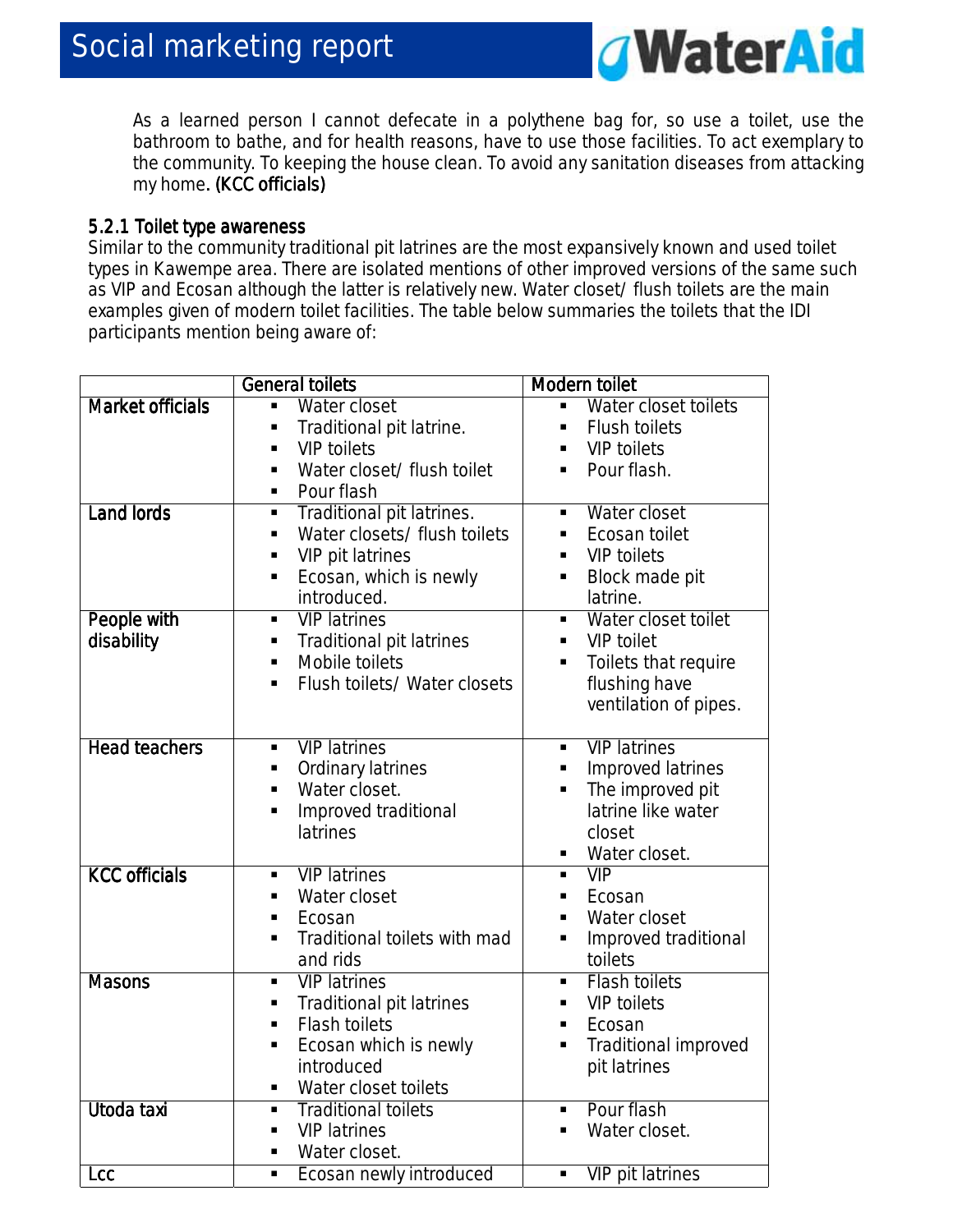As a learned person I cannot defecate in a polythene bag for, so use a toilet, use the bathroom to bathe, and for health reasons, have to use those facilities. To act exemplary to the community. To keeping the house clean. To avoid any sanitation diseases from attacking my home. **(KCC officials)**

### 5.2.1 Toilet type awareness

Similar to the community traditional pit latrines are the most expansively known and used toilet types in Kawempe area. There are isolated mentions of other improved versions of the same such as VIP and Ecosan although the latter is relatively new. Water closet/ flush toilets are the main examples given of modern toilet facilities. The table below summaries the toilets that the IDI participants mention being aware of:

| | General toilets | Modern toilet |
|---|---|---|
| **Market officials** | ▪ Water closet<br>▪ Traditional pit latrine.<br>▪ VIP toilets<br>▪ Water closet/ flush toilet<br>▪ Pour flash | ▪ Water closet toilets<br>▪ Flush toilets<br>▪ VIP toilets<br>▪ Pour flash. |
| **Land lords** | ▪ Traditional pit latrines.<br>▪ Water closets/ flush toilets<br>▪ VIP pit latrines<br>▪ Ecosan, which is newly introduced. | ▪ Water closet<br>▪ Ecosan toilet<br>▪ VIP toilets<br>▪ Block made pit latrine. |
| **People with disability** | ▪ VIP latrines<br>▪ Traditional pit latrines<br>▪ Mobile toilets<br>▪ Flush toilets/ Water closets | ▪ Water closet toilet<br>▪ VIP toilet<br>▪ Toilets that require flushing have ventilation of pipes. |
| **Head teachers** | ▪ VIP latrines<br>▪ Ordinary latrines<br>▪ Water closet.<br>▪ Improved traditional latrines | ▪ VIP latrines<br>▪ Improved latrines<br>▪ The improved pit latrine like water closet<br>▪ Water closet. |
| **KCC officials** | ▪ VIP latrines<br>▪ Water closet<br>▪ Ecosan<br>▪ Traditional toilets with mad and rids | ▪ VIP<br>▪ Ecosan<br>▪ Water closet<br>▪ Improved traditional toilets |
| **Masons** | ▪ VIP latrines<br>▪ Traditional pit latrines<br>▪ Flash toilets<br>▪ Ecosan which is newly introduced<br>▪ Water closet toilets | ▪ Flash toilets<br>▪ VIP toilets<br>▪ Ecosan<br>▪ Traditional improved pit latrines |
| **Utoda taxi** | ▪ Traditional toilets<br>▪ VIP latrines<br>▪ Water closet. | ▪ Pour flash<br>▪ Water closet. |
| **Lcc** | ▪ Ecosan newly introduced | ▪ VIP pit latrines |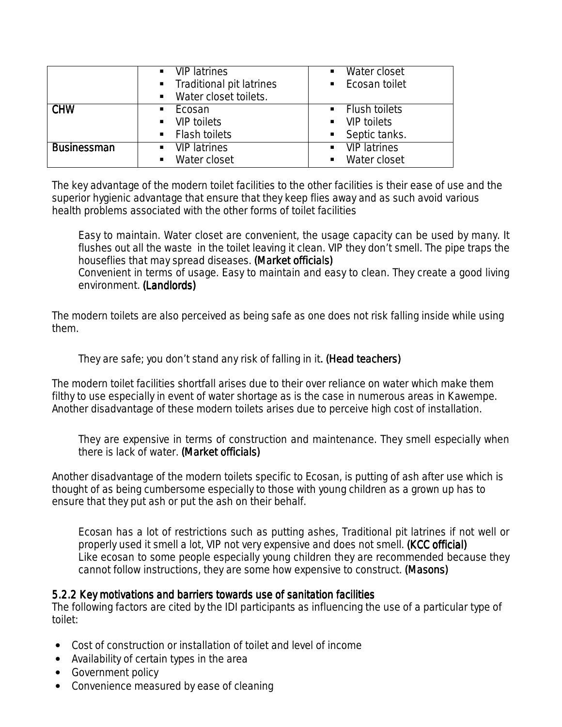| | | |
|---|---|---|
| | ▪ VIP latrines<br>▪ Traditional pit latrines<br>▪ Water closet toilets. | ▪ Water closet<br>▪ Ecosan toilet |
| CHW | ▪ Ecosan<br>▪ VIP toilets<br>▪ Flash toilets | ▪ Flush toilets<br>▪ VIP toilets<br>▪ Septic tanks. |
| Businessman | ▪ VIP latrines<br>▪ Water closet | ▪ VIP latrines<br>▪ Water closet |

The key advantage of the modern toilet facilities to the other facilities is their ease of use and the superior hygienic advantage that ensure that they keep flies away and as such avoid various health problems associated with the other forms of toilet facilities

> Easy to maintain. Water closet are convenient, the usage capacity can be used by many. It flushes out all the waste in the toilet leaving it clean. VIP they don't smell. The pipe traps the houseflies that may spread diseases. **(Market officials)**
> Convenient in terms of usage. Easy to maintain and easy to clean. They create a good living environment. **(Landlords)**

The modern toilets are also perceived as being safe as one does not risk falling inside while using them.

> They are safe; you don't stand any risk of falling in it. **(Head teachers)**

The modern toilet facilities shortfall arises due to their over reliance on water which make them filthy to use especially in event of water shortage as is the case in numerous areas in Kawempe. Another disadvantage of these modern toilets arises due to perceive high cost of installation.

> They are expensive in terms of construction and maintenance. They smell especially when there is lack of water. **(Market officials)**

Another disadvantage of the modern toilets specific to Ecosan, is putting of ash after use which is thought of as being cumbersome especially to those with young children as a grown up has to ensure that they put ash or put the ash on their behalf.

> Ecosan has a lot of restrictions such as putting ashes, Traditional pit latrines if not well or properly used it smell a lot, VIP not very expensive and does not smell. **(KCC official)**
> Like ecosan to some people especially young children they are recommended because they cannot follow instructions, they are some how expensive to construct. **(Masons)**

### 5.2.2 Key motivations and barriers towards use of sanitation facilities

The following factors are cited by the IDI participants as influencing the use of a particular type of toilet:

- Cost of construction or installation of toilet and level of income
- Availability of certain types in the area
- Government policy
- Convenience measured by ease of cleaning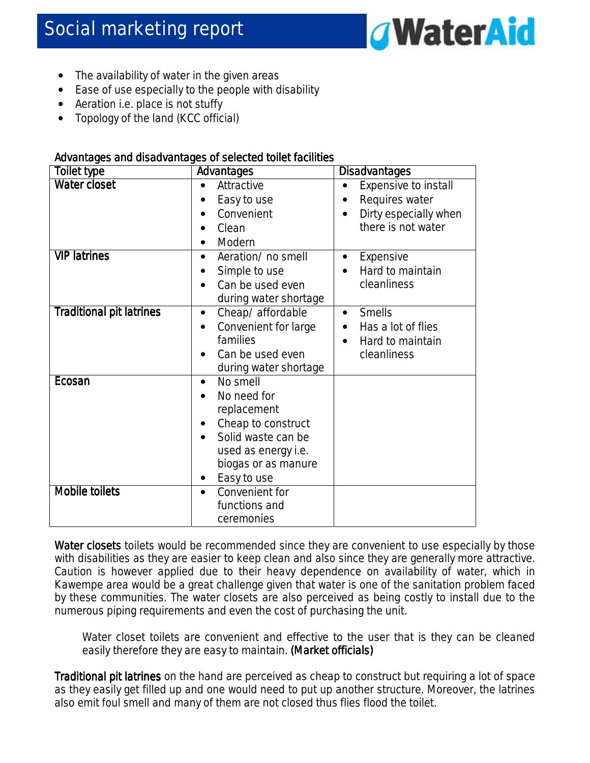- The availability of water in the given areas
- Ease of use especially to the people with disability
- Aeration i.e. place is not stuffy
- Topology of the land (KCC official)

Advantages and disadvantages of selected toilet facilities

| Toilet type | Advantages | Disadvantages |
|---|---|---|
| **Water closet** | • Attractive<br>• Easy to use<br>• Convenient<br>• Clean<br>• Modern | • Expensive to install<br>• Requires water<br>• Dirty especially when there is not water |
| **VIP latrines** | • Aeration/ no smell<br>• Simple to use<br>• Can be used even during water shortage | • Expensive<br>• Hard to maintain cleanliness |
| **Traditional pit latrines** | • Cheap/ affordable<br>• Convenient for large families<br>• Can be used even during water shortage | • Smells<br>• Has a lot of flies<br>• Hard to maintain cleanliness |
| **Ecosan** | • No smell<br>• No need for replacement<br>• Cheap to construct<br>• Solid waste can be used as energy i.e. biogas or as manure<br>• Easy to use | |
| **Mobile toilets** | • Convenient for functions and ceremonies | |

**Water closets** toilets would be recommended since they are convenient to use especially by those with disabilities as they are easier to keep clean and also since they are generally more attractive. Caution is however applied due to their heavy dependence on availability of water, which in Kawempe area would be a great challenge given that water is one of the sanitation problem faced by these communities. The water closets are also perceived as being costly to install due to the numerous piping requirements and even the cost of purchasing the unit.

> Water closet toilets are convenient and effective to the user that is they can be cleaned easily therefore they are easy to maintain. (Market officials)

**Traditional pit latrines** on the hand are perceived as cheap to construct but requiring a lot of space as they easily get filled up and one would need to put up another structure. Moreover, the latrines also emit foul smell and many of them are not closed thus flies flood the toilet.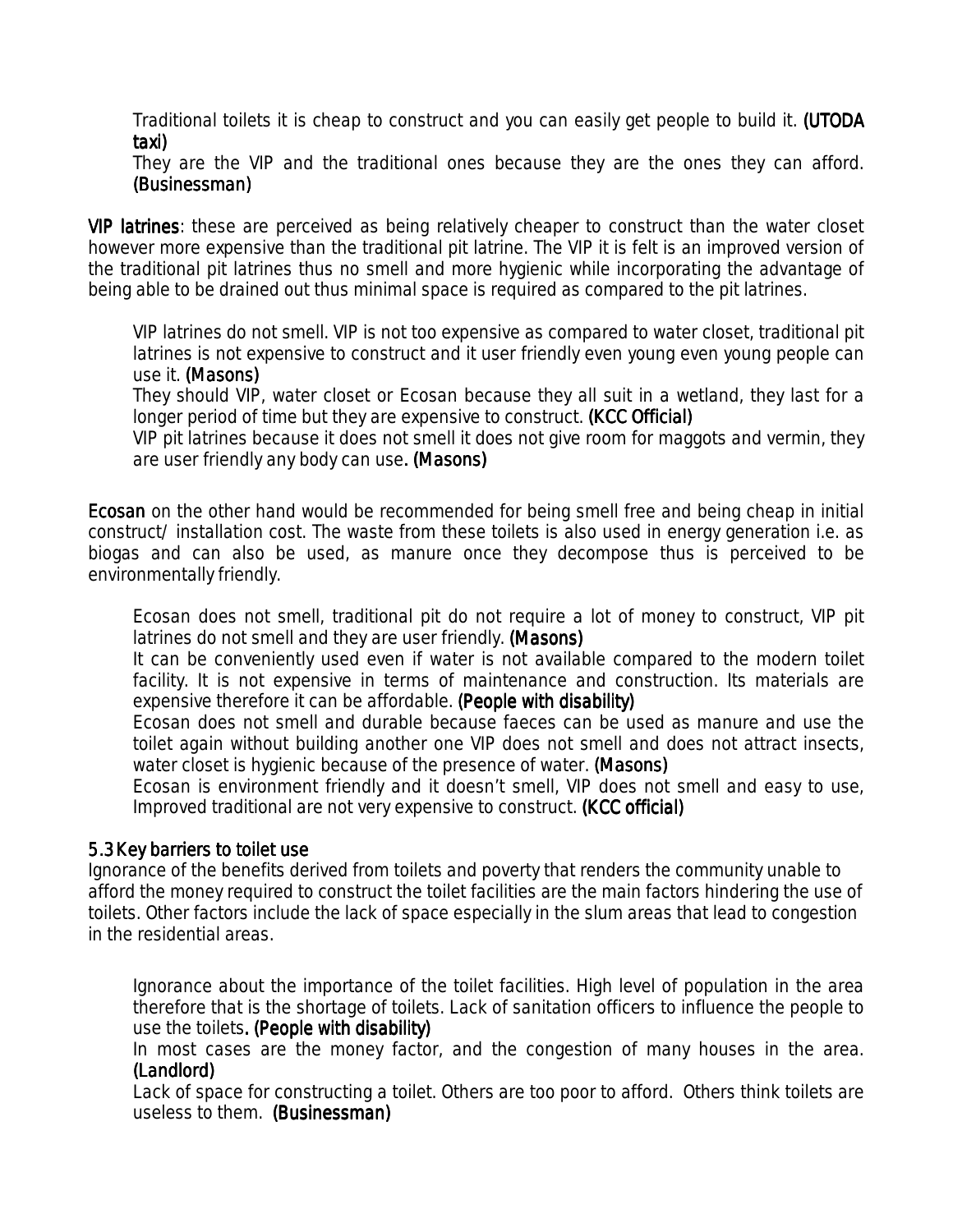> Traditional toilets it is cheap to construct and you can easily get people to build it. **(UTODA taxi)**
>
> They are the VIP and the traditional ones because they are the ones they can afford. **(Businessman)**

**VIP latrines**: these are perceived as being relatively cheaper to construct than the water closet however more expensive than the traditional pit latrine. The VIP it is felt is an improved version of the traditional pit latrines thus no smell and more hygienic while incorporating the advantage of being able to be drained out thus minimal space is required as compared to the pit latrines.

> VIP latrines do not smell. VIP is not too expensive as compared to water closet, traditional pit latrines is not expensive to construct and it user friendly even young even young people can use it. **(Masons)**
>
> They should VIP, water closet or Ecosan because they all suit in a wetland, they last for a longer period of time but they are expensive to construct. **(KCC Official)**
>
> VIP pit latrines because it does not smell it does not give room for maggots and vermin, they are user friendly any body can use**. (Masons)**

**Ecosan** on the other hand would be recommended for being smell free and being cheap in initial construct/ installation cost. The waste from these toilets is also used in energy generation i.e. as biogas and can also be used, as manure once they decompose thus is perceived to be environmentally friendly.

> Ecosan does not smell, traditional pit do not require a lot of money to construct, VIP pit latrines do not smell and they are user friendly. **(Masons)**
>
> It can be conveniently used even if water is not available compared to the modern toilet facility. It is not expensive in terms of maintenance and construction. Its materials are expensive therefore it can be affordable. **(People with disability)**
>
> Ecosan does not smell and durable because faeces can be used as manure and use the toilet again without building another one VIP does not smell and does not attract insects, water closet is hygienic because of the presence of water. **(Masons)**
>
> Ecosan is environment friendly and it doesn't smell, VIP does not smell and easy to use, Improved traditional are not very expensive to construct. **(KCC official)**

### 5.3 Key barriers to toilet use

Ignorance of the benefits derived from toilets and poverty that renders the community unable to afford the money required to construct the toilet facilities are the main factors hindering the use of toilets. Other factors include the lack of space especially in the slum areas that lead to congestion in the residential areas.

> Ignorance about the importance of the toilet facilities. High level of population in the area therefore that is the shortage of toilets. Lack of sanitation officers to influence the people to use the toilets**. (People with disability)**
>
> In most cases are the money factor, and the congestion of many houses in the area. **(Landlord)**
>
> Lack of space for constructing a toilet. Others are too poor to afford. Others think toilets are useless to them. **(Businessman)**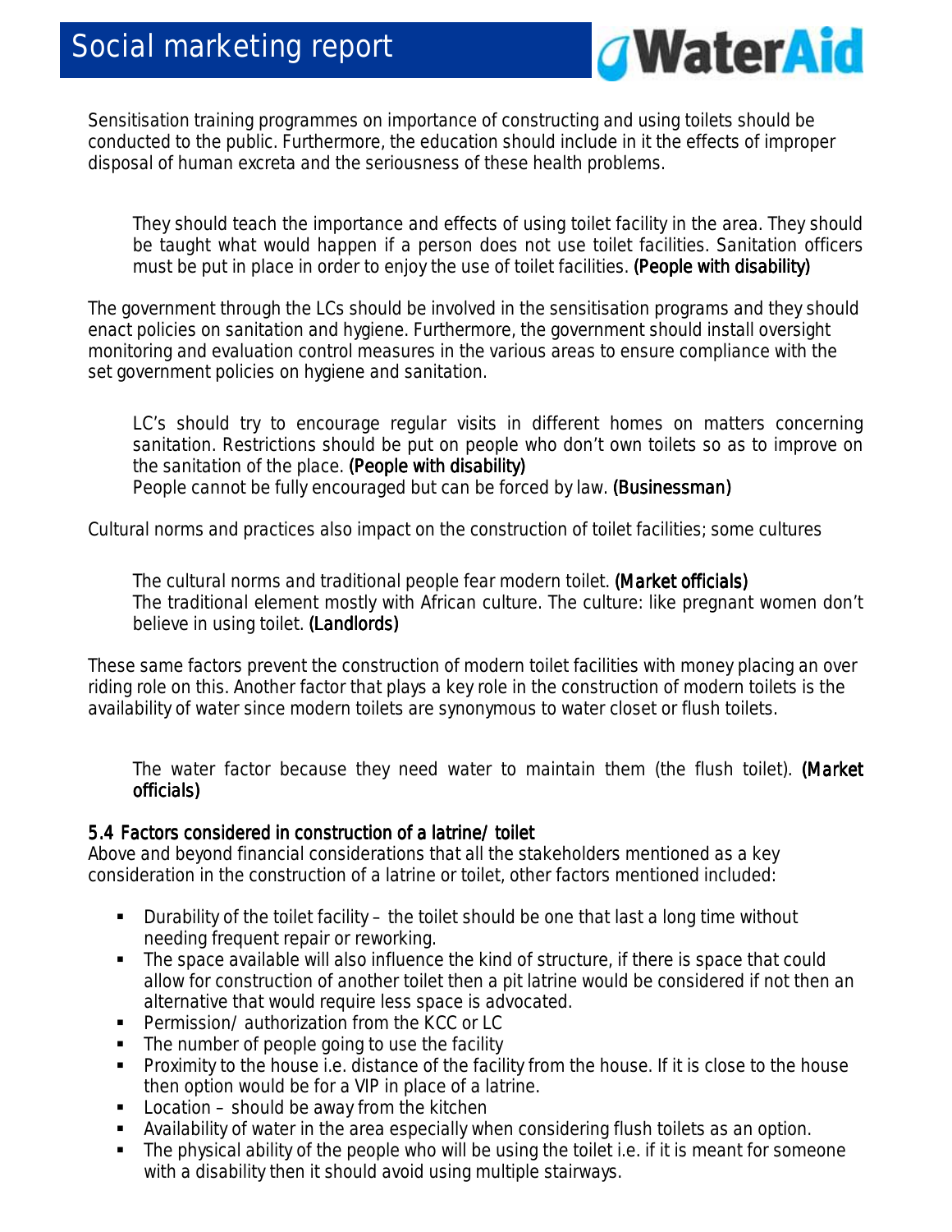Sensitisation training programmes on importance of constructing and using toilets should be conducted to the public. Furthermore, the education should include in it the effects of improper disposal of human excreta and the seriousness of these health problems.

> They should teach the importance and effects of using toilet facility in the area. They should be taught what would happen if a person does not use toilet facilities. Sanitation officers must be put in place in order to enjoy the use of toilet facilities. **(People with disability)**

The government through the LCs should be involved in the sensitisation programs and they should enact policies on sanitation and hygiene. Furthermore, the government should install oversight monitoring and evaluation control measures in the various areas to ensure compliance with the set government policies on hygiene and sanitation.

> LC's should try to encourage regular visits in different homes on matters concerning sanitation. Restrictions should be put on people who don't own toilets so as to improve on the sanitation of the place. **(People with disability)**
> People cannot be fully encouraged but can be forced by law. **(Businessman)**

Cultural norms and practices also impact on the construction of toilet facilities; some cultures

> The cultural norms and traditional people fear modern toilet. **(Market officials)**
> The traditional element mostly with African culture. The culture: like pregnant women don't believe in using toilet. **(Landlords)**

These same factors prevent the construction of modern toilet facilities with money placing an over riding role on this. Another factor that plays a key role in the construction of modern toilets is the availability of water since modern toilets are synonymous to water closet or flush toilets.

> The water factor because they need water to maintain them (the flush toilet). **(Market officials)**

### 5.4 Factors considered in construction of a latrine/ toilet

Above and beyond financial considerations that all the stakeholders mentioned as a key consideration in the construction of a latrine or toilet, other factors mentioned included:

- Durability of the toilet facility – the toilet should be one that last a long time without needing frequent repair or reworking.
- The space available will also influence the kind of structure, if there is space that could allow for construction of another toilet then a pit latrine would be considered if not then an alternative that would require less space is advocated.
- Permission/ authorization from the KCC or LC
- The number of people going to use the facility
- Proximity to the house i.e. distance of the facility from the house. If it is close to the house then option would be for a VIP in place of a latrine.
- Location – should be away from the kitchen
- Availability of water in the area especially when considering flush toilets as an option.
- The physical ability of the people who will be using the toilet i.e. if it is meant for someone with a disability then it should avoid using multiple stairways.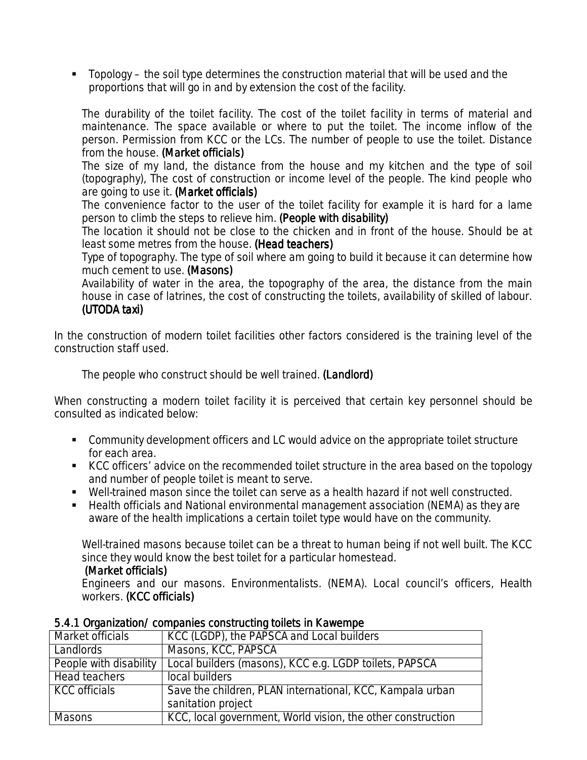- Topology – the soil type determines the construction material that will be used and the proportions that will go in and by extension the cost of the facility.

> The durability of the toilet facility. The cost of the toilet facility in terms of material and maintenance. The space available or where to put the toilet. The income inflow of the person. Permission from KCC or the LCs. The number of people to use the toilet. Distance from the house. **(Market officials)**
>
> The size of my land, the distance from the house and my kitchen and the type of soil (topography), The cost of construction or income level of the people. The kind people who are going to use it. **(Market officials)**
>
> The convenience factor to the user of the toilet facility for example it is hard for a lame person to climb the steps to relieve him. **(People with disability)**
>
> The location it should not be close to the chicken and in front of the house. Should be at least some metres from the house. **(Head teachers)**
>
> Type of topography. The type of soil where am going to build it because it can determine how much cement to use. **(Masons)**
>
> Availability of water in the area, the topography of the area, the distance from the main house in case of latrines, the cost of constructing the toilets, availability of skilled of labour. **(UTODA taxi)**

In the construction of modern toilet facilities other factors considered is the training level of the construction staff used.

> The people who construct should be well trained. **(Landlord)**

When constructing a modern toilet facility it is perceived that certain key personnel should be consulted as indicated below:

- Community development officers and LC would advice on the appropriate toilet structure for each area.
- KCC officers' advice on the recommended toilet structure in the area based on the topology and number of people toilet is meant to serve.
- Well-trained mason since the toilet can serve as a health hazard if not well constructed.
- Health officials and National environmental management association (NEMA) as they are aware of the health implications a certain toilet type would have on the community.

> Well-trained masons because toilet can be a threat to human being if not well built. The KCC since they would know the best toilet for a particular homestead.
> **(Market officials)**
>
> Engineers and our masons. Environmentalists. (NEMA). Local council's officers, Health workers. **(KCC officials)**

### 5.4.1 Organization/ companies constructing toilets in Kawempe

| | |
|---|---|
| Market officials | KCC (LGDP), the PAPSCA and Local builders |
| Landlords | Masons, KCC, PAPSCA |
| People with disability | Local builders (masons), KCC e.g. LGDP toilets, PAPSCA |
| Head teachers | local builders |
| KCC officials | Save the children, PLAN international, KCC, Kampala urban sanitation project |
| Masons | KCC, local government, World vision, the other construction |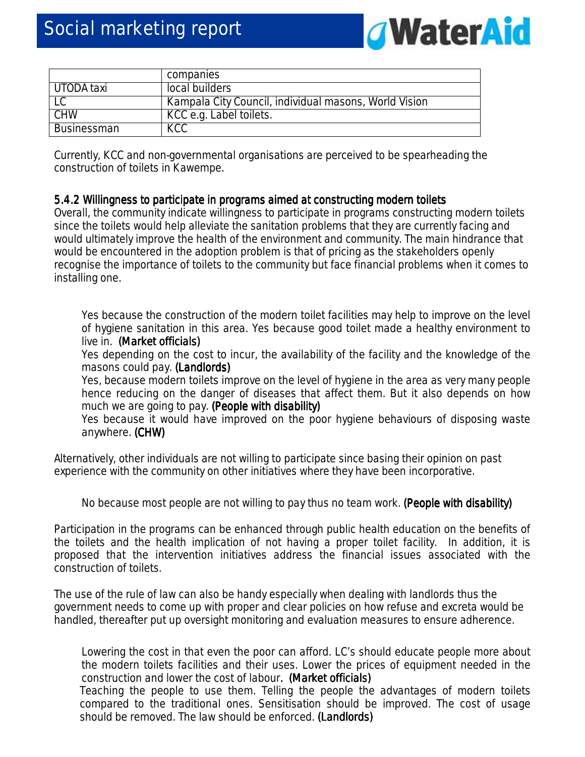| | companies |
|---|---|
| UTODA taxi | local builders |
| LC | Kampala City Council, individual masons, World Vision |
| CHW | KCC e.g. Label toilets. |
| Businessman | KCC |

Currently, KCC and non-governmental organisations are perceived to be spearheading the construction of toilets in Kawempe.

### 5.4.2 Willingness to participate in programs aimed at constructing modern toilets

Overall, the community indicate willingness to participate in programs constructing modern toilets since the toilets would help alleviate the sanitation problems that they are currently facing and would ultimately improve the health of the environment and community. The main hindrance that would be encountered in the adoption problem is that of pricing as the stakeholders openly recognise the importance of toilets to the community but face financial problems when it comes to installing one.

> Yes because the construction of the modern toilet facilities may help to improve on the level of hygiene sanitation in this area. Yes because good toilet made a healthy environment to live in. **(Market officials)**
>
> Yes depending on the cost to incur, the availability of the facility and the knowledge of the masons could pay. **(Landlords)**
>
> Yes, because modern toilets improve on the level of hygiene in the area as very many people hence reducing on the danger of diseases that affect them. But it also depends on how much we are going to pay. **(People with disability)**
>
> Yes because it would have improved on the poor hygiene behaviours of disposing waste anywhere. **(CHW)**

Alternatively, other individuals are not willing to participate since basing their opinion on past experience with the community on other initiatives where they have been incorporative.

> No because most people are not willing to pay thus no team work. **(People with disability)**

Participation in the programs can be enhanced through public health education on the benefits of the toilets and the health implication of not having a proper toilet facility. In addition, it is proposed that the intervention initiatives address the financial issues associated with the construction of toilets.

The use of the rule of law can also be handy especially when dealing with landlords thus the government needs to come up with proper and clear policies on how refuse and excreta would be handled, thereafter put up oversight monitoring and evaluation measures to ensure adherence.

> Lowering the cost in that even the poor can afford. LC's should educate people more about the modern toilets facilities and their uses. Lower the prices of equipment needed in the construction and lower the cost of labour. **(Market officials)**
>
> Teaching the people to use them. Telling the people the advantages of modern toilets compared to the traditional ones. Sensitisation should be improved. The cost of usage should be removed. The law should be enforced. **(Landlords)**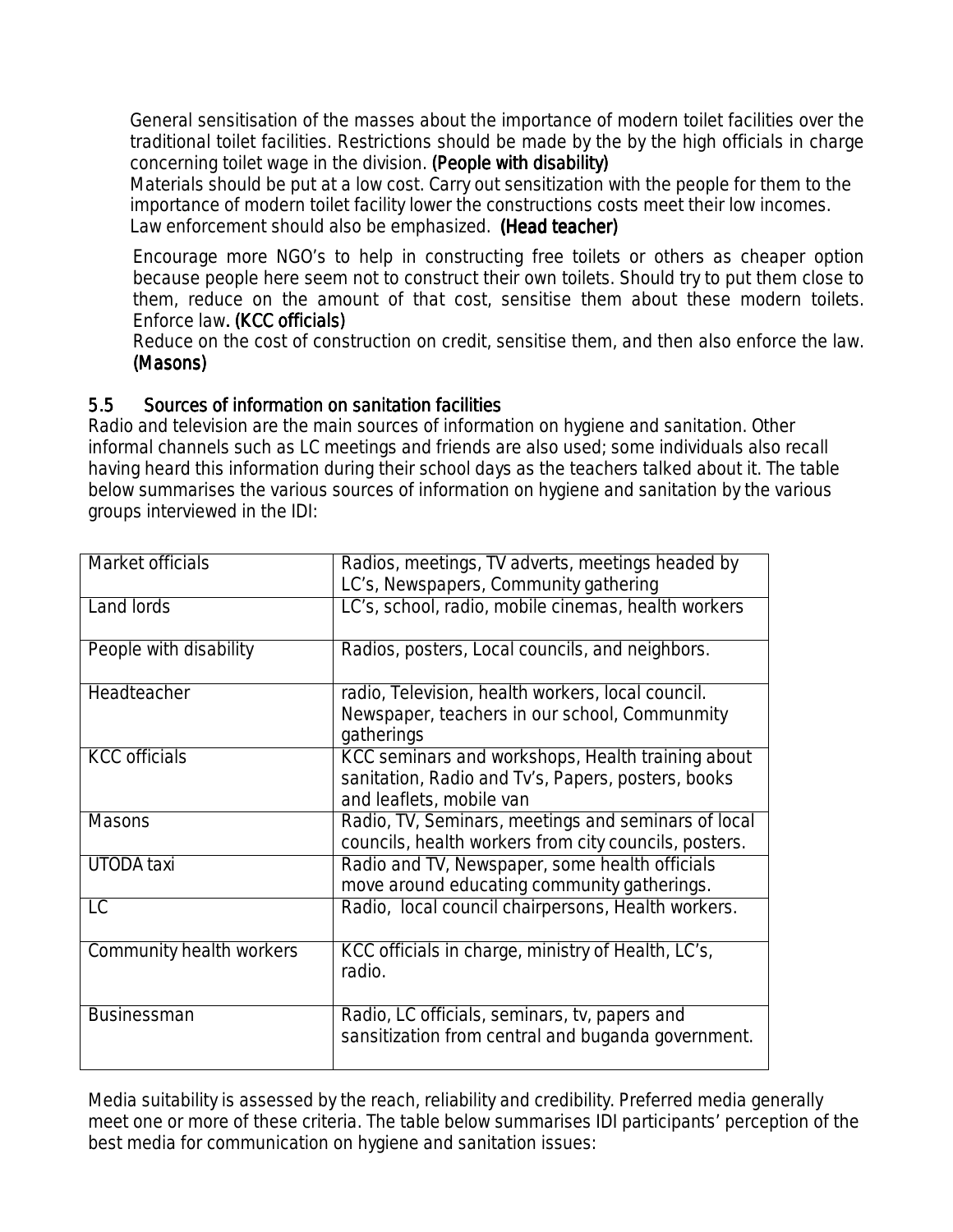General sensitisation of the masses about the importance of modern toilet facilities over the traditional toilet facilities. Restrictions should be made by the by the high officials in charge concerning toilet wage in the division. **(People with disability)**

Materials should be put at a low cost. Carry out sensitization with the people for them to the importance of modern toilet facility lower the constructions costs meet their low incomes. Law enforcement should also be emphasized. **(Head teacher)**

Encourage more NGO's to help in constructing free toilets or others as cheaper option because people here seem not to construct their own toilets. Should try to put them close to them, reduce on the amount of that cost, sensitise them about these modern toilets. Enforce law. **(KCC officials)**

Reduce on the cost of construction on credit, sensitise them, and then also enforce the law. **(Masons)**

## 5.5 Sources of information on sanitation facilities

Radio and television are the main sources of information on hygiene and sanitation. Other informal channels such as LC meetings and friends are also used; some individuals also recall having heard this information during their school days as the teachers talked about it. The table below summarises the various sources of information on hygiene and sanitation by the various groups interviewed in the IDI:

| | |
|---|---|
| Market officials | Radios, meetings, TV adverts, meetings headed by LC's, Newspapers, Community gathering |
| Land lords | LC's, school, radio, mobile cinemas, health workers |
| People with disability | Radios, posters, Local councils, and neighbors. |
| Headteacher | radio, Television, health workers, local council. Newspaper, teachers in our school, Communmity gatherings |
| KCC officials | KCC seminars and workshops, Health training about sanitation, Radio and Tv's, Papers, posters, books and leaflets, mobile van |
| Masons | Radio, TV, Seminars, meetings and seminars of local councils, health workers from city councils, posters. |
| UTODA taxi | Radio and TV, Newspaper, some health officials move around educating community gatherings. |
| LC | Radio, local council chairpersons, Health workers. |
| Community health workers | KCC officials in charge, ministry of Health, LC's, radio. |
| Businessman | Radio, LC officials, seminars, tv, papers and sansitization from central and buganda government. |

Media suitability is assessed by the reach, reliability and credibility. Preferred media generally meet one or more of these criteria. The table below summarises IDI participants' perception of the best media for communication on hygiene and sanitation issues: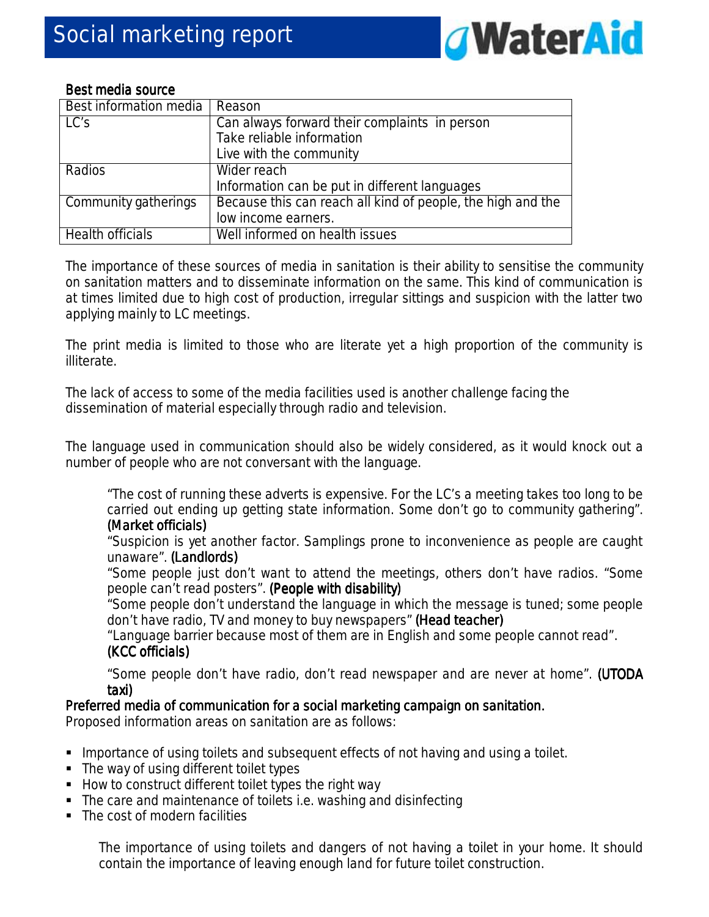**Best media source**

| Best information media | Reason |
| --- | --- |
| LC's | Can always forward their complaints in person<br>Take reliable information<br>Live with the community |
| Radios | Wider reach<br>Information can be put in different languages |
| Community gatherings | Because this can reach all kind of people, the high and the low income earners. |
| Health officials | Well informed on health issues |

The importance of these sources of media in sanitation is their ability to sensitise the community on sanitation matters and to disseminate information on the same. This kind of communication is at times limited due to high cost of production, irregular sittings and suspicion with the latter two applying mainly to LC meetings.

The print media is limited to those who are literate yet a high proportion of the community is illiterate.

The lack of access to some of the media facilities used is another challenge facing the dissemination of material especially through radio and television.

The language used in communication should also be widely considered, as it would knock out a number of people who are not conversant with the language.

> "The cost of running these adverts is expensive. For the LC's a meeting takes too long to be carried out ending up getting state information. Some don't go to community gathering". **(Market officials)**
>
> "Suspicion is yet another factor. Samplings prone to inconvenience as people are caught unaware". **(Landlords)**
>
> "Some people just don't want to attend the meetings, others don't have radios. "Some people can't read posters". **(People with disability)**
>
> "Some people don't understand the language in which the message is tuned; some people don't have radio, TV and money to buy newspapers" **(Head teacher)**
>
> "Language barrier because most of them are in English and some people cannot read". **(KCC officials)**
>
> "Some people don't have radio, don't read newspaper and are never at home". **(UTODA taxi)**

**Preferred media of communication for a social marketing campaign on sanitation.**

Proposed information areas on sanitation are as follows:

- Importance of using toilets and subsequent effects of not having and using a toilet.
- The way of using different toilet types
- How to construct different toilet types the right way
- The care and maintenance of toilets i.e. washing and disinfecting
- The cost of modern facilities

The importance of using toilets and dangers of not having a toilet in your home. It should contain the importance of leaving enough land for future toilet construction.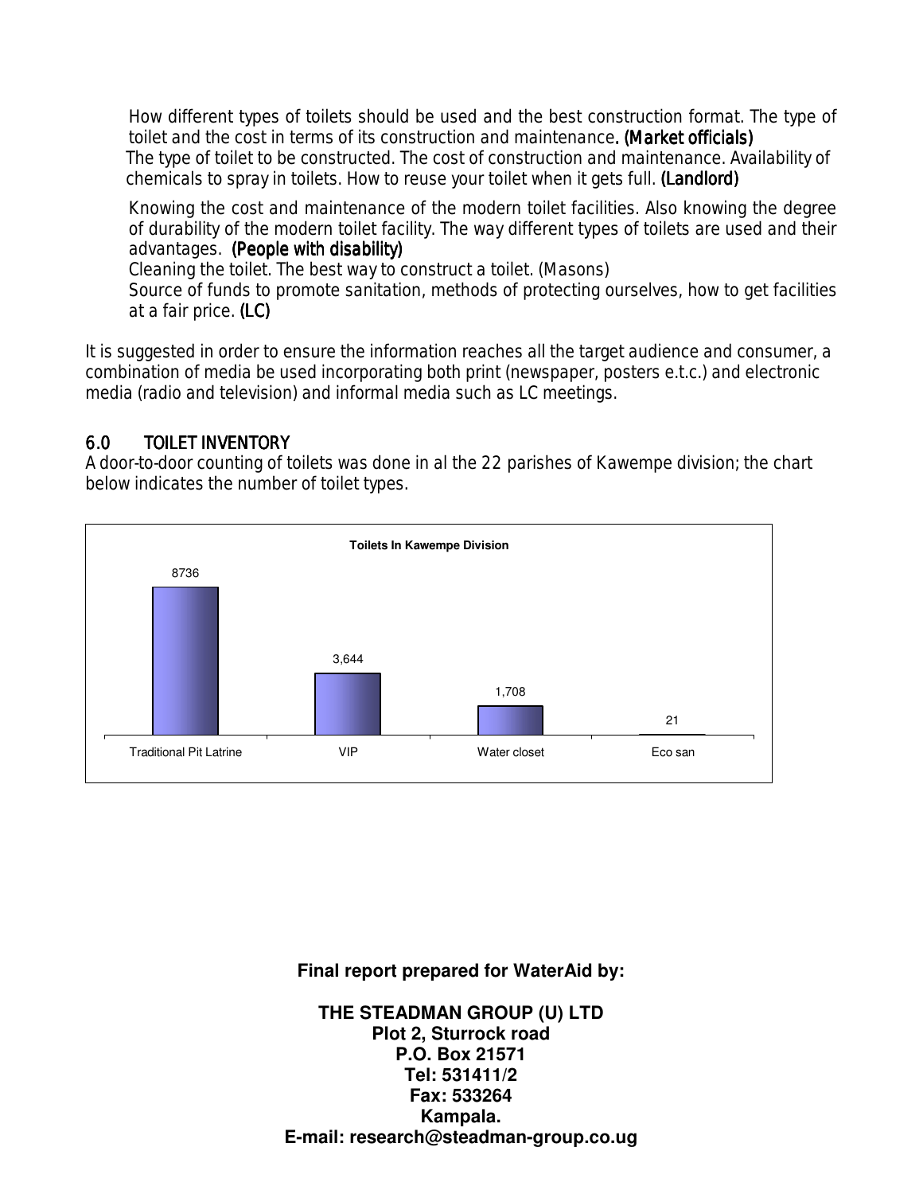How different types of toilets should be used and the best construction format. The type of toilet and the cost in terms of its construction and maintenance. **(Market officials)**
The type of toilet to be constructed. The cost of construction and maintenance. Availability of chemicals to spray in toilets. How to reuse your toilet when it gets full. **(Landlord)**

Knowing the cost and maintenance of the modern toilet facilities. Also knowing the degree of durability of the modern toilet facility. The way different types of toilets are used and their advantages. **(People with disability)**
Cleaning the toilet. The best way to construct a toilet. (Masons)
Source of funds to promote sanitation, methods of protecting ourselves, how to get facilities at a fair price. **(LC)**

It is suggested in order to ensure the information reaches all the target audience and consumer, a combination of media be used incorporating both print (newspaper, posters e.t.c.) and electronic media (radio and television) and informal media such as LC meetings.

## 6.0 TOILET INVENTORY

A door-to-door counting of toilets was done in al the 22 parishes of Kawempe division; the chart below indicates the number of toilet types.

**Toilets In Kawempe Division**

| Traditional Pit Latrine | VIP | Water closet | Eco san |
|---|---|---|---|
| 8736 | 3,644 | 1,708 | 21 |

**Final report prepared for WaterAid by:**

**THE STEADMAN GROUP (U) LTD**
**Plot 2, Sturrock road**
**P.O. Box 21571**
**Tel: 531411/2**
**Fax: 533264**
**Kampala.**
**E-mail: research@steadman-group.co.ug**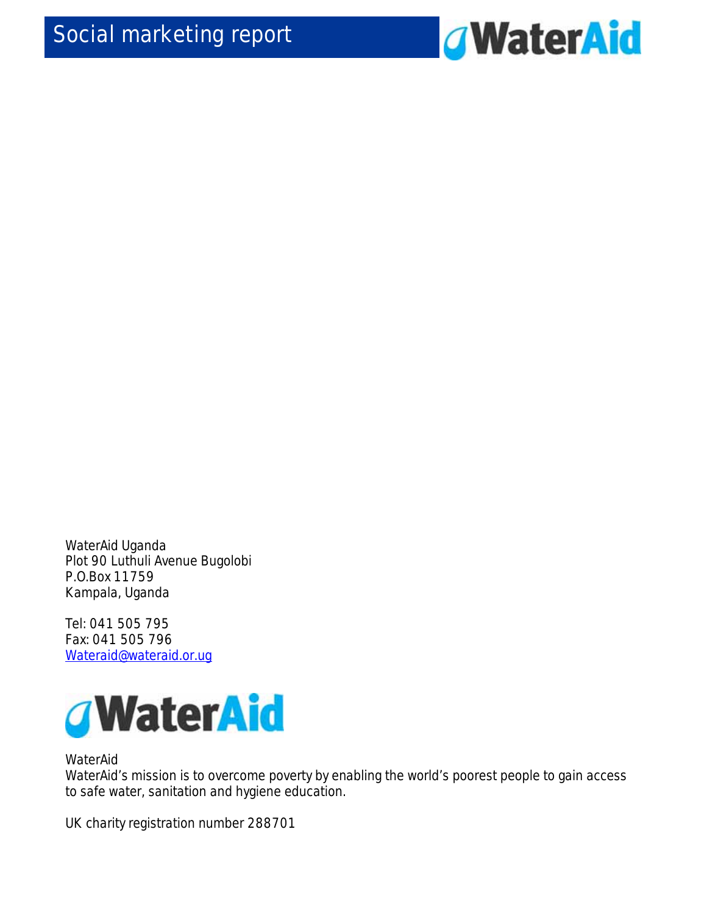Social marketing report

WaterAid Uganda
Plot 90 Luthuli Avenue Bugolobi
P.O.Box 11759
Kampala, Uganda

Tel: 041 505 795
Fax: 041 505 796
Wateraid@wateraid.or.ug

WaterAid
WaterAid's mission is to overcome poverty by enabling the world's poorest people to gain access to safe water, sanitation and hygiene education.

UK charity registration number 288701